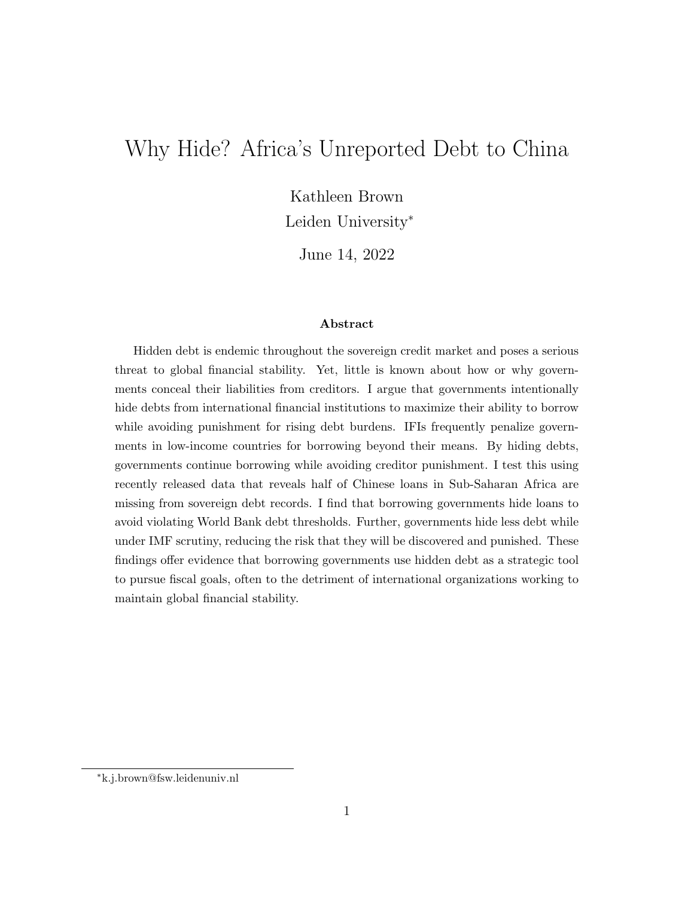# Why Hide? Africa's Unreported Debt to China

Kathleen Brown

Leiden University*

June 14, 2022

**Abstract**

Hidden debt is endemic throughout the sovereign credit market and poses a serious threat to global financial stability. Yet, little is known about how or why governments conceal their liabilities from creditors. I argue that governments intentionally hide debts from international financial institutions to maximize their ability to borrow while avoiding punishment for rising debt burdens. IFIs frequently penalize governments in low-income countries for borrowing beyond their means. By hiding debts, governments continue borrowing while avoiding creditor punishment. I test this using recently released data that reveals half of Chinese loans in Sub-Saharan Africa are missing from sovereign debt records. I find that borrowing governments hide loans to avoid violating World Bank debt thresholds. Further, governments hide less debt while under IMF scrutiny, reducing the risk that they will be discovered and punished. These findings offer evidence that borrowing governments use hidden debt as a strategic tool to pursue fiscal goals, often to the detriment of international organizations working to maintain global financial stability.

*k.j.brown@fsw.leidenuniv.nl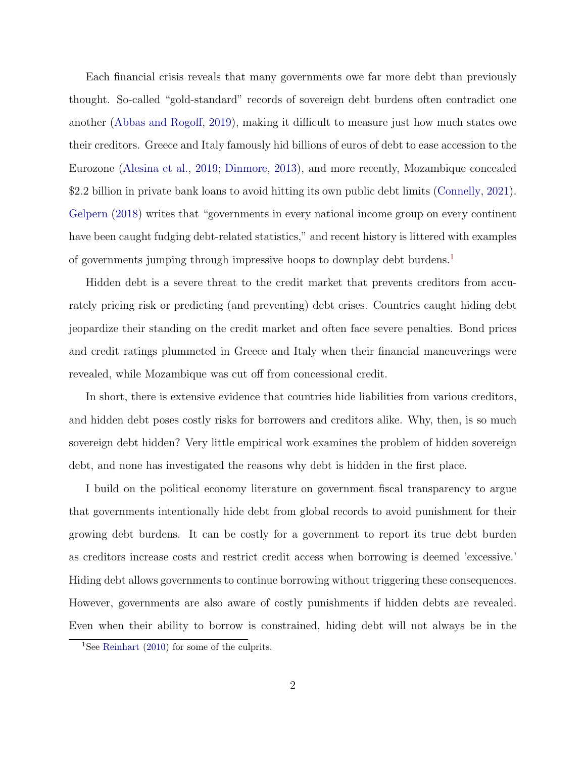Each financial crisis reveals that many governments owe far more debt than previously thought. So-called "gold-standard" records of sovereign debt burdens often contradict one another (Abbas and Rogoff, 2019), making it difficult to measure just how much states owe their creditors. Greece and Italy famously hid billions of euros of debt to ease accession to the Eurozone (Alesina et al., 2019; Dinmore, 2013), and more recently, Mozambique concealed $2.2 billion in private bank loans to avoid hitting its own public debt limits (Connelly, 2021). Gelpern (2018) writes that "governments in every national income group on every continent have been caught fudging debt-related statistics," and recent history is littered with examples of governments jumping through impressive hoops to downplay debt burdens.[1]

Hidden debt is a severe threat to the credit market that prevents creditors from accurately pricing risk or predicting (and preventing) debt crises. Countries caught hiding debt jeopardize their standing on the credit market and often face severe penalties. Bond prices and credit ratings plummeted in Greece and Italy when their financial maneuverings were revealed, while Mozambique was cut off from concessional credit.

In short, there is extensive evidence that countries hide liabilities from various creditors, and hidden debt poses costly risks for borrowers and creditors alike. Why, then, is so much sovereign debt hidden? Very little empirical work examines the problem of hidden sovereign debt, and none has investigated the reasons why debt is hidden in the first place.

I build on the political economy literature on government fiscal transparency to argue that governments intentionally hide debt from global records to avoid punishment for their growing debt burdens. It can be costly for a government to report its true debt burden as creditors increase costs and restrict credit access when borrowing is deemed 'excessive.' Hiding debt allows governments to continue borrowing without triggering these consequences. However, governments are also aware of costly punishments if hidden debts are revealed. Even when their ability to borrow is constrained, hiding debt will not always be in the

[1] See Reinhart (2010) for some of the culprits.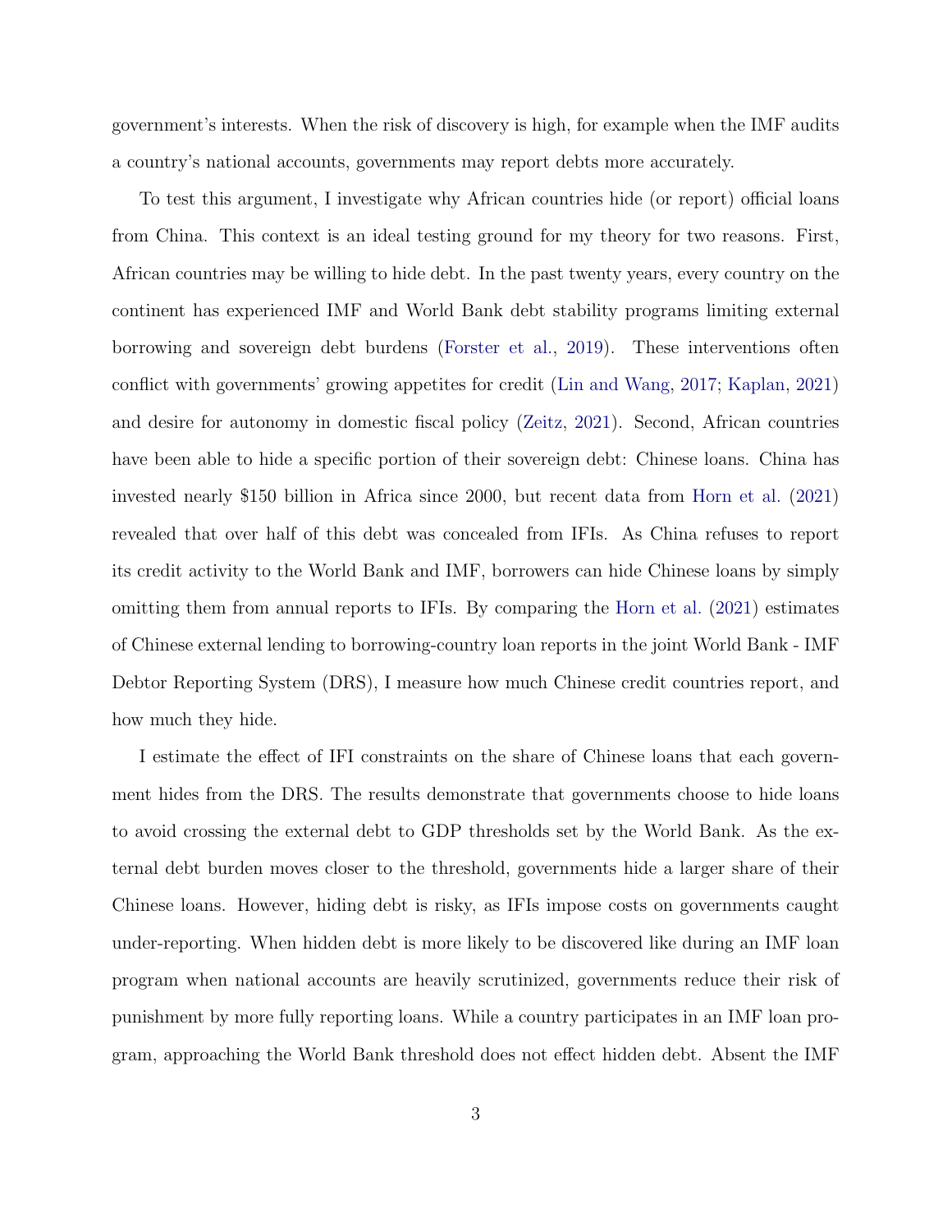government's interests. When the risk of discovery is high, for example when the IMF audits a country's national accounts, governments may report debts more accurately.

To test this argument, I investigate why African countries hide (or report) official loans from China. This context is an ideal testing ground for my theory for two reasons. First, African countries may be willing to hide debt. In the past twenty years, every country on the continent has experienced IMF and World Bank debt stability programs limiting external borrowing and sovereign debt burdens (Forster et al., 2019). These interventions often conflict with governments' growing appetites for credit (Lin and Wang, 2017; Kaplan, 2021) and desire for autonomy in domestic fiscal policy (Zeitz, 2021). Second, African countries have been able to hide a specific portion of their sovereign debt: Chinese loans. China has invested nearly $150 billion in Africa since 2000, but recent data from Horn et al. (2021) revealed that over half of this debt was concealed from IFIs. As China refuses to report its credit activity to the World Bank and IMF, borrowers can hide Chinese loans by simply omitting them from annual reports to IFIs. By comparing the Horn et al. (2021) estimates of Chinese external lending to borrowing-country loan reports in the joint World Bank - IMF Debtor Reporting System (DRS), I measure how much Chinese credit countries report, and how much they hide.

I estimate the effect of IFI constraints on the share of Chinese loans that each government hides from the DRS. The results demonstrate that governments choose to hide loans to avoid crossing the external debt to GDP thresholds set by the World Bank. As the external debt burden moves closer to the threshold, governments hide a larger share of their Chinese loans. However, hiding debt is risky, as IFIs impose costs on governments caught under-reporting. When hidden debt is more likely to be discovered like during an IMF loan program when national accounts are heavily scrutinized, governments reduce their risk of punishment by more fully reporting loans. While a country participates in an IMF loan program, approaching the World Bank threshold does not effect hidden debt. Absent the IMF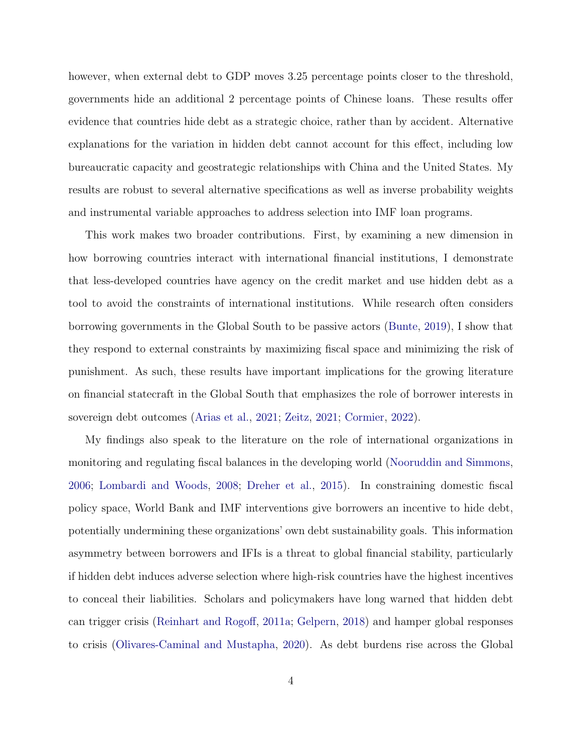however, when external debt to GDP moves 3.25 percentage points closer to the threshold, governments hide an additional 2 percentage points of Chinese loans. These results offer evidence that countries hide debt as a strategic choice, rather than by accident. Alternative explanations for the variation in hidden debt cannot account for this effect, including low bureaucratic capacity and geostrategic relationships with China and the United States. My results are robust to several alternative specifications as well as inverse probability weights and instrumental variable approaches to address selection into IMF loan programs.

This work makes two broader contributions. First, by examining a new dimension in how borrowing countries interact with international financial institutions, I demonstrate that less-developed countries have agency on the credit market and use hidden debt as a tool to avoid the constraints of international institutions. While research often considers borrowing governments in the Global South to be passive actors (Bunte, 2019), I show that they respond to external constraints by maximizing fiscal space and minimizing the risk of punishment. As such, these results have important implications for the growing literature on financial statecraft in the Global South that emphasizes the role of borrower interests in sovereign debt outcomes (Arias et al., 2021; Zeitz, 2021; Cormier, 2022).

My findings also speak to the literature on the role of international organizations in monitoring and regulating fiscal balances in the developing world (Nooruddin and Simmons, 2006; Lombardi and Woods, 2008; Dreher et al., 2015). In constraining domestic fiscal policy space, World Bank and IMF interventions give borrowers an incentive to hide debt, potentially undermining these organizations' own debt sustainability goals. This information asymmetry between borrowers and IFIs is a threat to global financial stability, particularly if hidden debt induces adverse selection where high-risk countries have the highest incentives to conceal their liabilities. Scholars and policymakers have long warned that hidden debt can trigger crisis (Reinhart and Rogoff, 2011a; Gelpern, 2018) and hamper global responses to crisis (Olivares-Caminal and Mustapha, 2020). As debt burdens rise across the Global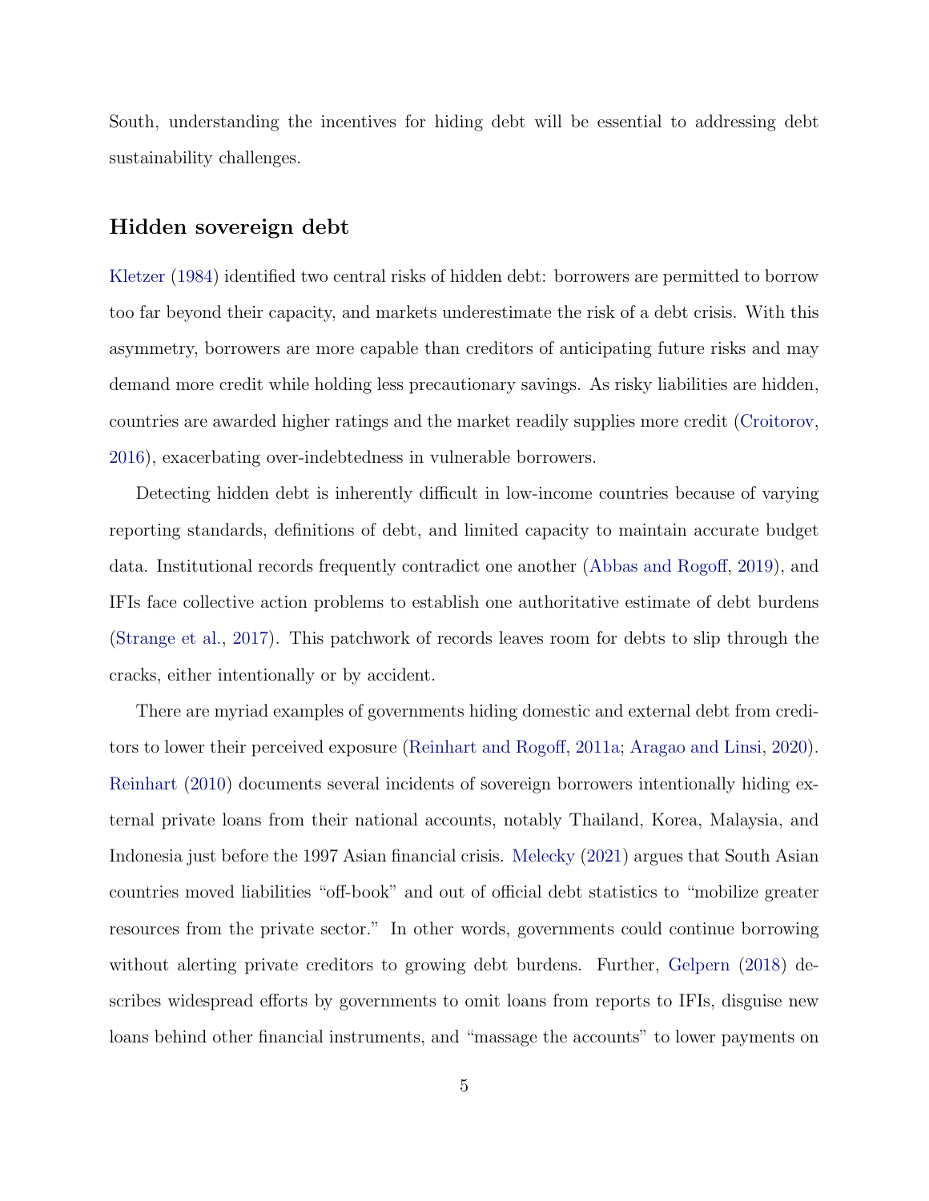South, understanding the incentives for hiding debt will be essential to addressing debt sustainability challenges.

## Hidden sovereign debt

Kletzer (1984) identified two central risks of hidden debt: borrowers are permitted to borrow too far beyond their capacity, and markets underestimate the risk of a debt crisis. With this asymmetry, borrowers are more capable than creditors of anticipating future risks and may demand more credit while holding less precautionary savings. As risky liabilities are hidden, countries are awarded higher ratings and the market readily supplies more credit (Croitorov, 2016), exacerbating over-indebtedness in vulnerable borrowers.

Detecting hidden debt is inherently difficult in low-income countries because of varying reporting standards, definitions of debt, and limited capacity to maintain accurate budget data. Institutional records frequently contradict one another (Abbas and Rogoff, 2019), and IFIs face collective action problems to establish one authoritative estimate of debt burdens (Strange et al., 2017). This patchwork of records leaves room for debts to slip through the cracks, either intentionally or by accident.

There are myriad examples of governments hiding domestic and external debt from creditors to lower their perceived exposure (Reinhart and Rogoff, 2011a; Aragao and Linsi, 2020). Reinhart (2010) documents several incidents of sovereign borrowers intentionally hiding external private loans from their national accounts, notably Thailand, Korea, Malaysia, and Indonesia just before the 1997 Asian financial crisis. Melecky (2021) argues that South Asian countries moved liabilities "off-book" and out of official debt statistics to "mobilize greater resources from the private sector." In other words, governments could continue borrowing without alerting private creditors to growing debt burdens. Further, Gelpern (2018) describes widespread efforts by governments to omit loans from reports to IFIs, disguise new loans behind other financial instruments, and "massage the accounts" to lower payments on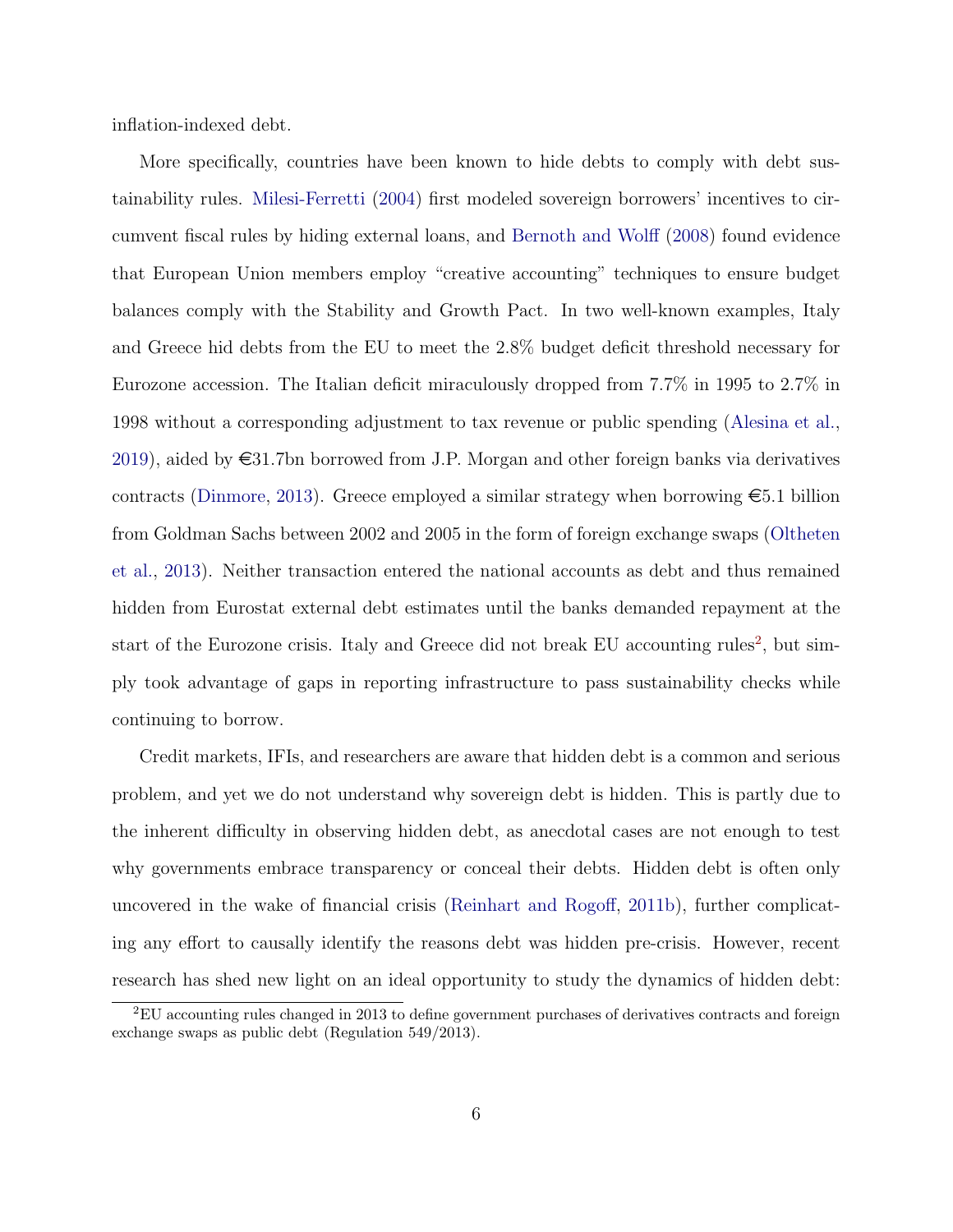inflation-indexed debt.

More specifically, countries have been known to hide debts to comply with debt sustainability rules. Milesi-Ferretti (2004) first modeled sovereign borrowers' incentives to circumvent fiscal rules by hiding external loans, and Bernoth and Wolff (2008) found evidence that European Union members employ "creative accounting" techniques to ensure budget balances comply with the Stability and Growth Pact. In two well-known examples, Italy and Greece hid debts from the EU to meet the 2.8% budget deficit threshold necessary for Eurozone accession. The Italian deficit miraculously dropped from 7.7% in 1995 to 2.7% in 1998 without a corresponding adjustment to tax revenue or public spending (Alesina et al., 2019), aided by €31.7bn borrowed from J.P. Morgan and other foreign banks via derivatives contracts (Dinmore, 2013). Greece employed a similar strategy when borrowing €5.1 billion from Goldman Sachs between 2002 and 2005 in the form of foreign exchange swaps (Oltheten et al., 2013). Neither transaction entered the national accounts as debt and thus remained hidden from Eurostat external debt estimates until the banks demanded repayment at the start of the Eurozone crisis. Italy and Greece did not break EU accounting rules[2], but simply took advantage of gaps in reporting infrastructure to pass sustainability checks while continuing to borrow.

Credit markets, IFIs, and researchers are aware that hidden debt is a common and serious problem, and yet we do not understand why sovereign debt is hidden. This is partly due to the inherent difficulty in observing hidden debt, as anecdotal cases are not enough to test why governments embrace transparency or conceal their debts. Hidden debt is often only uncovered in the wake of financial crisis (Reinhart and Rogoff, 2011b), further complicating any effort to causally identify the reasons debt was hidden pre-crisis. However, recent research has shed new light on an ideal opportunity to study the dynamics of hidden debt:

[2] EU accounting rules changed in 2013 to define government purchases of derivatives contracts and foreign exchange swaps as public debt (Regulation 549/2013).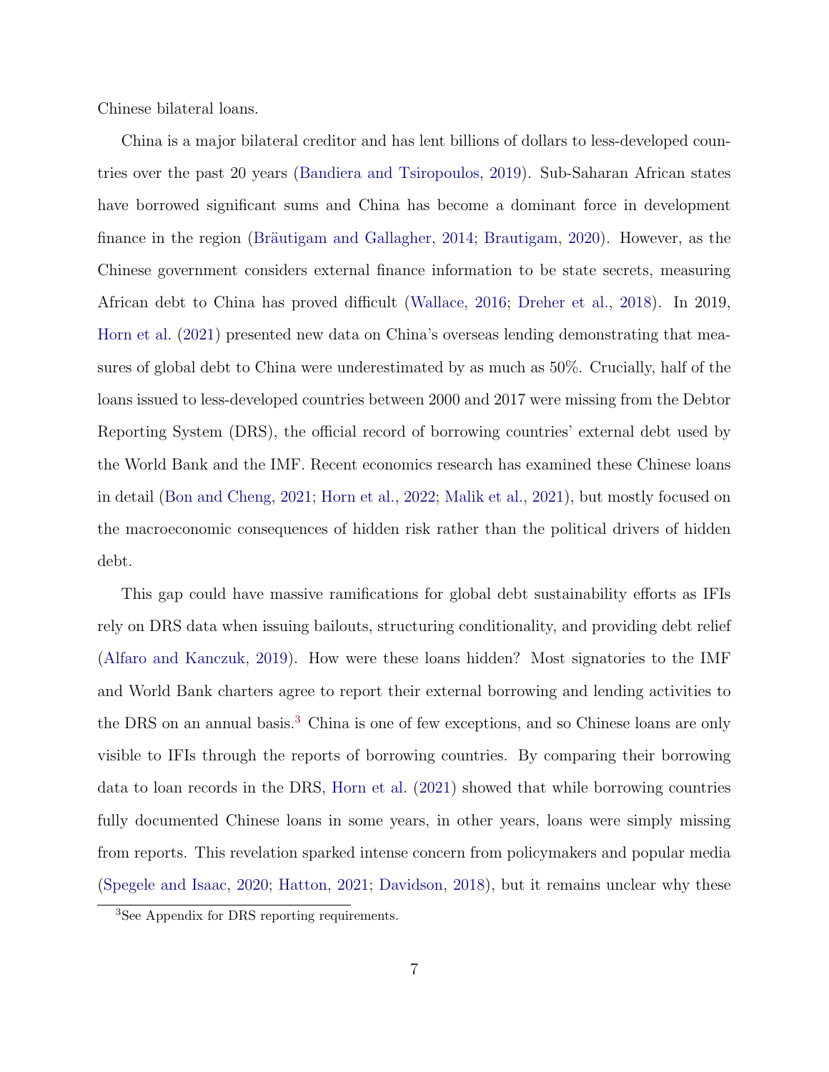Chinese bilateral loans.

China is a major bilateral creditor and has lent billions of dollars to less-developed countries over the past 20 years (Bandiera and Tsiropoulos, 2019). Sub-Saharan African states have borrowed significant sums and China has become a dominant force in development finance in the region (Bräutigam and Gallagher, 2014; Brautigam, 2020). However, as the Chinese government considers external finance information to be state secrets, measuring African debt to China has proved difficult (Wallace, 2016; Dreher et al., 2018). In 2019, Horn et al. (2021) presented new data on China's overseas lending demonstrating that measures of global debt to China were underestimated by as much as 50%. Crucially, half of the loans issued to less-developed countries between 2000 and 2017 were missing from the Debtor Reporting System (DRS), the official record of borrowing countries' external debt used by the World Bank and the IMF. Recent economics research has examined these Chinese loans in detail (Bon and Cheng, 2021; Horn et al., 2022; Malik et al., 2021), but mostly focused on the macroeconomic consequences of hidden risk rather than the political drivers of hidden debt.

This gap could have massive ramifications for global debt sustainability efforts as IFIs rely on DRS data when issuing bailouts, structuring conditionality, and providing debt relief (Alfaro and Kanczuk, 2019). How were these loans hidden? Most signatories to the IMF and World Bank charters agree to report their external borrowing and lending activities to the DRS on an annual basis.[3] China is one of few exceptions, and so Chinese loans are only visible to IFIs through the reports of borrowing countries. By comparing their borrowing data to loan records in the DRS, Horn et al. (2021) showed that while borrowing countries fully documented Chinese loans in some years, in other years, loans were simply missing from reports. This revelation sparked intense concern from policymakers and popular media (Spegele and Isaac, 2020; Hatton, 2021; Davidson, 2018), but it remains unclear why these

[3] See Appendix for DRS reporting requirements.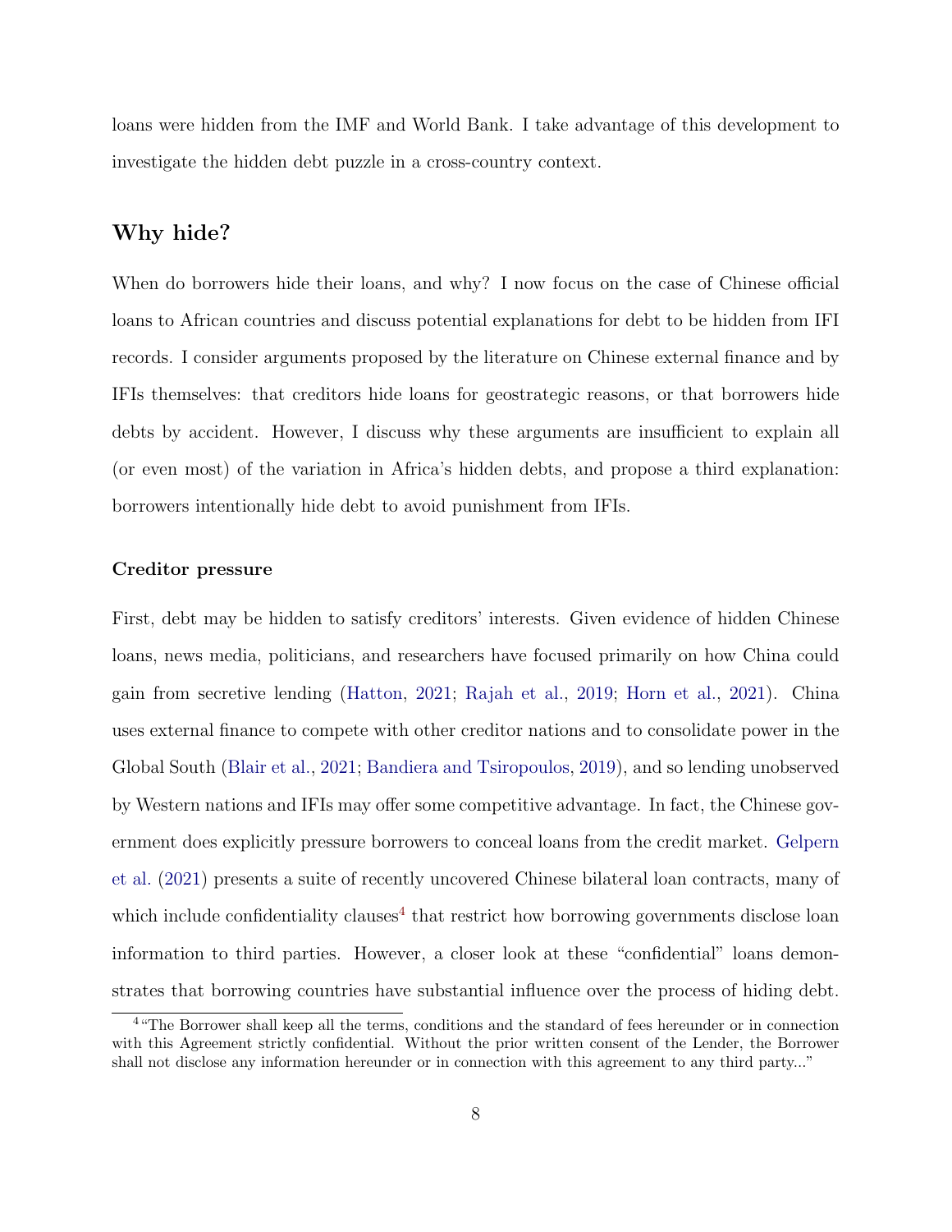loans were hidden from the IMF and World Bank. I take advantage of this development to investigate the hidden debt puzzle in a cross-country context.

## Why hide?

When do borrowers hide their loans, and why? I now focus on the case of Chinese official loans to African countries and discuss potential explanations for debt to be hidden from IFI records. I consider arguments proposed by the literature on Chinese external finance and by IFIs themselves: that creditors hide loans for geostrategic reasons, or that borrowers hide debts by accident. However, I discuss why these arguments are insufficient to explain all (or even most) of the variation in Africa's hidden debts, and propose a third explanation: borrowers intentionally hide debt to avoid punishment from IFIs.

### Creditor pressure

First, debt may be hidden to satisfy creditors' interests. Given evidence of hidden Chinese loans, news media, politicians, and researchers have focused primarily on how China could gain from secretive lending (Hatton, 2021; Rajah et al., 2019; Horn et al., 2021). China uses external finance to compete with other creditor nations and to consolidate power in the Global South (Blair et al., 2021; Bandiera and Tsiropoulos, 2019), and so lending unobserved by Western nations and IFIs may offer some competitive advantage. In fact, the Chinese government does explicitly pressure borrowers to conceal loans from the credit market. Gelpern et al. (2021) presents a suite of recently uncovered Chinese bilateral loan contracts, many of which include confidentiality clauses[4] that restrict how borrowing governments disclose loan information to third parties. However, a closer look at these "confidential" loans demonstrates that borrowing countries have substantial influence over the process of hiding debt.

[4] "The Borrower shall keep all the terms, conditions and the standard of fees hereunder or in connection with this Agreement strictly confidential. Without the prior written consent of the Lender, the Borrower shall not disclose any information hereunder or in connection with this agreement to any third party..."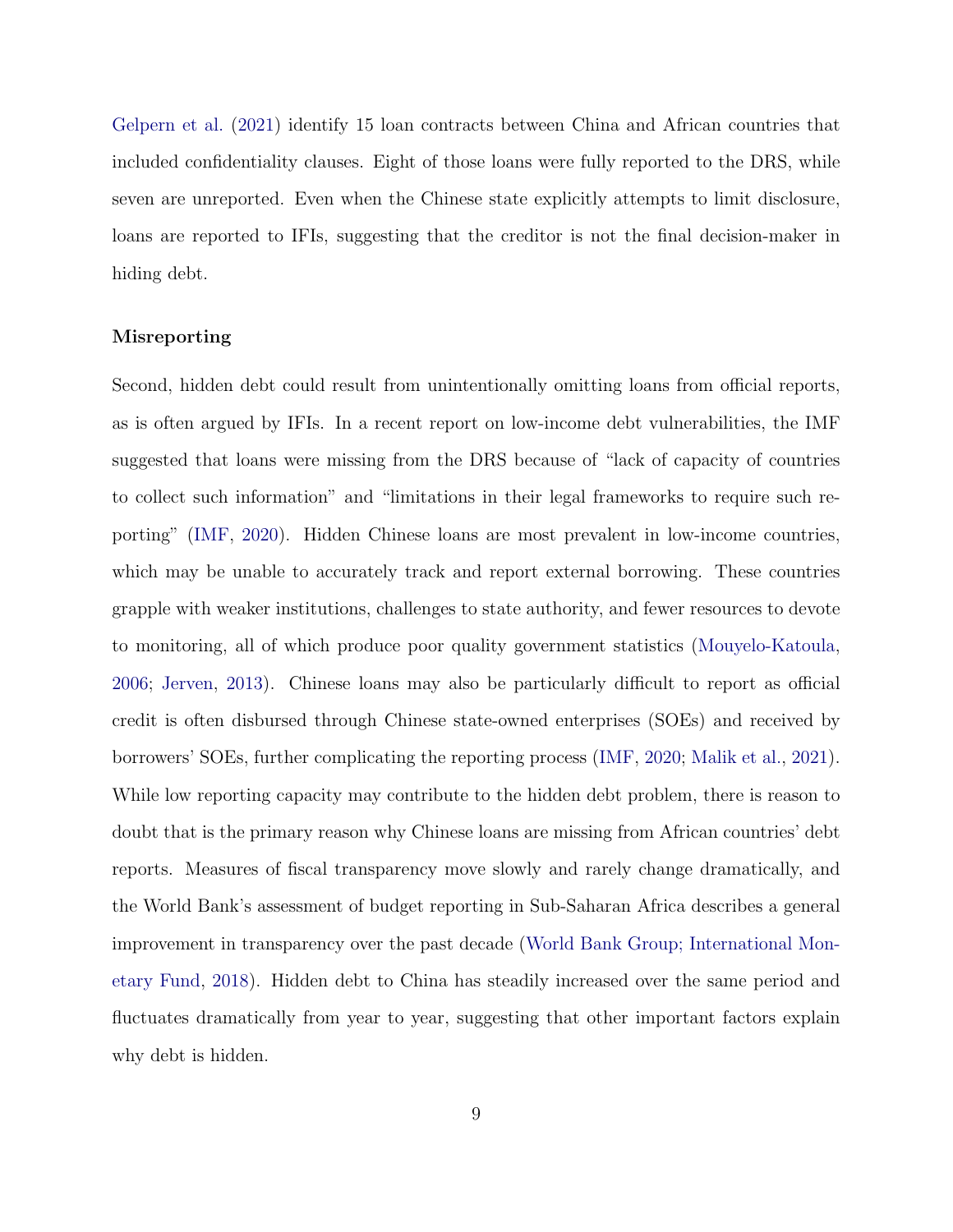Gelpern et al. (2021) identify 15 loan contracts between China and African countries that included confidentiality clauses. Eight of those loans were fully reported to the DRS, while seven are unreported. Even when the Chinese state explicitly attempts to limit disclosure, loans are reported to IFIs, suggesting that the creditor is not the final decision-maker in hiding debt.

### Misreporting

Second, hidden debt could result from unintentionally omitting loans from official reports, as is often argued by IFIs. In a recent report on low-income debt vulnerabilities, the IMF suggested that loans were missing from the DRS because of "lack of capacity of countries to collect such information" and "limitations in their legal frameworks to require such reporting" (IMF, 2020). Hidden Chinese loans are most prevalent in low-income countries, which may be unable to accurately track and report external borrowing. These countries grapple with weaker institutions, challenges to state authority, and fewer resources to devote to monitoring, all of which produce poor quality government statistics (Mouyelo-Katoula, 2006; Jerven, 2013). Chinese loans may also be particularly difficult to report as official credit is often disbursed through Chinese state-owned enterprises (SOEs) and received by borrowers' SOEs, further complicating the reporting process (IMF, 2020; Malik et al., 2021). While low reporting capacity may contribute to the hidden debt problem, there is reason to doubt that is the primary reason why Chinese loans are missing from African countries' debt reports. Measures of fiscal transparency move slowly and rarely change dramatically, and the World Bank's assessment of budget reporting in Sub-Saharan Africa describes a general improvement in transparency over the past decade (World Bank Group; International Monetary Fund, 2018). Hidden debt to China has steadily increased over the same period and fluctuates dramatically from year to year, suggesting that other important factors explain why debt is hidden.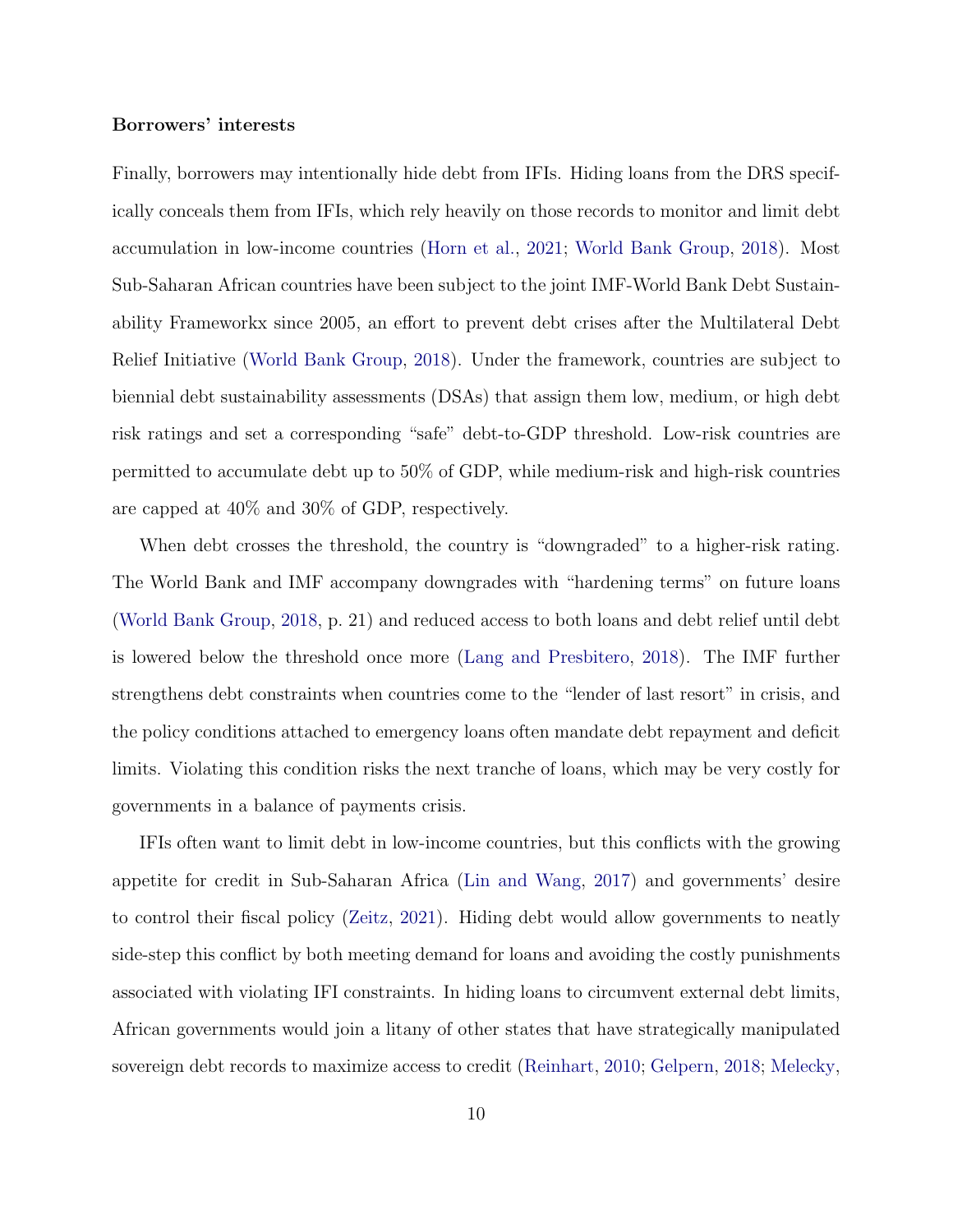### Borrowers' interests

Finally, borrowers may intentionally hide debt from IFIs. Hiding loans from the DRS specifically conceals them from IFIs, which rely heavily on those records to monitor and limit debt accumulation in low-income countries (Horn et al., 2021; World Bank Group, 2018). Most Sub-Saharan African countries have been subject to the joint IMF-World Bank Debt Sustainability Frameworkx since 2005, an effort to prevent debt crises after the Multilateral Debt Relief Initiative (World Bank Group, 2018). Under the framework, countries are subject to biennial debt sustainability assessments (DSAs) that assign them low, medium, or high debt risk ratings and set a corresponding "safe" debt-to-GDP threshold. Low-risk countries are permitted to accumulate debt up to 50% of GDP, while medium-risk and high-risk countries are capped at 40% and 30% of GDP, respectively.

When debt crosses the threshold, the country is "downgraded" to a higher-risk rating. The World Bank and IMF accompany downgrades with "hardening terms" on future loans (World Bank Group, 2018, p. 21) and reduced access to both loans and debt relief until debt is lowered below the threshold once more (Lang and Presbitero, 2018). The IMF further strengthens debt constraints when countries come to the "lender of last resort" in crisis, and the policy conditions attached to emergency loans often mandate debt repayment and deficit limits. Violating this condition risks the next tranche of loans, which may be very costly for governments in a balance of payments crisis.

IFIs often want to limit debt in low-income countries, but this conflicts with the growing appetite for credit in Sub-Saharan Africa (Lin and Wang, 2017) and governments' desire to control their fiscal policy (Zeitz, 2021). Hiding debt would allow governments to neatly side-step this conflict by both meeting demand for loans and avoiding the costly punishments associated with violating IFI constraints. In hiding loans to circumvent external debt limits, African governments would join a litany of other states that have strategically manipulated sovereign debt records to maximize access to credit (Reinhart, 2010; Gelpern, 2018; Melecky,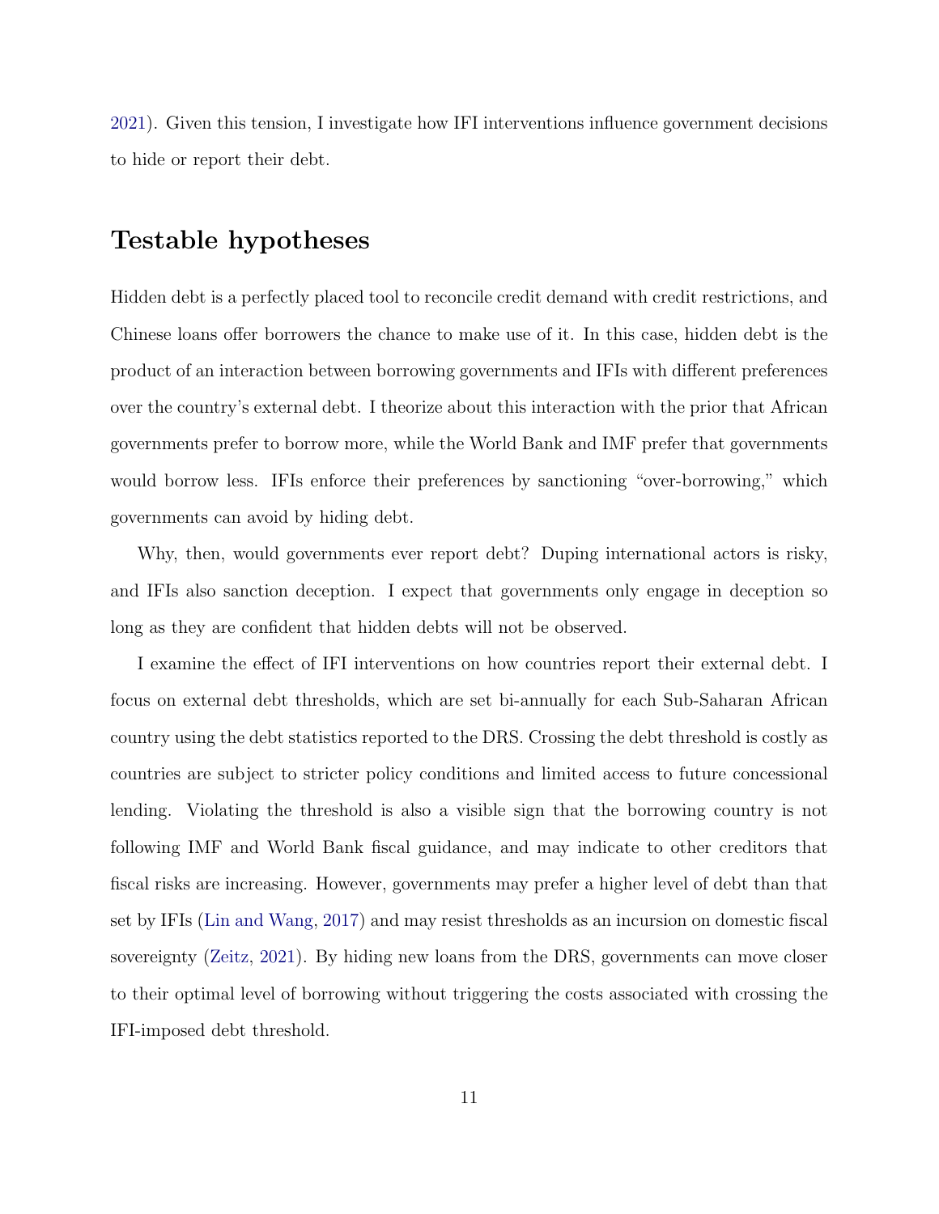2021). Given this tension, I investigate how IFI interventions influence government decisions to hide or report their debt.

## Testable hypotheses

Hidden debt is a perfectly placed tool to reconcile credit demand with credit restrictions, and Chinese loans offer borrowers the chance to make use of it. In this case, hidden debt is the product of an interaction between borrowing governments and IFIs with different preferences over the country's external debt. I theorize about this interaction with the prior that African governments prefer to borrow more, while the World Bank and IMF prefer that governments would borrow less. IFIs enforce their preferences by sanctioning "over-borrowing," which governments can avoid by hiding debt.

Why, then, would governments ever report debt? Duping international actors is risky, and IFIs also sanction deception. I expect that governments only engage in deception so long as they are confident that hidden debts will not be observed.

I examine the effect of IFI interventions on how countries report their external debt. I focus on external debt thresholds, which are set bi-annually for each Sub-Saharan African country using the debt statistics reported to the DRS. Crossing the debt threshold is costly as countries are subject to stricter policy conditions and limited access to future concessional lending. Violating the threshold is also a visible sign that the borrowing country is not following IMF and World Bank fiscal guidance, and may indicate to other creditors that fiscal risks are increasing. However, governments may prefer a higher level of debt than that set by IFIs (Lin and Wang, 2017) and may resist thresholds as an incursion on domestic fiscal sovereignty (Zeitz, 2021). By hiding new loans from the DRS, governments can move closer to their optimal level of borrowing without triggering the costs associated with crossing the IFI-imposed debt threshold.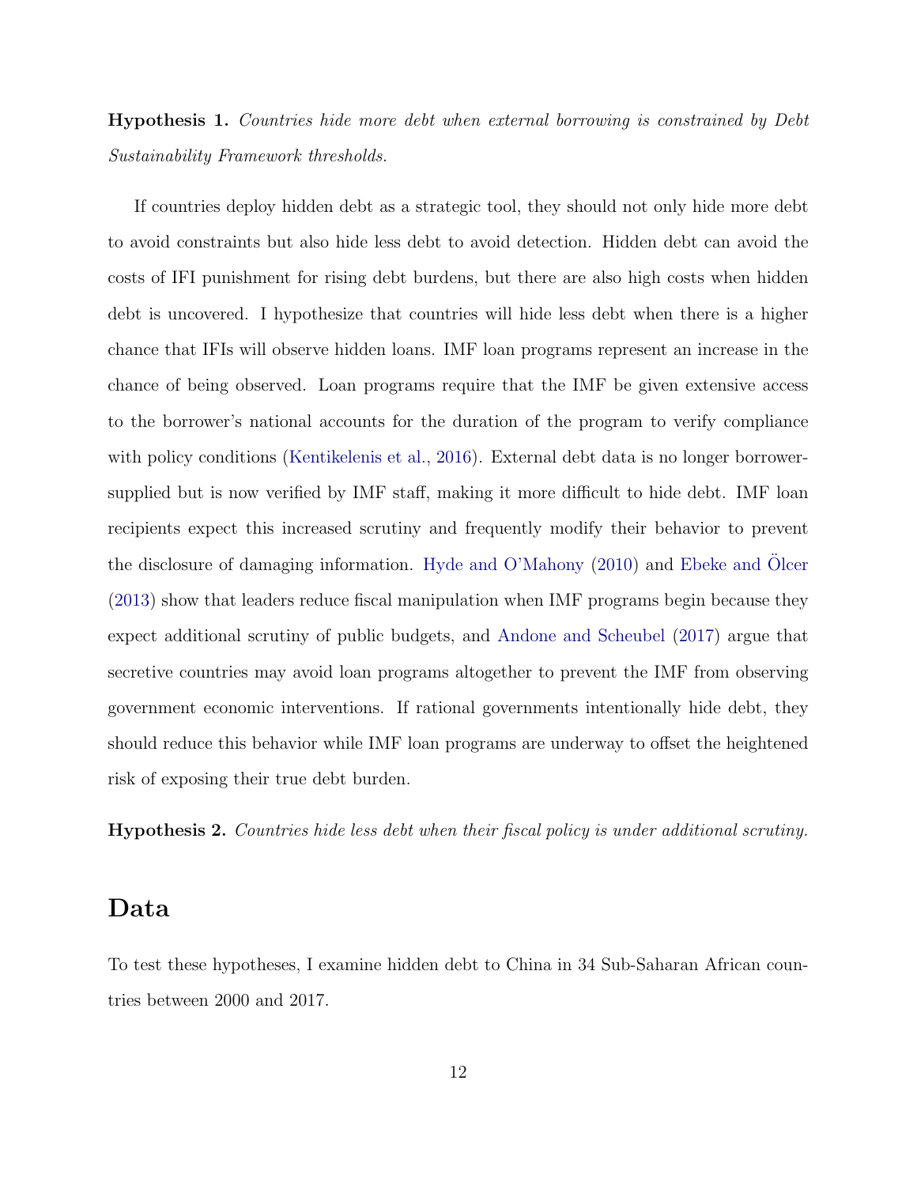**Hypothesis 1.** *Countries hide more debt when external borrowing is constrained by Debt Sustainability Framework thresholds.*

If countries deploy hidden debt as a strategic tool, they should not only hide more debt to avoid constraints but also hide less debt to avoid detection. Hidden debt can avoid the costs of IFI punishment for rising debt burdens, but there are also high costs when hidden debt is uncovered. I hypothesize that countries will hide less debt when there is a higher chance that IFIs will observe hidden loans. IMF loan programs represent an increase in the chance of being observed. Loan programs require that the IMF be given extensive access to the borrower's national accounts for the duration of the program to verify compliance with policy conditions (Kentikelenis et al., 2016). External debt data is no longer borrower-supplied but is now verified by IMF staff, making it more difficult to hide debt. IMF loan recipients expect this increased scrutiny and frequently modify their behavior to prevent the disclosure of damaging information. Hyde and O'Mahony (2010) and Ebeke and Ölcer (2013) show that leaders reduce fiscal manipulation when IMF programs begin because they expect additional scrutiny of public budgets, and Andone and Scheubel (2017) argue that secretive countries may avoid loan programs altogether to prevent the IMF from observing government economic interventions. If rational governments intentionally hide debt, they should reduce this behavior while IMF loan programs are underway to offset the heightened risk of exposing their true debt burden.

**Hypothesis 2.** *Countries hide less debt when their fiscal policy is under additional scrutiny.*

# Data

To test these hypotheses, I examine hidden debt to China in 34 Sub-Saharan African countries between 2000 and 2017.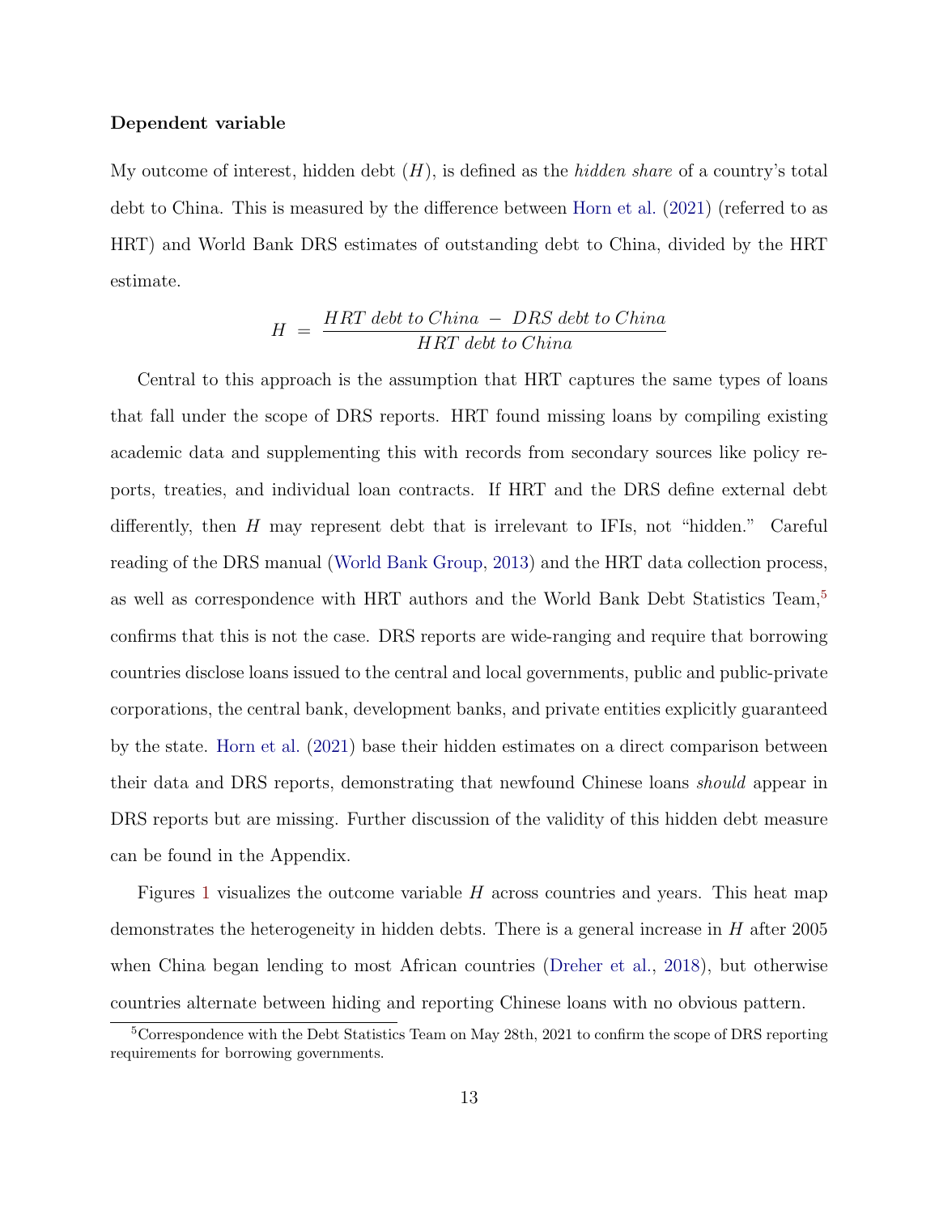**Dependent variable**

My outcome of interest, hidden debt ($H$), is defined as the *hidden share* of a country's total debt to China. This is measured by the difference between Horn et al. (2021) (referred to as HRT) and World Bank DRS estimates of outstanding debt to China, divided by the HRT estimate.

$$H \;=\; \frac{HRT\ debt\ to\ China\ -\ DRS\ debt\ to\ China}{HRT\ debt\ to\ China}$$

Central to this approach is the assumption that HRT captures the same types of loans that fall under the scope of DRS reports. HRT found missing loans by compiling existing academic data and supplementing this with records from secondary sources like policy reports, treaties, and individual loan contracts. If HRT and the DRS define external debt differently, then $H$ may represent debt that is irrelevant to IFIs, not "hidden." Careful reading of the DRS manual (World Bank Group, 2013) and the HRT data collection process, as well as correspondence with HRT authors and the World Bank Debt Statistics Team,[5] confirms that this is not the case. DRS reports are wide-ranging and require that borrowing countries disclose loans issued to the central and local governments, public and public-private corporations, the central bank, development banks, and private entities explicitly guaranteed by the state. Horn et al. (2021) base their hidden estimates on a direct comparison between their data and DRS reports, demonstrating that newfound Chinese loans *should* appear in DRS reports but are missing. Further discussion of the validity of this hidden debt measure can be found in the Appendix.

Figures 1 visualizes the outcome variable $H$ across countries and years. This heat map demonstrates the heterogeneity in hidden debts. There is a general increase in $H$ after 2005 when China began lending to most African countries (Dreher et al., 2018), but otherwise countries alternate between hiding and reporting Chinese loans with no obvious pattern.

[5] Correspondence with the Debt Statistics Team on May 28th, 2021 to confirm the scope of DRS reporting requirements for borrowing governments.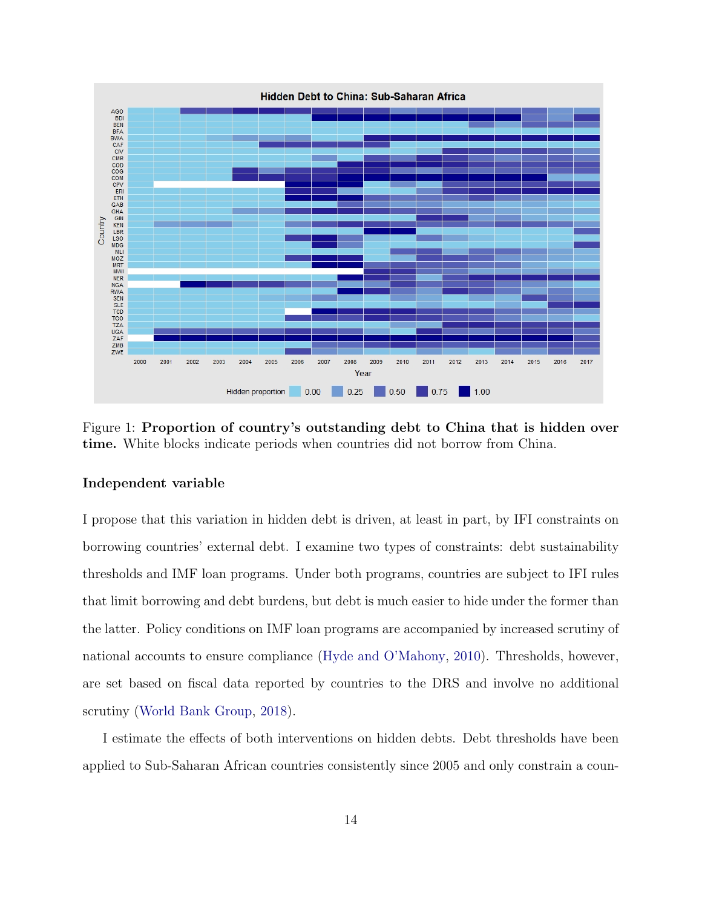Figure 1: **Proportion of country's outstanding debt to China that is hidden over time.** White blocks indicate periods when countries did not borrow from China.

### Independent variable

I propose that this variation in hidden debt is driven, at least in part, by IFI constraints on borrowing countries' external debt. I examine two types of constraints: debt sustainability thresholds and IMF loan programs. Under both programs, countries are subject to IFI rules that limit borrowing and debt burdens, but debt is much easier to hide under the former than the latter. Policy conditions on IMF loan programs are accompanied by increased scrutiny of national accounts to ensure compliance (Hyde and O'Mahony, 2010). Thresholds, however, are set based on fiscal data reported by countries to the DRS and involve no additional scrutiny (World Bank Group, 2018).

I estimate the effects of both interventions on hidden debts. Debt thresholds have been applied to Sub-Saharan African countries consistently since 2005 and only constrain a coun-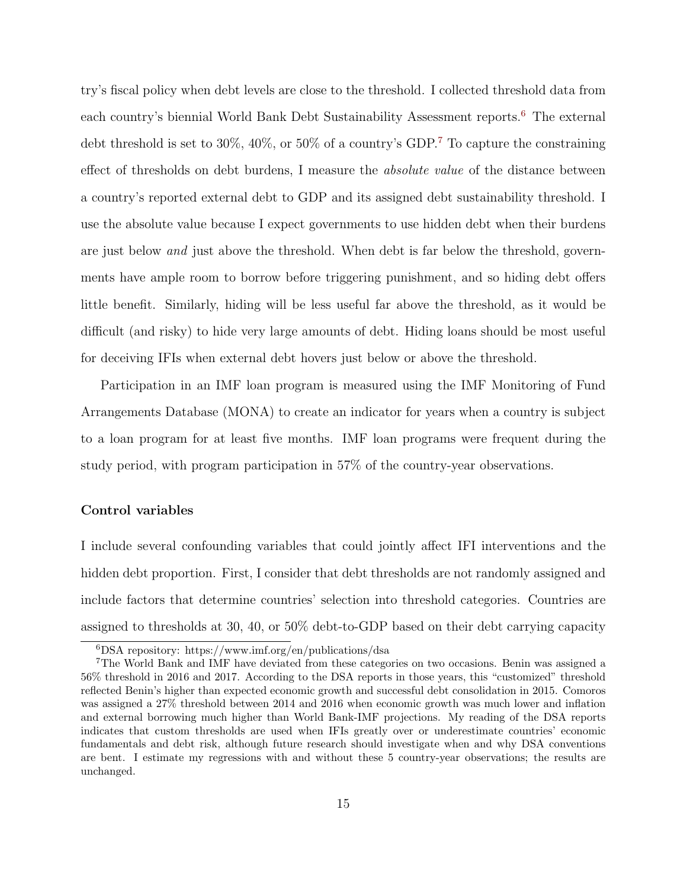try's fiscal policy when debt levels are close to the threshold. I collected threshold data from each country's biennial World Bank Debt Sustainability Assessment reports.[6] The external debt threshold is set to 30%, 40%, or 50% of a country's GDP.[7] To capture the constraining effect of thresholds on debt burdens, I measure the *absolute value* of the distance between a country's reported external debt to GDP and its assigned debt sustainability threshold. I use the absolute value because I expect governments to use hidden debt when their burdens are just below *and* just above the threshold. When debt is far below the threshold, governments have ample room to borrow before triggering punishment, and so hiding debt offers little benefit. Similarly, hiding will be less useful far above the threshold, as it would be difficult (and risky) to hide very large amounts of debt. Hiding loans should be most useful for deceiving IFIs when external debt hovers just below or above the threshold.

Participation in an IMF loan program is measured using the IMF Monitoring of Fund Arrangements Database (MONA) to create an indicator for years when a country is subject to a loan program for at least five months. IMF loan programs were frequent during the study period, with program participation in 57% of the country-year observations.

### Control variables

I include several confounding variables that could jointly affect IFI interventions and the hidden debt proportion. First, I consider that debt thresholds are not randomly assigned and include factors that determine countries' selection into threshold categories. Countries are assigned to thresholds at 30, 40, or 50% debt-to-GDP based on their debt carrying capacity

[6] DSA repository: https://www.imf.org/en/publications/dsa

[7] The World Bank and IMF have deviated from these categories on two occasions. Benin was assigned a 56% threshold in 2016 and 2017. According to the DSA reports in those years, this "customized" threshold reflected Benin's higher than expected economic growth and successful debt consolidation in 2015. Comoros was assigned a 27% threshold between 2014 and 2016 when economic growth was much lower and inflation and external borrowing much higher than World Bank-IMF projections. My reading of the DSA reports indicates that custom thresholds are used when IFIs greatly over or underestimate countries' economic fundamentals and debt risk, although future research should investigate when and why DSA conventions are bent. I estimate my regressions with and without these 5 country-year observations; the results are unchanged.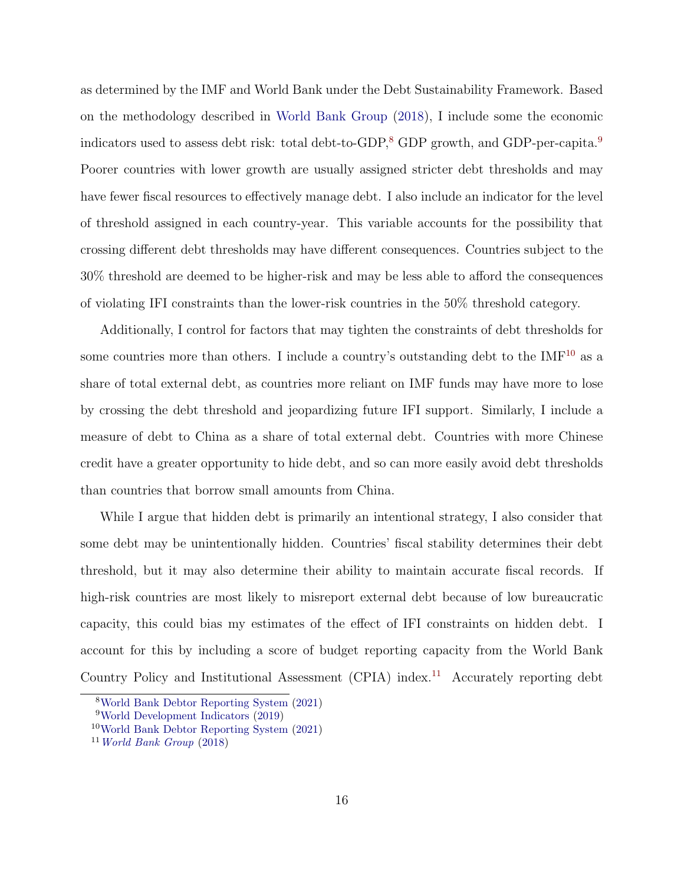as determined by the IMF and World Bank under the Debt Sustainability Framework. Based on the methodology described in World Bank Group (2018), I include some the economic indicators used to assess debt risk: total debt-to-GDP,[8] GDP growth, and GDP-per-capita.[9] Poorer countries with lower growth are usually assigned stricter debt thresholds and may have fewer fiscal resources to effectively manage debt. I also include an indicator for the level of threshold assigned in each country-year. This variable accounts for the possibility that crossing different debt thresholds may have different consequences. Countries subject to the 30% threshold are deemed to be higher-risk and may be less able to afford the consequences of violating IFI constraints than the lower-risk countries in the 50% threshold category.

Additionally, I control for factors that may tighten the constraints of debt thresholds for some countries more than others. I include a country's outstanding debt to the IMF[10] as a share of total external debt, as countries more reliant on IMF funds may have more to lose by crossing the debt threshold and jeopardizing future IFI support. Similarly, I include a measure of debt to China as a share of total external debt. Countries with more Chinese credit have a greater opportunity to hide debt, and so can more easily avoid debt thresholds than countries that borrow small amounts from China.

While I argue that hidden debt is primarily an intentional strategy, I also consider that some debt may be unintentionally hidden. Countries' fiscal stability determines their debt threshold, but it may also determine their ability to maintain accurate fiscal records. If high-risk countries are most likely to misreport external debt because of low bureaucratic capacity, this could bias my estimates of the effect of IFI constraints on hidden debt. I account for this by including a score of budget reporting capacity from the World Bank Country Policy and Institutional Assessment (CPIA) index.[11] Accurately reporting debt

---

[8] World Bank Debtor Reporting System (2021)

[9] World Development Indicators (2019)

[10] World Bank Debtor Reporting System (2021)

[11] *World Bank Group* (2018)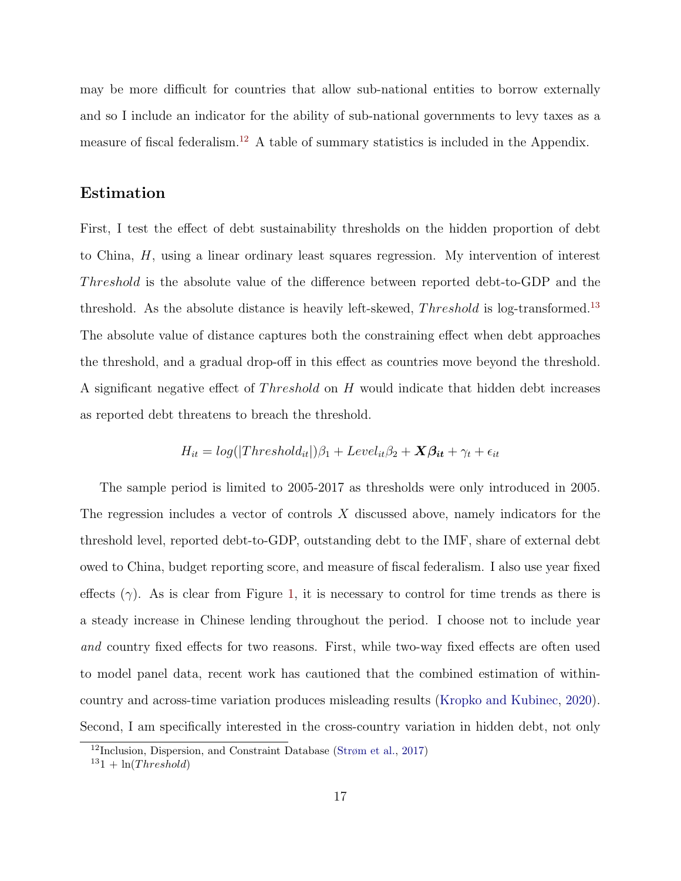may be more difficult for countries that allow sub-national entities to borrow externally and so I include an indicator for the ability of sub-national governments to levy taxes as a measure of fiscal federalism.[12] A table of summary statistics is included in the Appendix.

## Estimation

First, I test the effect of debt sustainability thresholds on the hidden proportion of debt to China, $H$, using a linear ordinary least squares regression. My intervention of interest $Threshold$ is the absolute value of the difference between reported debt-to-GDP and the threshold. As the absolute distance is heavily left-skewed, $Threshold$ is log-transformed.[13] The absolute value of distance captures both the constraining effect when debt approaches the threshold, and a gradual drop-off in this effect as countries move beyond the threshold. A significant negative effect of $Threshold$ on $H$ would indicate that hidden debt increases as reported debt threatens to breach the threshold.

$$H_{it} = log(|Threshold_{it}|)\beta_1 + Level_{it}\beta_2 + \boldsymbol{X\beta_{it}} + \gamma_t + \epsilon_{it}$$

The sample period is limited to 2005-2017 as thresholds were only introduced in 2005. The regression includes a vector of controls $X$ discussed above, namely indicators for the threshold level, reported debt-to-GDP, outstanding debt to the IMF, share of external debt owed to China, budget reporting score, and measure of fiscal federalism. I also use year fixed effects ($\gamma$). As is clear from Figure 1, it is necessary to control for time trends as there is a steady increase in Chinese lending throughout the period. I choose not to include year *and* country fixed effects for two reasons. First, while two-way fixed effects are often used to model panel data, recent work has cautioned that the combined estimation of within-country and across-time variation produces misleading results (Kropko and Kubinec, 2020). Second, I am specifically interested in the cross-country variation in hidden debt, not only

[12] Inclusion, Dispersion, and Constraint Database (Strøm et al., 2017)

[13] $1 + \ln(Threshold)$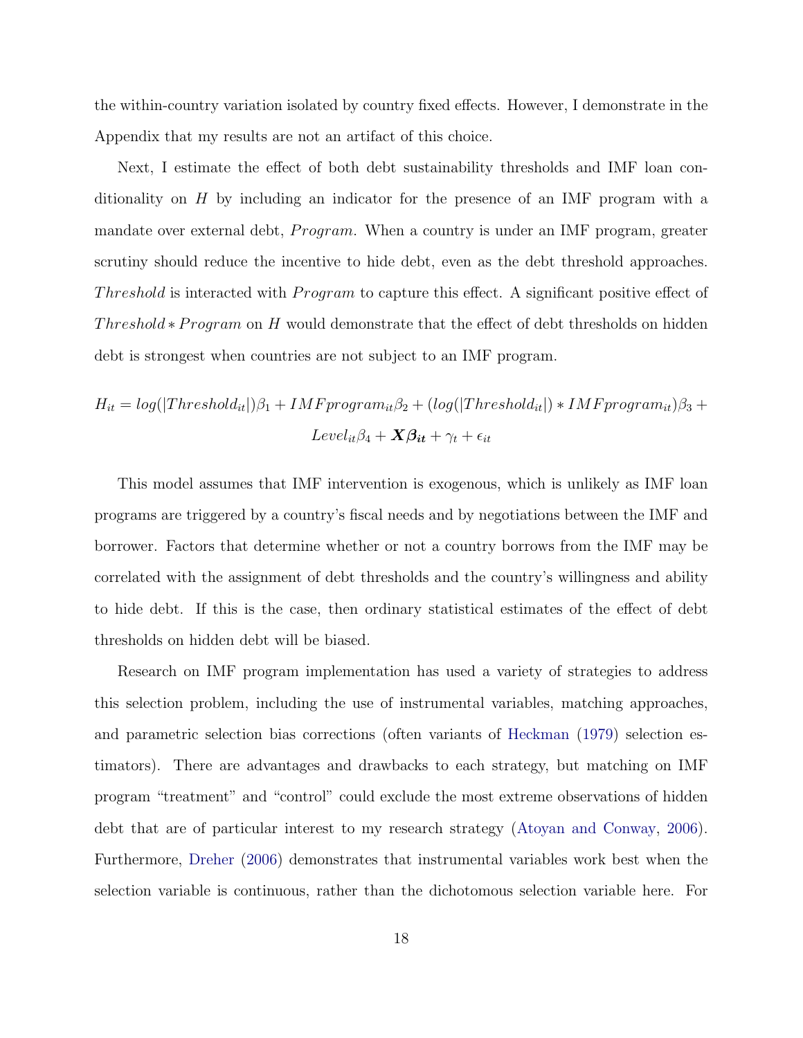the within-country variation isolated by country fixed effects. However, I demonstrate in the Appendix that my results are not an artifact of this choice.

Next, I estimate the effect of both debt sustainability thresholds and IMF loan conditionality on $H$ by including an indicator for the presence of an IMF program with a mandate over external debt, $Program$. When a country is under an IMF program, greater scrutiny should reduce the incentive to hide debt, even as the debt threshold approaches. $Threshold$ is interacted with $Program$ to capture this effect. A significant positive effect of $Threshold * Program$ on $H$ would demonstrate that the effect of debt thresholds on hidden debt is strongest when countries are not subject to an IMF program.

$$H_{it} = log(|Threshold_{it}|)\beta_1 + IMFprogram_{it}\beta_2 + (log(|Threshold_{it}|) * IMFprogram_{it})\beta_3 + Level_{it}\beta_4 + \boldsymbol{X\beta_{it}} + \gamma_t + \epsilon_{it}$$

This model assumes that IMF intervention is exogenous, which is unlikely as IMF loan programs are triggered by a country's fiscal needs and by negotiations between the IMF and borrower. Factors that determine whether or not a country borrows from the IMF may be correlated with the assignment of debt thresholds and the country's willingness and ability to hide debt. If this is the case, then ordinary statistical estimates of the effect of debt thresholds on hidden debt will be biased.

Research on IMF program implementation has used a variety of strategies to address this selection problem, including the use of instrumental variables, matching approaches, and parametric selection bias corrections (often variants of Heckman (1979) selection estimators). There are advantages and drawbacks to each strategy, but matching on IMF program "treatment" and "control" could exclude the most extreme observations of hidden debt that are of particular interest to my research strategy (Atoyan and Conway, 2006). Furthermore, Dreher (2006) demonstrates that instrumental variables work best when the selection variable is continuous, rather than the dichotomous selection variable here. For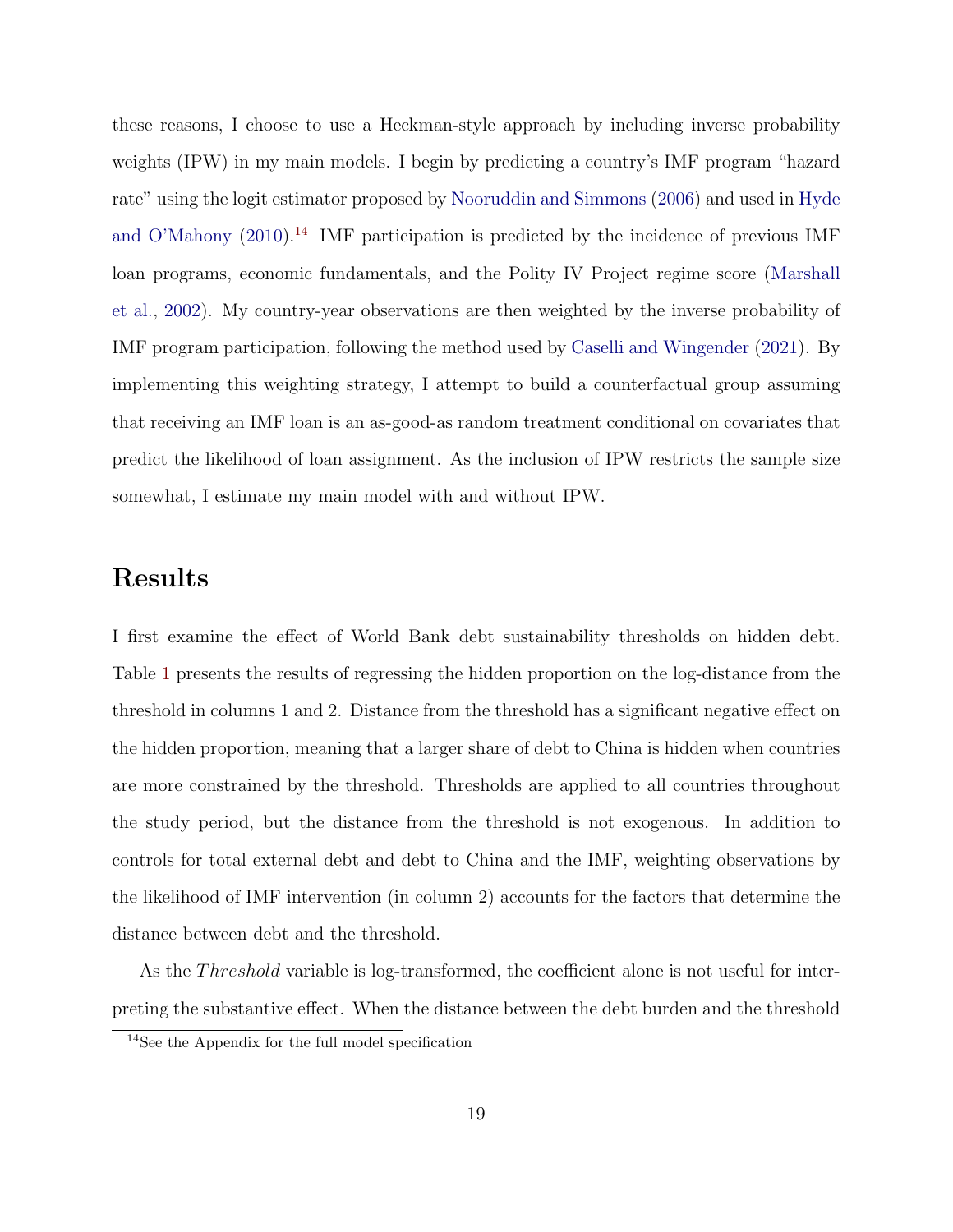these reasons, I choose to use a Heckman-style approach by including inverse probability weights (IPW) in my main models. I begin by predicting a country's IMF program "hazard rate" using the logit estimator proposed by Nooruddin and Simmons (2006) and used in Hyde and O'Mahony (2010).[14] IMF participation is predicted by the incidence of previous IMF loan programs, economic fundamentals, and the Polity IV Project regime score (Marshall et al., 2002). My country-year observations are then weighted by the inverse probability of IMF program participation, following the method used by Caselli and Wingender (2021). By implementing this weighting strategy, I attempt to build a counterfactual group assuming that receiving an IMF loan is an as-good-as random treatment conditional on covariates that predict the likelihood of loan assignment. As the inclusion of IPW restricts the sample size somewhat, I estimate my main model with and without IPW.

## Results

I first examine the effect of World Bank debt sustainability thresholds on hidden debt. Table 1 presents the results of regressing the hidden proportion on the log-distance from the threshold in columns 1 and 2. Distance from the threshold has a significant negative effect on the hidden proportion, meaning that a larger share of debt to China is hidden when countries are more constrained by the threshold. Thresholds are applied to all countries throughout the study period, but the distance from the threshold is not exogenous. In addition to controls for total external debt and debt to China and the IMF, weighting observations by the likelihood of IMF intervention (in column 2) accounts for the factors that determine the distance between debt and the threshold.

As the *Threshold* variable is log-transformed, the coefficient alone is not useful for interpreting the substantive effect. When the distance between the debt burden and the threshold

[14] See the Appendix for the full model specification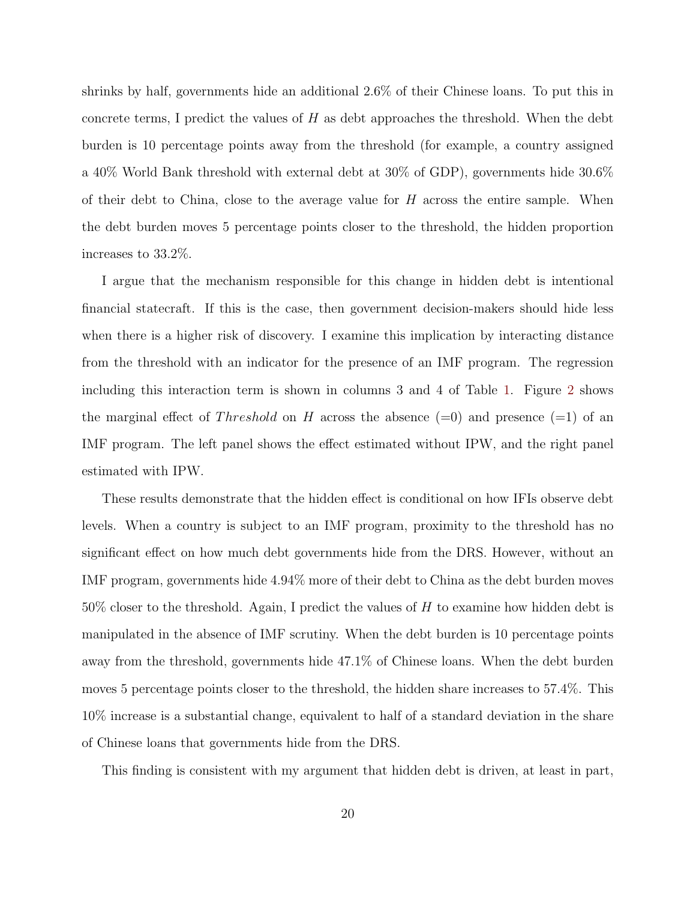shrinks by half, governments hide an additional 2.6% of their Chinese loans. To put this in concrete terms, I predict the values of $H$ as debt approaches the threshold. When the debt burden is 10 percentage points away from the threshold (for example, a country assigned a 40% World Bank threshold with external debt at 30% of GDP), governments hide 30.6% of their debt to China, close to the average value for $H$ across the entire sample. When the debt burden moves 5 percentage points closer to the threshold, the hidden proportion increases to 33.2%.

I argue that the mechanism responsible for this change in hidden debt is intentional financial statecraft. If this is the case, then government decision-makers should hide less when there is a higher risk of discovery. I examine this implication by interacting distance from the threshold with an indicator for the presence of an IMF program. The regression including this interaction term is shown in columns 3 and 4 of Table 1. Figure 2 shows the marginal effect of $Threshold$ on $H$ across the absence (=0) and presence (=1) of an IMF program. The left panel shows the effect estimated without IPW, and the right panel estimated with IPW.

These results demonstrate that the hidden effect is conditional on how IFIs observe debt levels. When a country is subject to an IMF program, proximity to the threshold has no significant effect on how much debt governments hide from the DRS. However, without an IMF program, governments hide 4.94% more of their debt to China as the debt burden moves 50% closer to the threshold. Again, I predict the values of $H$ to examine how hidden debt is manipulated in the absence of IMF scrutiny. When the debt burden is 10 percentage points away from the threshold, governments hide 47.1% of Chinese loans. When the debt burden moves 5 percentage points closer to the threshold, the hidden share increases to 57.4%. This 10% increase is a substantial change, equivalent to half of a standard deviation in the share of Chinese loans that governments hide from the DRS.

This finding is consistent with my argument that hidden debt is driven, at least in part,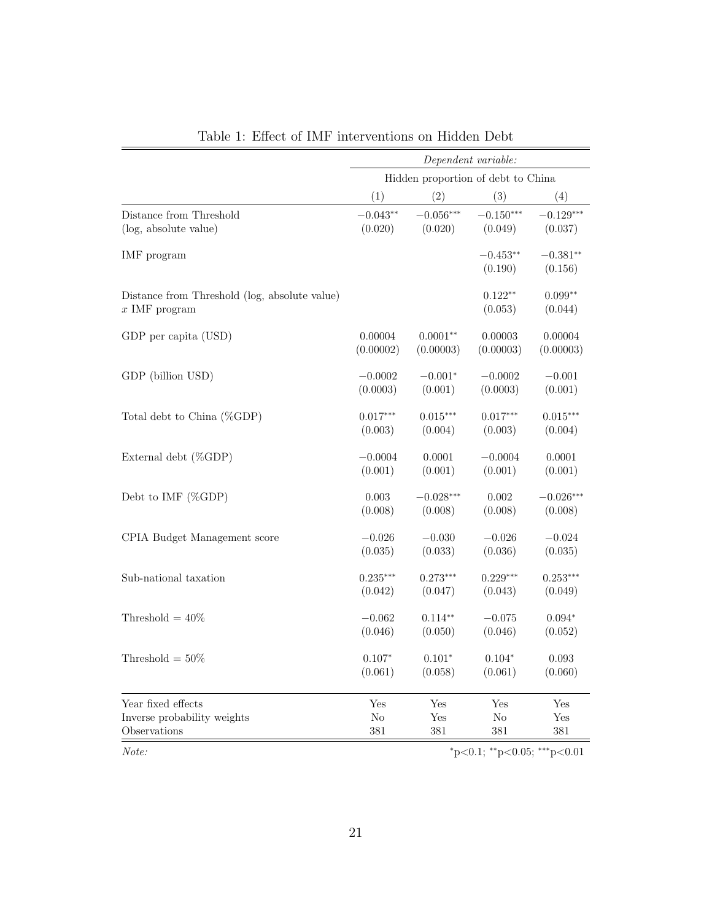Table 1: Effect of IMF interventions on Hidden Debt

| | *Dependent variable:* | | | |
|---|---|---|---|---|
| | Hidden proportion of debt to China | | | |
| | (1) | (2) | (3) | (4) |
| Distance from Threshold (log, absolute value) | $-0.043^{**}$ (0.020) | $-0.056^{***}$ (0.020) | $-0.150^{***}$ (0.049) | $-0.129^{***}$ (0.037) |
| IMF program | | | $-0.453^{**}$ (0.190) | $-0.381^{**}$ (0.156) |
| Distance from Threshold (log, absolute value) $x$ IMF program | | | $0.122^{**}$ (0.053) | $0.099^{**}$ (0.044) |
| GDP per capita (USD) | 0.00004 (0.00002) | $0.0001^{**}$ (0.00003) | 0.00003 (0.00003) | 0.00004 (0.00003) |
| GDP (billion USD) | −0.0002 (0.0003) | $-0.001^{*}$ (0.001) | −0.0002 (0.0003) | −0.001 (0.001) |
| Total debt to China (%GDP) | $0.017^{***}$ (0.003) | $0.015^{***}$ (0.004) | $0.017^{***}$ (0.003) | $0.015^{***}$ (0.004) |
| External debt (%GDP) | −0.0004 (0.001) | 0.0001 (0.001) | −0.0004 (0.001) | 0.0001 (0.001) |
| Debt to IMF (%GDP) | 0.003 (0.008) | $-0.028^{***}$ (0.008) | 0.002 (0.008) | $-0.026^{***}$ (0.008) |
| CPIA Budget Management score | −0.026 (0.035) | −0.030 (0.033) | −0.026 (0.036) | −0.024 (0.035) |
| Sub-national taxation | $0.235^{***}$ (0.042) | $0.273^{***}$ (0.047) | $0.229^{***}$ (0.043) | $0.253^{***}$ (0.049) |
| Threshold = 40% | −0.062 (0.046) | $0.114^{**}$ (0.050) | −0.075 (0.046) | $0.094^{*}$ (0.052) |
| Threshold = 50% | $0.107^{*}$ (0.061) | $0.101^{*}$ (0.058) | $0.104^{*}$ (0.061) | 0.093 (0.060) |
| Year fixed effects | Yes | Yes | Yes | Yes |
| Inverse probability weights | No | Yes | No | Yes |
| Observations | 381 | 381 | 381 | 381 |

*Note:* $^{*}$p<0.1; $^{**}$p<0.05; $^{***}$p<0.01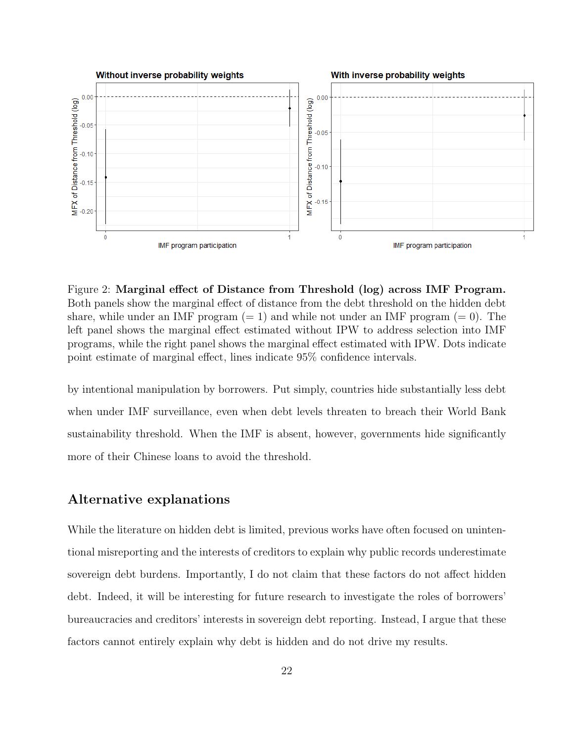Figure 2: **Marginal effect of Distance from Threshold (log) across IMF Program.** Both panels show the marginal effect of distance from the debt threshold on the hidden debt share, while under an IMF program (= 1) and while not under an IMF program (= 0). The left panel shows the marginal effect estimated without IPW to address selection into IMF programs, while the right panel shows the marginal effect estimated with IPW. Dots indicate point estimate of marginal effect, lines indicate 95% confidence intervals.

by intentional manipulation by borrowers. Put simply, countries hide substantially less debt when under IMF surveillance, even when debt levels threaten to breach their World Bank sustainability threshold. When the IMF is absent, however, governments hide significantly more of their Chinese loans to avoid the threshold.

## Alternative explanations

While the literature on hidden debt is limited, previous works have often focused on unintentional misreporting and the interests of creditors to explain why public records underestimate sovereign debt burdens. Importantly, I do not claim that these factors do not affect hidden debt. Indeed, it will be interesting for future research to investigate the roles of borrowers' bureaucracies and creditors' interests in sovereign debt reporting. Instead, I argue that these factors cannot entirely explain why debt is hidden and do not drive my results.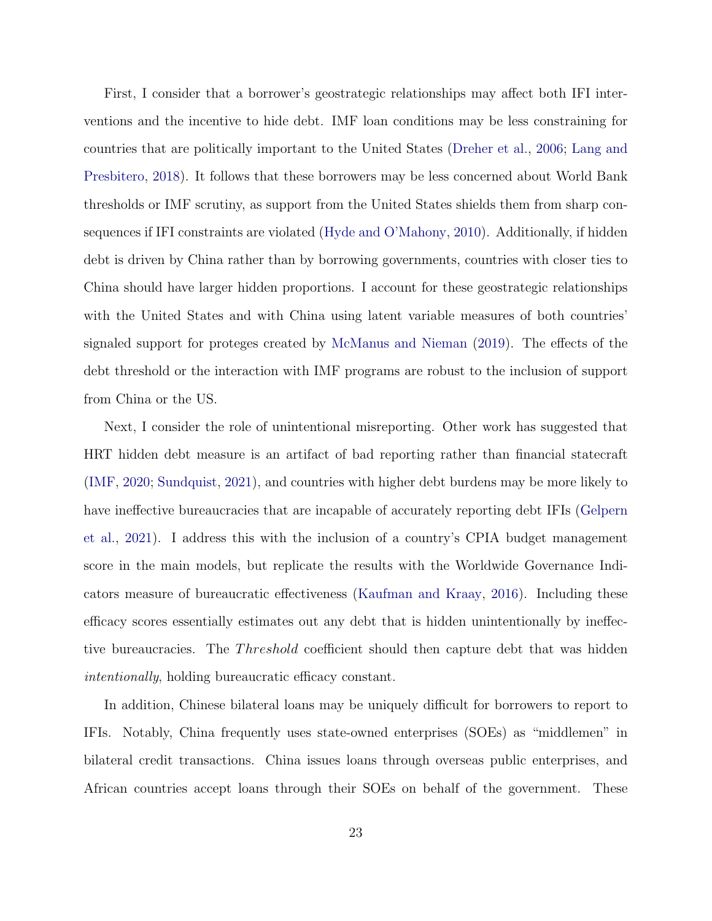First, I consider that a borrower's geostrategic relationships may affect both IFI interventions and the incentive to hide debt. IMF loan conditions may be less constraining for countries that are politically important to the United States (Dreher et al., 2006; Lang and Presbitero, 2018). It follows that these borrowers may be less concerned about World Bank thresholds or IMF scrutiny, as support from the United States shields them from sharp consequences if IFI constraints are violated (Hyde and O'Mahony, 2010). Additionally, if hidden debt is driven by China rather than by borrowing governments, countries with closer ties to China should have larger hidden proportions. I account for these geostrategic relationships with the United States and with China using latent variable measures of both countries' signaled support for proteges created by McManus and Nieman (2019). The effects of the debt threshold or the interaction with IMF programs are robust to the inclusion of support from China or the US.

Next, I consider the role of unintentional misreporting. Other work has suggested that HRT hidden debt measure is an artifact of bad reporting rather than financial statecraft (IMF, 2020; Sundquist, 2021), and countries with higher debt burdens may be more likely to have ineffective bureaucracies that are incapable of accurately reporting debt IFIs (Gelpern et al., 2021). I address this with the inclusion of a country's CPIA budget management score in the main models, but replicate the results with the Worldwide Governance Indicators measure of bureaucratic effectiveness (Kaufman and Kraay, 2016). Including these efficacy scores essentially estimates out any debt that is hidden unintentionally by ineffective bureaucracies. The *Threshold* coefficient should then capture debt that was hidden *intentionally*, holding bureaucratic efficacy constant.

In addition, Chinese bilateral loans may be uniquely difficult for borrowers to report to IFIs. Notably, China frequently uses state-owned enterprises (SOEs) as "middlemen" in bilateral credit transactions. China issues loans through overseas public enterprises, and African countries accept loans through their SOEs on behalf of the government. These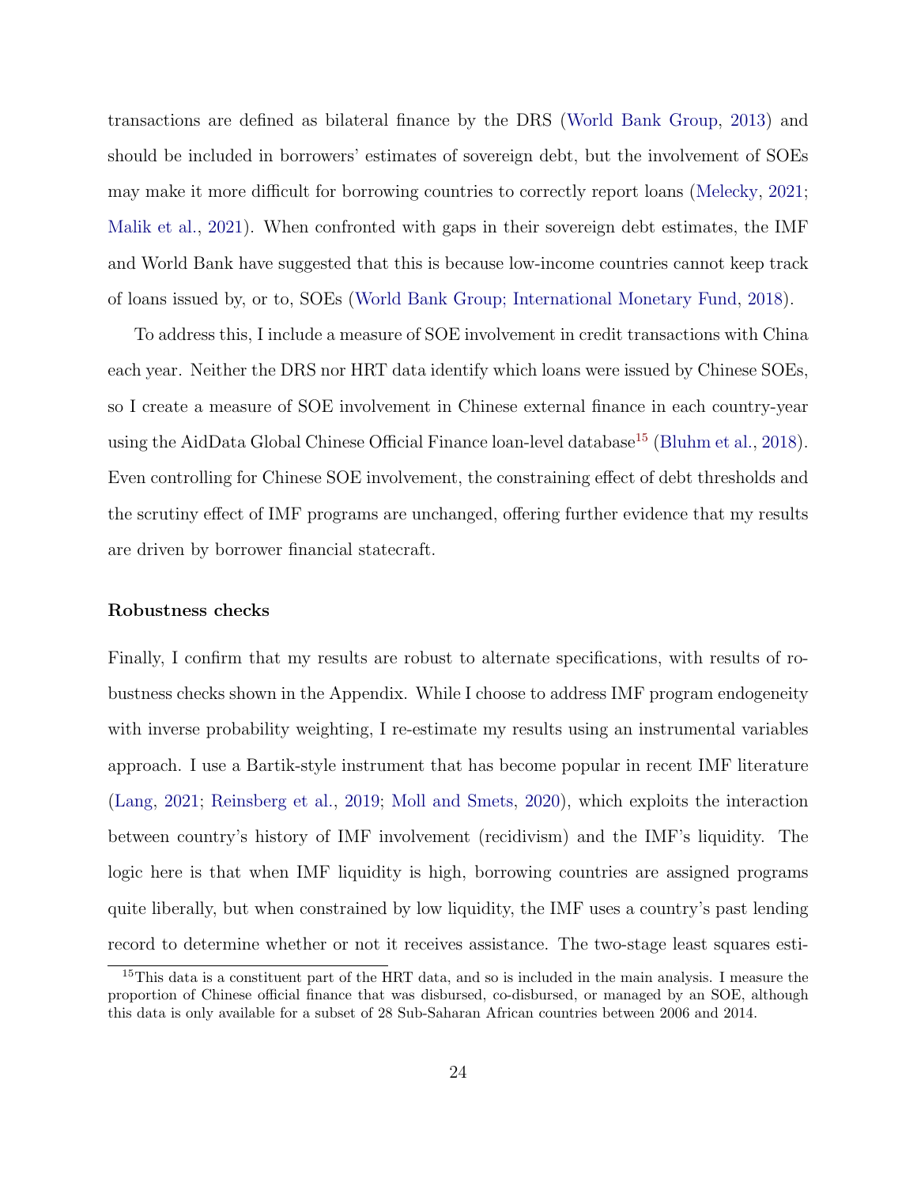transactions are defined as bilateral finance by the DRS (World Bank Group, 2013) and should be included in borrowers' estimates of sovereign debt, but the involvement of SOEs may make it more difficult for borrowing countries to correctly report loans (Melecky, 2021; Malik et al., 2021). When confronted with gaps in their sovereign debt estimates, the IMF and World Bank have suggested that this is because low-income countries cannot keep track of loans issued by, or to, SOEs (World Bank Group; International Monetary Fund, 2018).

To address this, I include a measure of SOE involvement in credit transactions with China each year. Neither the DRS nor HRT data identify which loans were issued by Chinese SOEs, so I create a measure of SOE involvement in Chinese external finance in each country-year using the AidData Global Chinese Official Finance loan-level database[15] (Bluhm et al., 2018). Even controlling for Chinese SOE involvement, the constraining effect of debt thresholds and the scrutiny effect of IMF programs are unchanged, offering further evidence that my results are driven by borrower financial statecraft.

**Robustness checks**

Finally, I confirm that my results are robust to alternate specifications, with results of robustness checks shown in the Appendix. While I choose to address IMF program endogeneity with inverse probability weighting, I re-estimate my results using an instrumental variables approach. I use a Bartik-style instrument that has become popular in recent IMF literature (Lang, 2021; Reinsberg et al., 2019; Moll and Smets, 2020), which exploits the interaction between country's history of IMF involvement (recidivism) and the IMF's liquidity. The logic here is that when IMF liquidity is high, borrowing countries are assigned programs quite liberally, but when constrained by low liquidity, the IMF uses a country's past lending record to determine whether or not it receives assistance. The two-stage least squares esti-

[15] This data is a constituent part of the HRT data, and so is included in the main analysis. I measure the proportion of Chinese official finance that was disbursed, co-disbursed, or managed by an SOE, although this data is only available for a subset of 28 Sub-Saharan African countries between 2006 and 2014.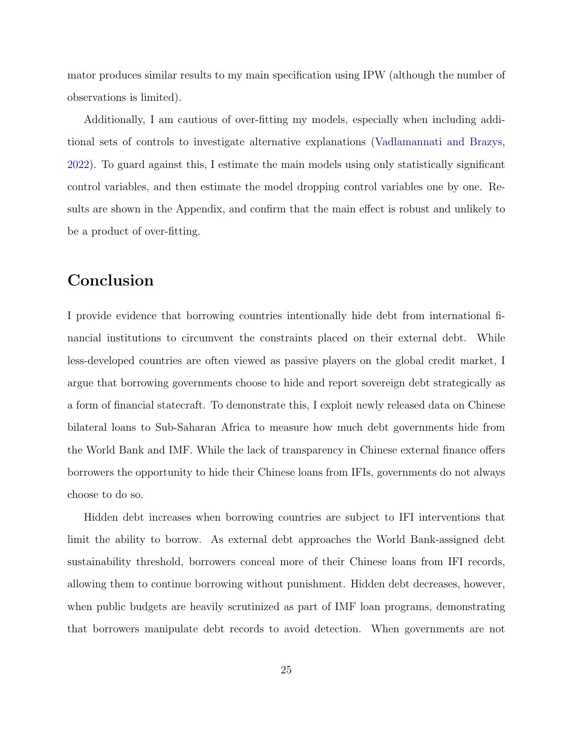mator produces similar results to my main specification using IPW (although the number of observations is limited).

Additionally, I am cautious of over-fitting my models, especially when including additional sets of controls to investigate alternative explanations (Vadlamannati and Brazys, 2022). To guard against this, I estimate the main models using only statistically significant control variables, and then estimate the model dropping control variables one by one. Results are shown in the Appendix, and confirm that the main effect is robust and unlikely to be a product of over-fitting.

## Conclusion

I provide evidence that borrowing countries intentionally hide debt from international financial institutions to circumvent the constraints placed on their external debt. While less-developed countries are often viewed as passive players on the global credit market, I argue that borrowing governments choose to hide and report sovereign debt strategically as a form of financial statecraft. To demonstrate this, I exploit newly released data on Chinese bilateral loans to Sub-Saharan Africa to measure how much debt governments hide from the World Bank and IMF. While the lack of transparency in Chinese external finance offers borrowers the opportunity to hide their Chinese loans from IFIs, governments do not always choose to do so.

Hidden debt increases when borrowing countries are subject to IFI interventions that limit the ability to borrow. As external debt approaches the World Bank-assigned debt sustainability threshold, borrowers conceal more of their Chinese loans from IFI records, allowing them to continue borrowing without punishment. Hidden debt decreases, however, when public budgets are heavily scrutinized as part of IMF loan programs, demonstrating that borrowers manipulate debt records to avoid detection. When governments are not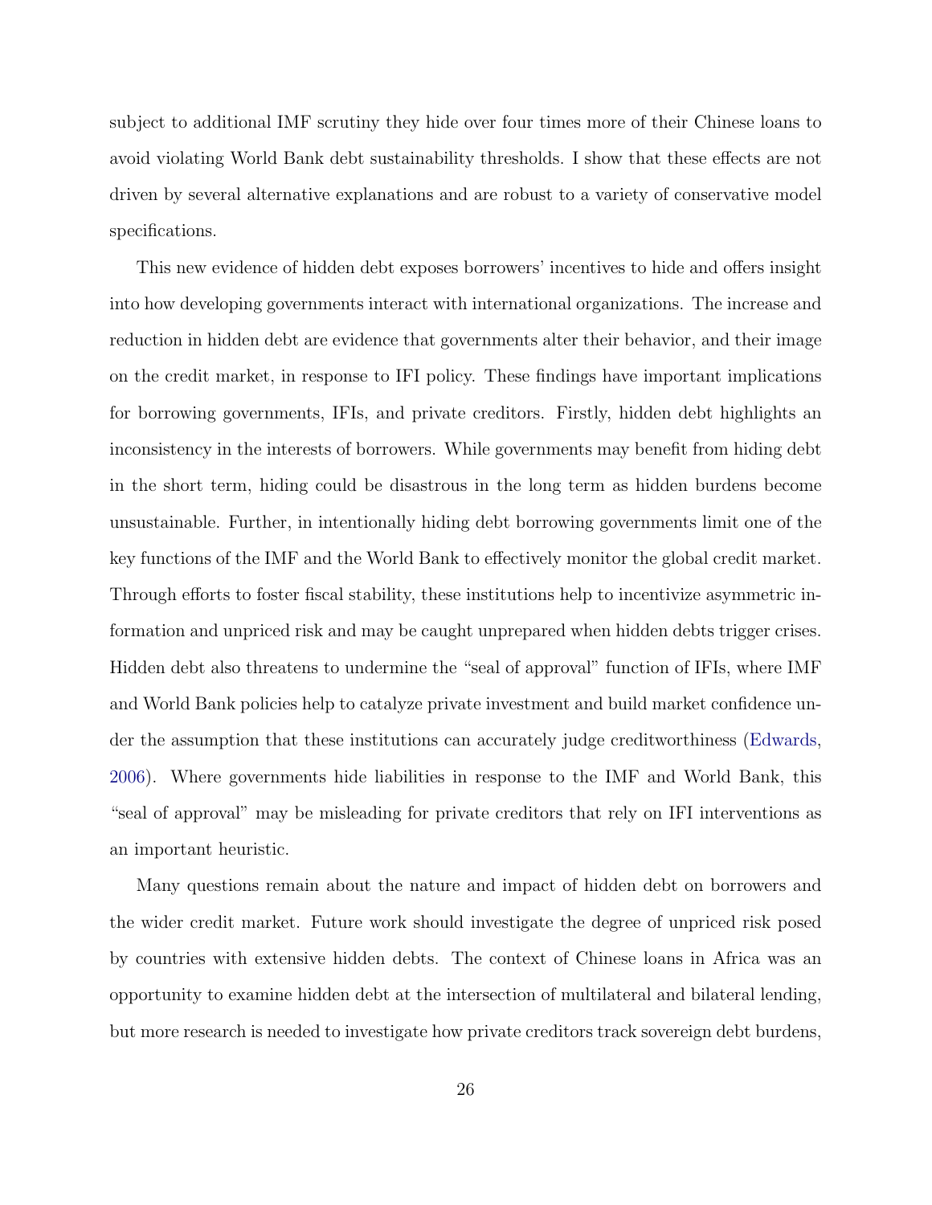subject to additional IMF scrutiny they hide over four times more of their Chinese loans to avoid violating World Bank debt sustainability thresholds. I show that these effects are not driven by several alternative explanations and are robust to a variety of conservative model specifications.

This new evidence of hidden debt exposes borrowers' incentives to hide and offers insight into how developing governments interact with international organizations. The increase and reduction in hidden debt are evidence that governments alter their behavior, and their image on the credit market, in response to IFI policy. These findings have important implications for borrowing governments, IFIs, and private creditors. Firstly, hidden debt highlights an inconsistency in the interests of borrowers. While governments may benefit from hiding debt in the short term, hiding could be disastrous in the long term as hidden burdens become unsustainable. Further, in intentionally hiding debt borrowing governments limit one of the key functions of the IMF and the World Bank to effectively monitor the global credit market. Through efforts to foster fiscal stability, these institutions help to incentivize asymmetric information and unpriced risk and may be caught unprepared when hidden debts trigger crises. Hidden debt also threatens to undermine the "seal of approval" function of IFIs, where IMF and World Bank policies help to catalyze private investment and build market confidence under the assumption that these institutions can accurately judge creditworthiness (Edwards, 2006). Where governments hide liabilities in response to the IMF and World Bank, this "seal of approval" may be misleading for private creditors that rely on IFI interventions as an important heuristic.

Many questions remain about the nature and impact of hidden debt on borrowers and the wider credit market. Future work should investigate the degree of unpriced risk posed by countries with extensive hidden debts. The context of Chinese loans in Africa was an opportunity to examine hidden debt at the intersection of multilateral and bilateral lending, but more research is needed to investigate how private creditors track sovereign debt burdens,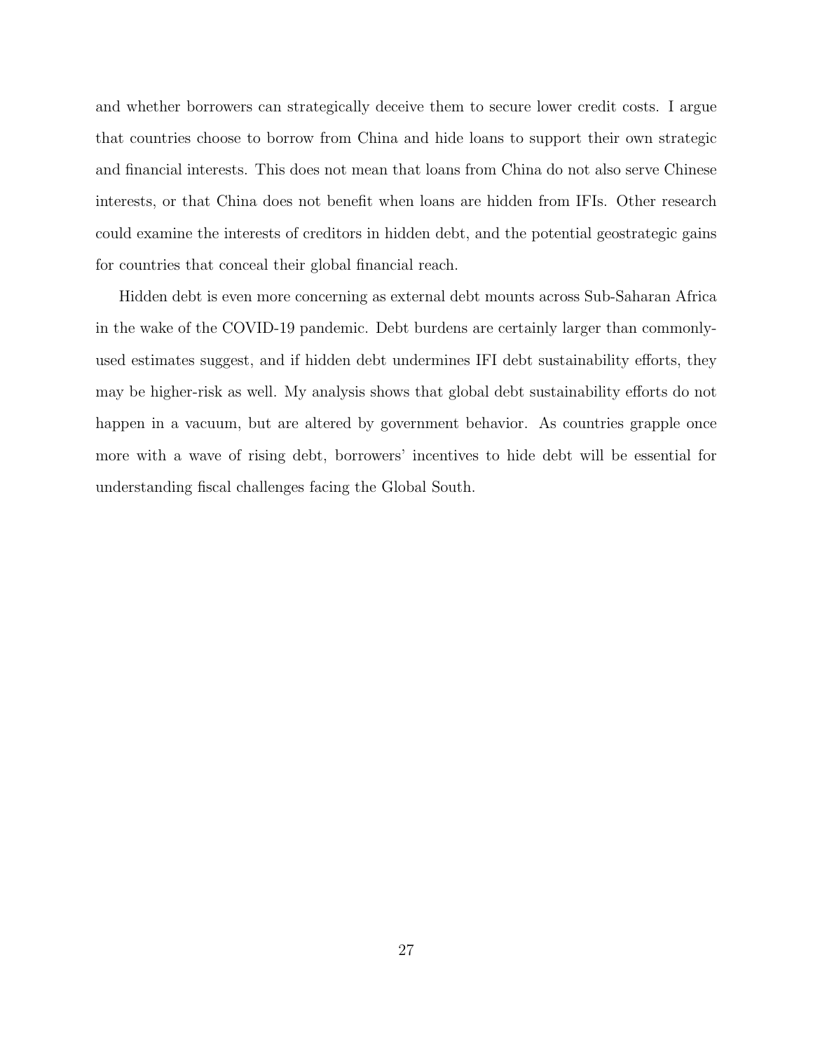and whether borrowers can strategically deceive them to secure lower credit costs. I argue that countries choose to borrow from China and hide loans to support their own strategic and financial interests. This does not mean that loans from China do not also serve Chinese interests, or that China does not benefit when loans are hidden from IFIs. Other research could examine the interests of creditors in hidden debt, and the potential geostrategic gains for countries that conceal their global financial reach.

Hidden debt is even more concerning as external debt mounts across Sub-Saharan Africa in the wake of the COVID-19 pandemic. Debt burdens are certainly larger than commonly-used estimates suggest, and if hidden debt undermines IFI debt sustainability efforts, they may be higher-risk as well. My analysis shows that global debt sustainability efforts do not happen in a vacuum, but are altered by government behavior. As countries grapple once more with a wave of rising debt, borrowers' incentives to hide debt will be essential for understanding fiscal challenges facing the Global South.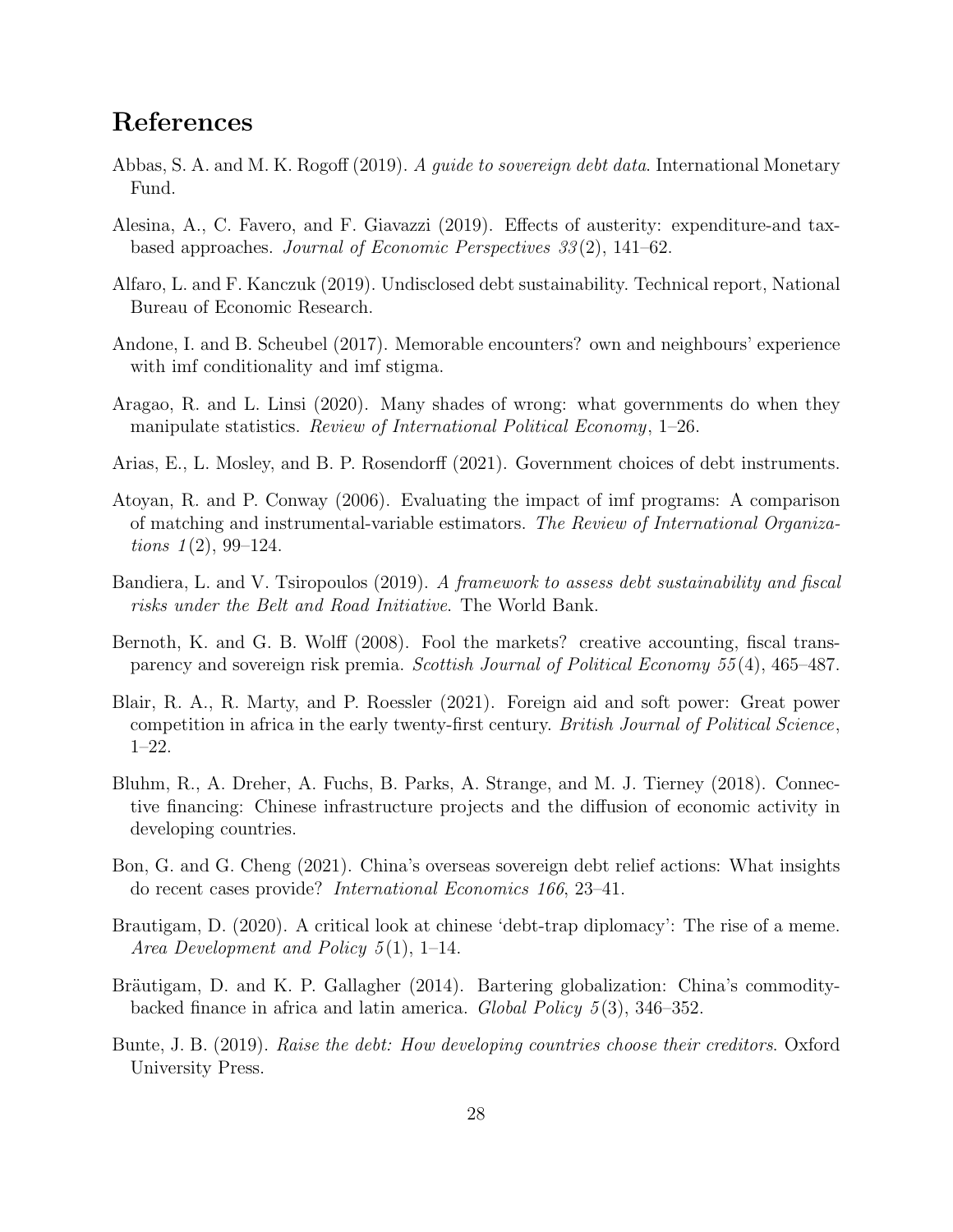# References

Abbas, S. A. and M. K. Rogoff (2019). *A guide to sovereign debt data*. International Monetary Fund.

Alesina, A., C. Favero, and F. Giavazzi (2019). Effects of austerity: expenditure-and tax-based approaches. *Journal of Economic Perspectives 33*(2), 141–62.

Alfaro, L. and F. Kanczuk (2019). Undisclosed debt sustainability. Technical report, National Bureau of Economic Research.

Andone, I. and B. Scheubel (2017). Memorable encounters? own and neighbours' experience with imf conditionality and imf stigma.

Aragao, R. and L. Linsi (2020). Many shades of wrong: what governments do when they manipulate statistics. *Review of International Political Economy*, 1–26.

Arias, E., L. Mosley, and B. P. Rosendorff (2021). Government choices of debt instruments.

Atoyan, R. and P. Conway (2006). Evaluating the impact of imf programs: A comparison of matching and instrumental-variable estimators. *The Review of International Organizations 1*(2), 99–124.

Bandiera, L. and V. Tsiropoulos (2019). *A framework to assess debt sustainability and fiscal risks under the Belt and Road Initiative*. The World Bank.

Bernoth, K. and G. B. Wolff (2008). Fool the markets? creative accounting, fiscal transparency and sovereign risk premia. *Scottish Journal of Political Economy 55*(4), 465–487.

Blair, R. A., R. Marty, and P. Roessler (2021). Foreign aid and soft power: Great power competition in africa in the early twenty-first century. *British Journal of Political Science*, 1–22.

Bluhm, R., A. Dreher, A. Fuchs, B. Parks, A. Strange, and M. J. Tierney (2018). Connective financing: Chinese infrastructure projects and the diffusion of economic activity in developing countries.

Bon, G. and G. Cheng (2021). China's overseas sovereign debt relief actions: What insights do recent cases provide? *International Economics 166*, 23–41.

Brautigam, D. (2020). A critical look at chinese 'debt-trap diplomacy': The rise of a meme. *Area Development and Policy 5*(1), 1–14.

Bräutigam, D. and K. P. Gallagher (2014). Bartering globalization: China's commodity-backed finance in africa and latin america. *Global Policy 5*(3), 346–352.

Bunte, J. B. (2019). *Raise the debt: How developing countries choose their creditors*. Oxford University Press.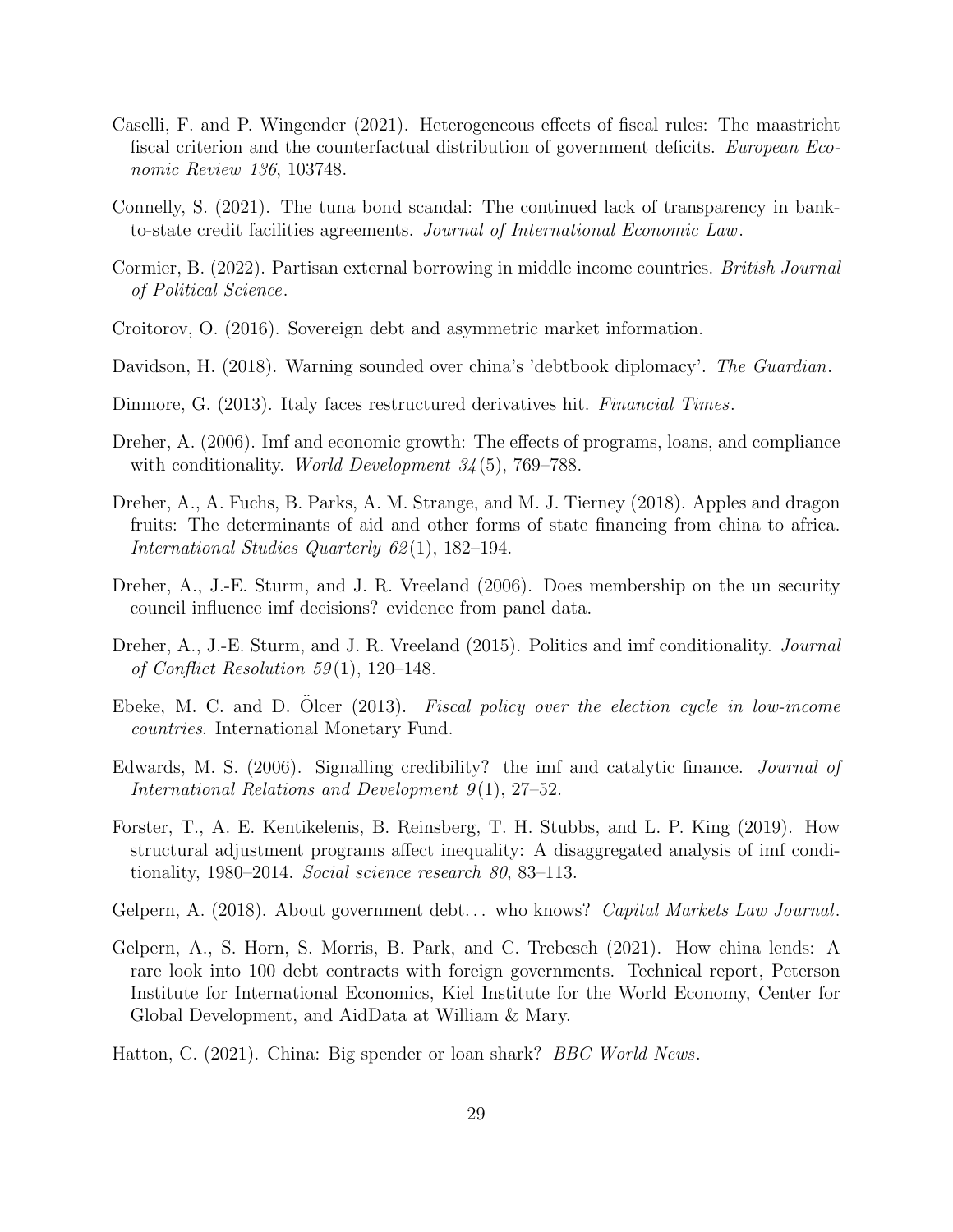Caselli, F. and P. Wingender (2021). Heterogeneous effects of fiscal rules: The maastricht fiscal criterion and the counterfactual distribution of government deficits. *European Economic Review 136*, 103748.

Connelly, S. (2021). The tuna bond scandal: The continued lack of transparency in bank-to-state credit facilities agreements. *Journal of International Economic Law*.

Cormier, B. (2022). Partisan external borrowing in middle income countries. *British Journal of Political Science*.

Croitorov, O. (2016). Sovereign debt and asymmetric market information.

Davidson, H. (2018). Warning sounded over china's 'debtbook diplomacy'. *The Guardian*.

Dinmore, G. (2013). Italy faces restructured derivatives hit. *Financial Times*.

Dreher, A. (2006). Imf and economic growth: The effects of programs, loans, and compliance with conditionality. *World Development 34*(5), 769–788.

Dreher, A., A. Fuchs, B. Parks, A. M. Strange, and M. J. Tierney (2018). Apples and dragon fruits: The determinants of aid and other forms of state financing from china to africa. *International Studies Quarterly 62*(1), 182–194.

Dreher, A., J.-E. Sturm, and J. R. Vreeland (2006). Does membership on the un security council influence imf decisions? evidence from panel data.

Dreher, A., J.-E. Sturm, and J. R. Vreeland (2015). Politics and imf conditionality. *Journal of Conflict Resolution 59*(1), 120–148.

Ebeke, M. C. and D. Ölcer (2013). *Fiscal policy over the election cycle in low-income countries*. International Monetary Fund.

Edwards, M. S. (2006). Signalling credibility? the imf and catalytic finance. *Journal of International Relations and Development 9*(1), 27–52.

Forster, T., A. E. Kentikelenis, B. Reinsberg, T. H. Stubbs, and L. P. King (2019). How structural adjustment programs affect inequality: A disaggregated analysis of imf conditionality, 1980–2014. *Social science research 80*, 83–113.

Gelpern, A. (2018). About government debt… who knows? *Capital Markets Law Journal*.

Gelpern, A., S. Horn, S. Morris, B. Park, and C. Trebesch (2021). How china lends: A rare look into 100 debt contracts with foreign governments. Technical report, Peterson Institute for International Economics, Kiel Institute for the World Economy, Center for Global Development, and AidData at William & Mary.

Hatton, C. (2021). China: Big spender or loan shark? *BBC World News*.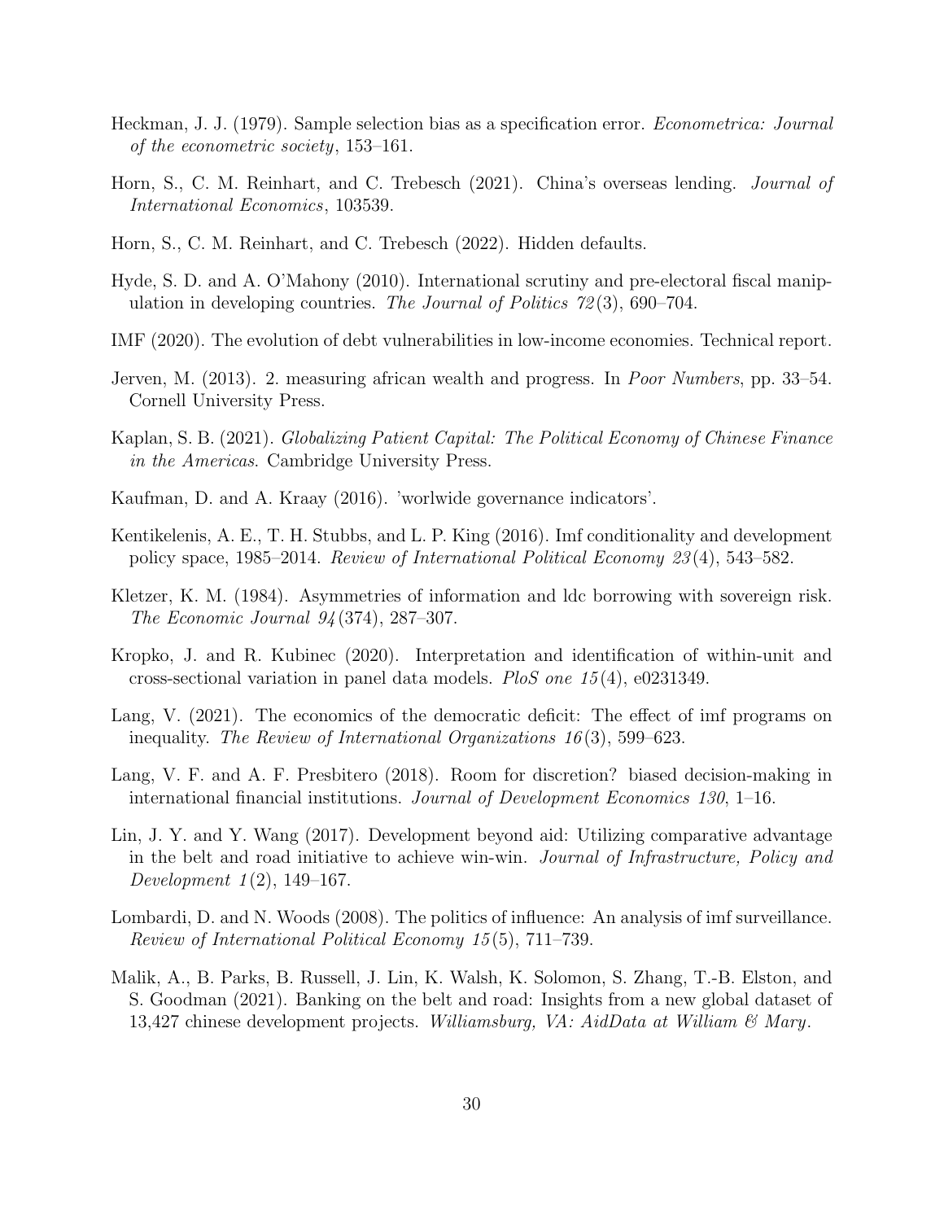Heckman, J. J. (1979). Sample selection bias as a specification error. *Econometrica: Journal of the econometric society*, 153–161.

Horn, S., C. M. Reinhart, and C. Trebesch (2021). China's overseas lending. *Journal of International Economics*, 103539.

Horn, S., C. M. Reinhart, and C. Trebesch (2022). Hidden defaults.

Hyde, S. D. and A. O'Mahony (2010). International scrutiny and pre-electoral fiscal manipulation in developing countries. *The Journal of Politics 72*(3), 690–704.

IMF (2020). The evolution of debt vulnerabilities in low-income economies. Technical report.

Jerven, M. (2013). 2. measuring african wealth and progress. In *Poor Numbers*, pp. 33–54. Cornell University Press.

Kaplan, S. B. (2021). *Globalizing Patient Capital: The Political Economy of Chinese Finance in the Americas*. Cambridge University Press.

Kaufman, D. and A. Kraay (2016). 'worlwide governance indicators'.

Kentikelenis, A. E., T. H. Stubbs, and L. P. King (2016). Imf conditionality and development policy space, 1985–2014. *Review of International Political Economy 23*(4), 543–582.

Kletzer, K. M. (1984). Asymmetries of information and ldc borrowing with sovereign risk. *The Economic Journal 94*(374), 287–307.

Kropko, J. and R. Kubinec (2020). Interpretation and identification of within-unit and cross-sectional variation in panel data models. *PloS one 15*(4), e0231349.

Lang, V. (2021). The economics of the democratic deficit: The effect of imf programs on inequality. *The Review of International Organizations 16*(3), 599–623.

Lang, V. F. and A. F. Presbitero (2018). Room for discretion? biased decision-making in international financial institutions. *Journal of Development Economics 130*, 1–16.

Lin, J. Y. and Y. Wang (2017). Development beyond aid: Utilizing comparative advantage in the belt and road initiative to achieve win-win. *Journal of Infrastructure, Policy and Development 1*(2), 149–167.

Lombardi, D. and N. Woods (2008). The politics of influence: An analysis of imf surveillance. *Review of International Political Economy 15*(5), 711–739.

Malik, A., B. Parks, B. Russell, J. Lin, K. Walsh, K. Solomon, S. Zhang, T.-B. Elston, and S. Goodman (2021). Banking on the belt and road: Insights from a new global dataset of 13,427 chinese development projects. *Williamsburg, VA: AidData at William & Mary*.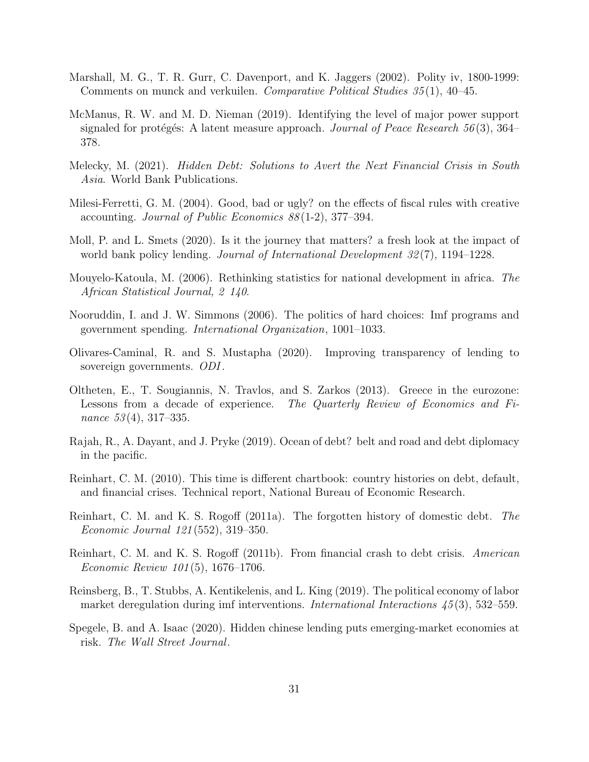Marshall, M. G., T. R. Gurr, C. Davenport, and K. Jaggers (2002). Polity iv, 1800-1999: Comments on munck and verkuilen. *Comparative Political Studies 35*(1), 40–45.

McManus, R. W. and M. D. Nieman (2019). Identifying the level of major power support signaled for protégés: A latent measure approach. *Journal of Peace Research 56*(3), 364–378.

Melecky, M. (2021). *Hidden Debt: Solutions to Avert the Next Financial Crisis in South Asia*. World Bank Publications.

Milesi-Ferretti, G. M. (2004). Good, bad or ugly? on the effects of fiscal rules with creative accounting. *Journal of Public Economics 88*(1-2), 377–394.

Moll, P. and L. Smets (2020). Is it the journey that matters? a fresh look at the impact of world bank policy lending. *Journal of International Development 32*(7), 1194–1228.

Mouyelo-Katoula, M. (2006). Rethinking statistics for national development in africa. *The African Statistical Journal, 2 140*.

Nooruddin, I. and J. W. Simmons (2006). The politics of hard choices: Imf programs and government spending. *International Organization*, 1001–1033.

Olivares-Caminal, R. and S. Mustapha (2020). Improving transparency of lending to sovereign governments. *ODI*.

Oltheten, E., T. Sougiannis, N. Travlos, and S. Zarkos (2013). Greece in the eurozone: Lessons from a decade of experience. *The Quarterly Review of Economics and Finance 53*(4), 317–335.

Rajah, R., A. Dayant, and J. Pryke (2019). Ocean of debt? belt and road and debt diplomacy in the pacific.

Reinhart, C. M. (2010). This time is different chartbook: country histories on debt, default, and financial crises. Technical report, National Bureau of Economic Research.

Reinhart, C. M. and K. S. Rogoff (2011a). The forgotten history of domestic debt. *The Economic Journal 121*(552), 319–350.

Reinhart, C. M. and K. S. Rogoff (2011b). From financial crash to debt crisis. *American Economic Review 101*(5), 1676–1706.

Reinsberg, B., T. Stubbs, A. Kentikelenis, and L. King (2019). The political economy of labor market deregulation during imf interventions. *International Interactions 45*(3), 532–559.

Spegele, B. and A. Isaac (2020). Hidden chinese lending puts emerging-market economies at risk. *The Wall Street Journal*.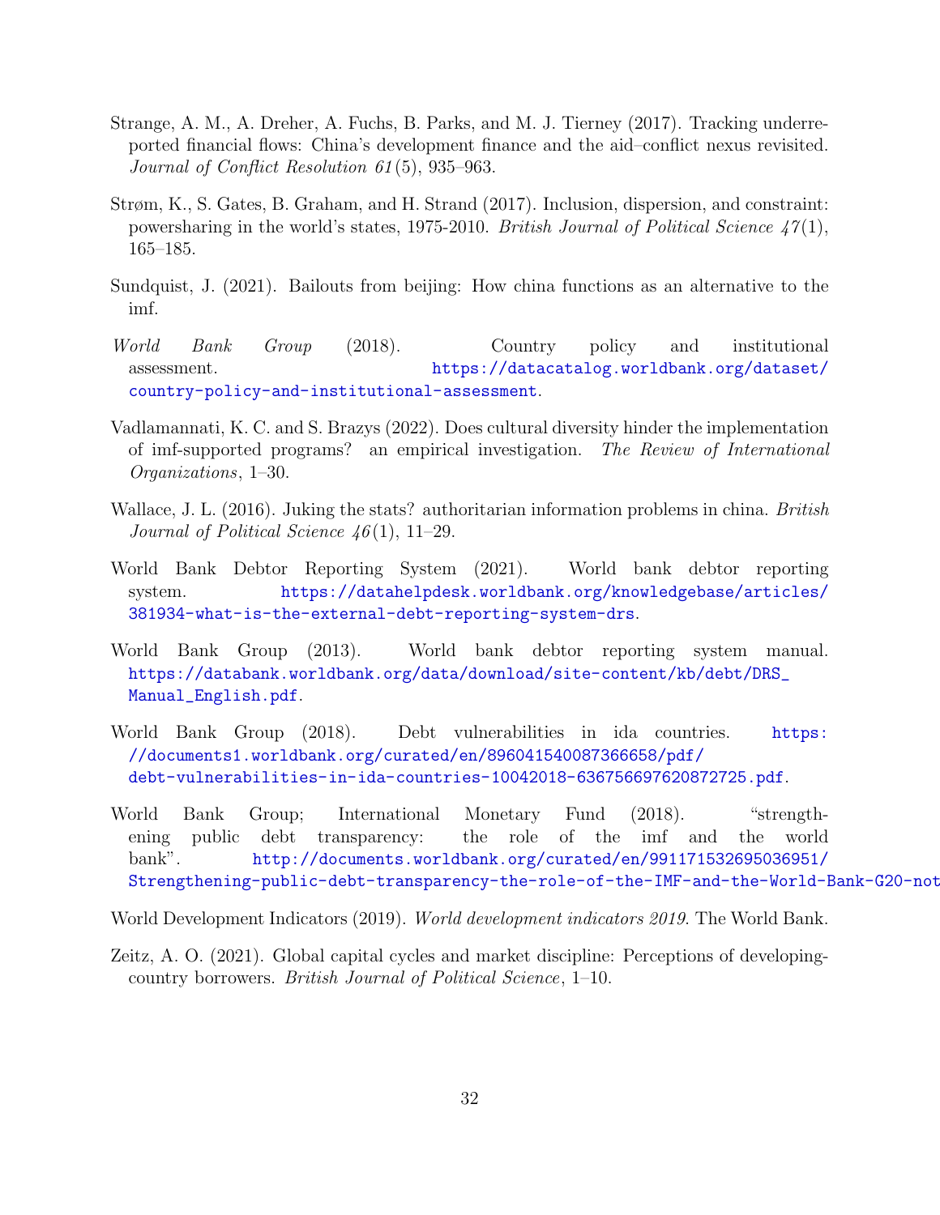Strange, A. M., A. Dreher, A. Fuchs, B. Parks, and M. J. Tierney (2017). Tracking underreported financial flows: China's development finance and the aid–conflict nexus revisited. *Journal of Conflict Resolution 61*(5), 935–963.

Strøm, K., S. Gates, B. Graham, and H. Strand (2017). Inclusion, dispersion, and constraint: powersharing in the world's states, 1975-2010. *British Journal of Political Science 47*(1), 165–185.

Sundquist, J. (2021). Bailouts from beijing: How china functions as an alternative to the imf.

*World Bank Group* (2018). Country policy and institutional assessment. https://datacatalog.worldbank.org/dataset/country-policy-and-institutional-assessment.

Vadlamannati, K. C. and S. Brazys (2022). Does cultural diversity hinder the implementation of imf-supported programs? an empirical investigation. *The Review of International Organizations*, 1–30.

Wallace, J. L. (2016). Juking the stats? authoritarian information problems in china. *British Journal of Political Science 46*(1), 11–29.

World Bank Debtor Reporting System (2021). World bank debtor reporting system. https://datahelpdesk.worldbank.org/knowledgebase/articles/381934-what-is-the-external-debt-reporting-system-drs.

World Bank Group (2013). World bank debtor reporting system manual. https://databank.worldbank.org/data/download/site-content/kb/debt/DRS_Manual_English.pdf.

World Bank Group (2018). Debt vulnerabilities in ida countries. https://documents1.worldbank.org/curated/en/896041540087366658/pdf/debt-vulnerabilities-in-ida-countries-10042018-636756697620872725.pdf.

World Bank Group; International Monetary Fund (2018). "strengthening public debt transparency: the role of the imf and the world bank". http://documents.worldbank.org/curated/en/991171532695036951/Strengthening-public-debt-transparency-the-role-of-the-IMF-and-the-World-Bank-G20-not

World Development Indicators (2019). *World development indicators 2019*. The World Bank.

Zeitz, A. O. (2021). Global capital cycles and market discipline: Perceptions of developing-country borrowers. *British Journal of Political Science*, 1–10.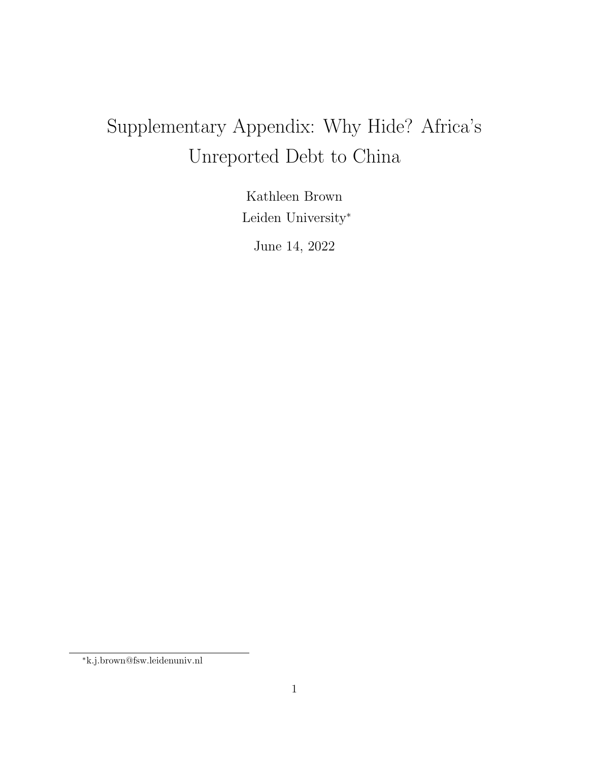# Supplementary Appendix: Why Hide? Africa's Unreported Debt to China

Kathleen Brown

Leiden University*

June 14, 2022

*k.j.brown@fsw.leidenuniv.nl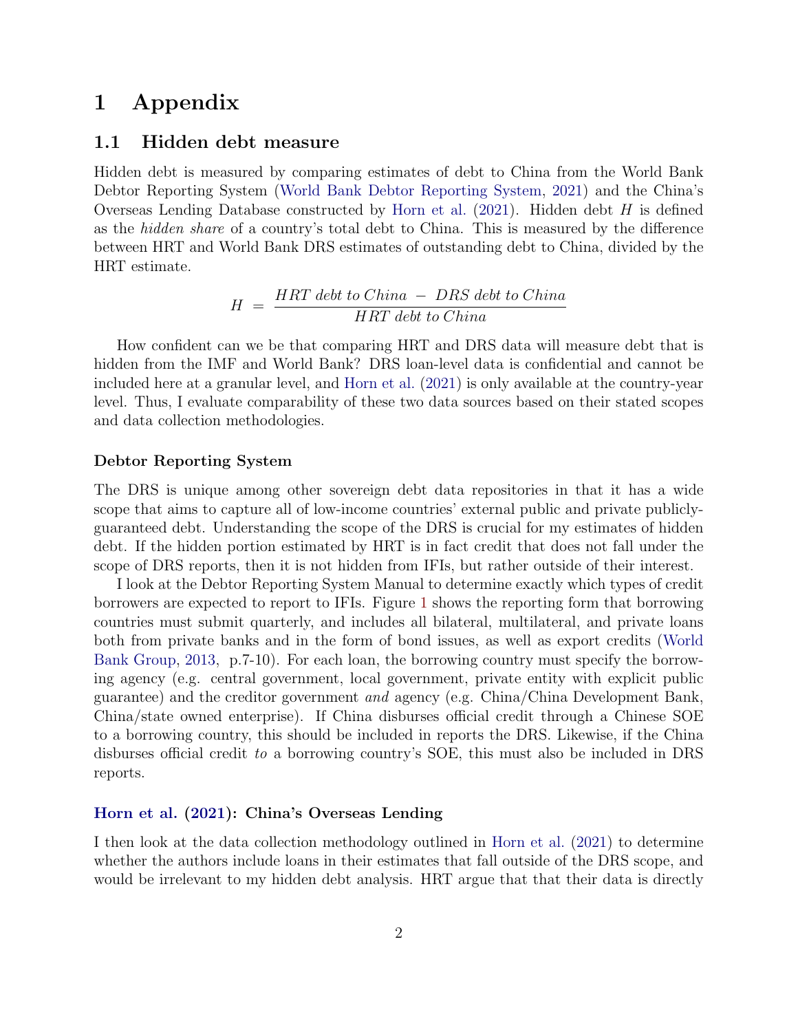# 1 Appendix

## 1.1 Hidden debt measure

Hidden debt is measured by comparing estimates of debt to China from the World Bank Debtor Reporting System (World Bank Debtor Reporting System, 2021) and the China's Overseas Lending Database constructed by Horn et al. (2021). Hidden debt $H$ is defined as the *hidden share* of a country's total debt to China. This is measured by the difference between HRT and World Bank DRS estimates of outstanding debt to China, divided by the HRT estimate.

$$H = \frac{HRT\ debt\ to\ China\ -\ DRS\ debt\ to\ China}{HRT\ debt\ to\ China}$$

How confident can we be that comparing HRT and DRS data will measure debt that is hidden from the IMF and World Bank? DRS loan-level data is confidential and cannot be included here at a granular level, and Horn et al. (2021) is only available at the country-year level. Thus, I evaluate comparability of these two data sources based on their stated scopes and data collection methodologies.

#### Debtor Reporting System

The DRS is unique among other sovereign debt data repositories in that it has a wide scope that aims to capture all of low-income countries' external public and private publicly-guaranteed debt. Understanding the scope of the DRS is crucial for my estimates of hidden debt. If the hidden portion estimated by HRT is in fact credit that does not fall under the scope of DRS reports, then it is not hidden from IFIs, but rather outside of their interest.

I look at the Debtor Reporting System Manual to determine exactly which types of credit borrowers are expected to report to IFIs. Figure 1 shows the reporting form that borrowing countries must submit quarterly, and includes all bilateral, multilateral, and private loans both from private banks and in the form of bond issues, as well as export credits (World Bank Group, 2013, p.7-10). For each loan, the borrowing country must specify the borrowing agency (e.g. central government, local government, private entity with explicit public guarantee) and the creditor government *and* agency (e.g. China/China Development Bank, China/state owned enterprise). If China disburses official credit through a Chinese SOE to a borrowing country, this should be included in reports the DRS. Likewise, if the China disburses official credit *to* a borrowing country's SOE, this must also be included in DRS reports.

#### Horn et al. (2021): China's Overseas Lending

I then look at the data collection methodology outlined in Horn et al. (2021) to determine whether the authors include loans in their estimates that fall outside of the DRS scope, and would be irrelevant to my hidden debt analysis. HRT argue that that their data is directly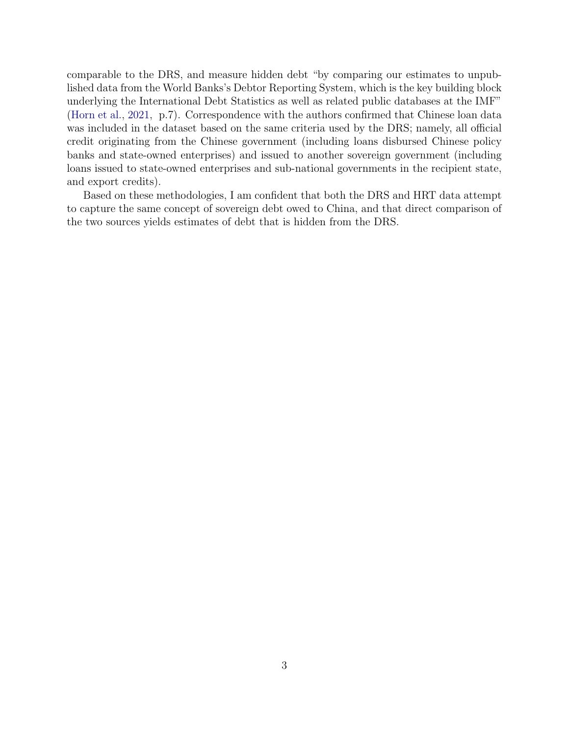comparable to the DRS, and measure hidden debt "by comparing our estimates to unpublished data from the World Banks's Debtor Reporting System, which is the key building block underlying the International Debt Statistics as well as related public databases at the IMF" (Horn et al., 2021, p.7). Correspondence with the authors confirmed that Chinese loan data was included in the dataset based on the same criteria used by the DRS; namely, all official credit originating from the Chinese government (including loans disbursed Chinese policy banks and state-owned enterprises) and issued to another sovereign government (including loans issued to state-owned enterprises and sub-national governments in the recipient state, and export credits).

Based on these methodologies, I am confident that both the DRS and HRT data attempt to capture the same concept of sovereign debt owed to China, and that direct comparison of the two sources yields estimates of debt that is hidden from the DRS.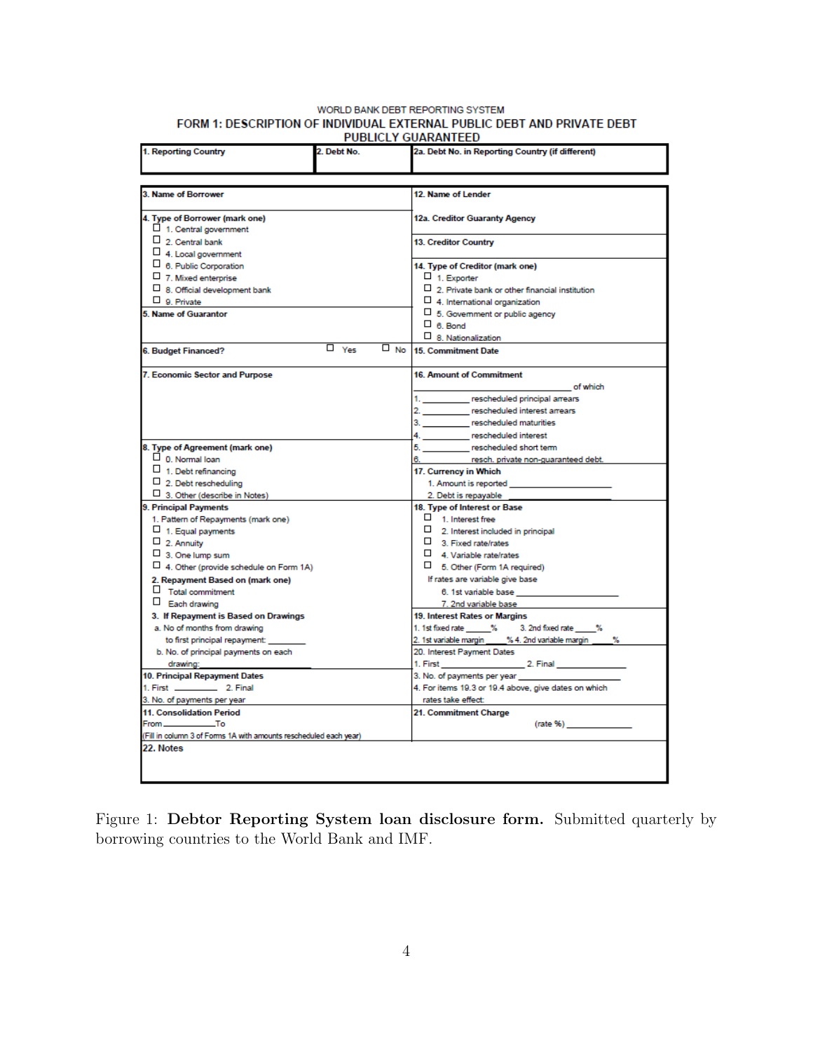WORLD BANK DEBT REPORTING SYSTEM

**FORM 1: DESCRIPTION OF INDIVIDUAL EXTERNAL PUBLIC DEBT AND PRIVATE DEBT PUBLICLY GUARANTEED**

| 1. Reporting Country | 2. Debt No. | 2a. Debt No. in Reporting Country (if different) |
|---|---|---|

| | |
|---|---|
| **3. Name of Borrower** | **12. Name of Lender** |
| **4. Type of Borrower (mark one)**<br>☐ 1. Central government<br>☐ 2. Central bank<br>☐ 4. Local government<br>☐ 6. Public Corporation<br>☐ 7. Mixed enterprise<br>☐ 8. Official development bank<br>☐ 9. Private | **12a. Creditor Guaranty Agency**<br>**13. Creditor Country**<br>**14. Type of Creditor (mark one)**<br>☐ 1. Exporter<br>☐ 2. Private bank or other financial institution<br>☐ 4. International organization<br>☐ 5. Government or public agency<br>☐ 6. Bond<br>☐ 8. Nationalization |
| **5. Name of Guarantor** | |
| **6. Budget Financed?** ☐ Yes ☐ No | **15. Commitment Date** |
| **7. Economic Sector and Purpose** | **16. Amount of Commitment** ______ of which<br>1. ______ rescheduled principal arrears<br>2. ______ rescheduled interest arrears<br>3. ______ rescheduled maturities<br>4. ______ rescheduled interest<br>5. ______ rescheduled short term<br>6. ______ resch. private non-guaranteed debt |
| **8. Type of Agreement (mark one)**<br>☐ 0. Normal loan<br>☐ 1. Debt refinancing<br>☐ 2. Debt rescheduling<br>☐ 3. Other (describe in Notes) | **17. Currency in Which**<br>1. Amount is reported ______<br>2. Debt is repayable ______ |
| **9. Principal Payments**<br>1. Pattern of Repayments (mark one)<br>☐ 1. Equal payments<br>☐ 2. Annuity<br>☐ 3. One lump sum<br>☐ 4. Other (provide schedule on Form 1A)<br>**2. Repayment Based on (mark one)**<br>☐ Total commitment<br>☐ Each drawing<br>**3. If Repayment is Based on Drawings**<br>a. No of months from drawing to first principal repayment: ______<br>b. No. of principal payments on each drawing: ______ | **18. Type of Interest or Base**<br>☐ 1. Interest free<br>☐ 2. Interest included in principal<br>☐ 3. Fixed rate/rates<br>☐ 4. Variable rate/rates<br>☐ 5. Other (Form 1A required)<br>If rates are variable give base<br>6. 1st variable base ______<br>7. 2nd variable base<br>**19. Interest Rates or Margins**<br>1. 1st fixed rate ____% 3. 2nd fixed rate ____%<br>2. 1st variable margin ____% 4. 2nd variable margin ____%<br>20. Interest Payment Dates<br>1. First ______ 2. Final ______ |
| **10. Principal Repayment Dates**<br>1. First ______ 2. Final<br>3. No. of payments per year | 3. No. of payments per year ______<br>4. For items 19.3 or 19.4 above, give dates on which rates take effect: |
| **11. Consolidation Period**<br>From ______ To<br>(Fill in column 3 of Forms 1A with amounts rescheduled each year) | **21. Commitment Charge**<br>(rate %) ______ |
| **22. Notes** | |

Figure 1: **Debtor Reporting System loan disclosure form.** Submitted quarterly by borrowing countries to the World Bank and IMF.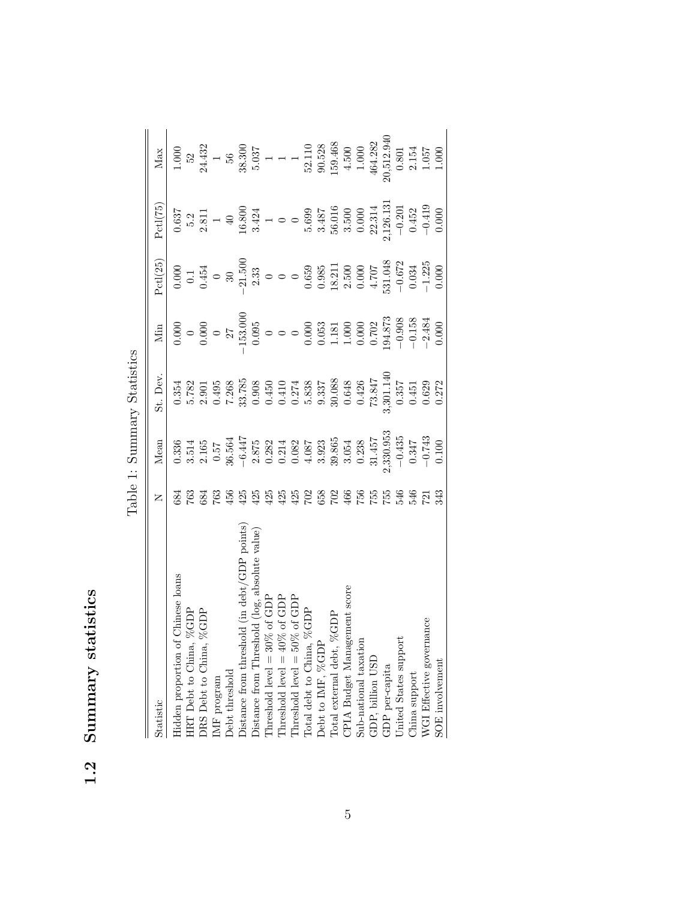## 1.2 Summary statistics

Table 1: Summary Statistics

| Statistic | N | Mean | St. Dev. | Min | Pctl(25) | Pctl(75) | Max |
|---|---|---|---|---|---|---|---|
| Hidden proportion of Chinese loans | 684 | 0.336 | 0.354 | 0.000 | 0.000 | 0.637 | 1.000 |
| HRT Debt to China, %GDP | 763 | 3.514 | 5.782 | 0 | 0.1 | 5.2 | 52 |
| DRS Debt to China, %GDP | 684 | 2.165 | 2.901 | 0.000 | 0.454 | 2.811 | 24.432 |
| IMF program | 763 | 0.57 | 0.495 | 0 | 0 | 1 | 1 |
| Debt threshold | 456 | 36.564 | 7.268 | 27 | 30 | 40 | 56 |
| Distance from threshold (in debt/GDP points) | 425 | −6.447 | 33.785 | −153.000 | −21.500 | 16.800 | 38.300 |
| Distance from Threshold (log, absolute value) | 425 | 2.875 | 0.908 | 0.095 | 2.33 | 3.424 | 5.037 |
| Threshold level = 30% of GDP | 425 | 0.282 | 0.450 | 0 | 0 | 1 | 1 |
| Threshold level = 40% of GDP | 425 | 0.214 | 0.410 | 0 | 0 | 0 | 1 |
| Threshold level = 50% of GDP | 425 | 0.082 | 0.274 | 0 | 0 | 0 | 1 |
| Total debt to China, %GDP | 702 | 4.087 | 5.838 | 0.000 | 0.659 | 5.699 | 52.110 |
| Debt to IMF, %GDP | 658 | 3.923 | 9.337 | 0.053 | 0.985 | 3.487 | 90.528 |
| Total external debt, %GDP | 702 | 39.865 | 30.088 | 1.181 | 18.211 | 56.016 | 159.468 |
| CPIA Budget Management score | 466 | 3.054 | 0.648 | 1.000 | 2.500 | 3.500 | 4.500 |
| Sub-national taxation | 756 | 0.238 | 0.426 | 0.000 | 0.000 | 0.000 | 1.000 |
| GDP, billion USD | 755 | 31.457 | 73.847 | 0.702 | 4.707 | 22.314 | 464.282 |
| GDP per-capita | 755 | 2,330.953 | 3,301.140 | 194.873 | 531.048 | 2,126.131 | 20,512.940 |
| United States support | 546 | −0.435 | 0.357 | −0.908 | −0.672 | −0.201 | 0.801 |
| China support | 546 | 0.347 | 0.451 | −0.158 | 0.034 | 0.452 | 2.154 |
| WGI Effective governance | 721 | −0.743 | 0.629 | −2.484 | −1.225 | −0.419 | 1.057 |
| SOE involvement | 343 | 0.100 | 0.272 | 0.000 | 0.000 | 0.000 | 1.000 |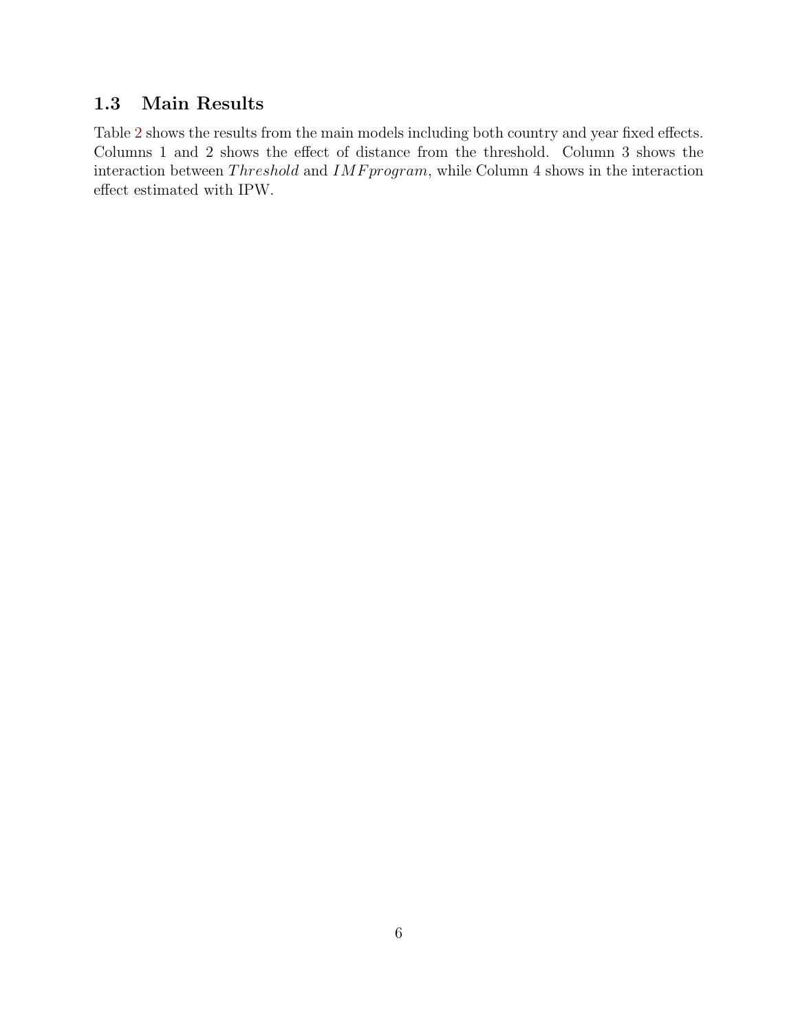### 1.3 Main Results

Table 2 shows the results from the main models including both country and year fixed effects. Columns 1 and 2 shows the effect of distance from the threshold. Column 3 shows the interaction between $Threshold$ and $IMFprogram$, while Column 4 shows in the interaction effect estimated with IPW.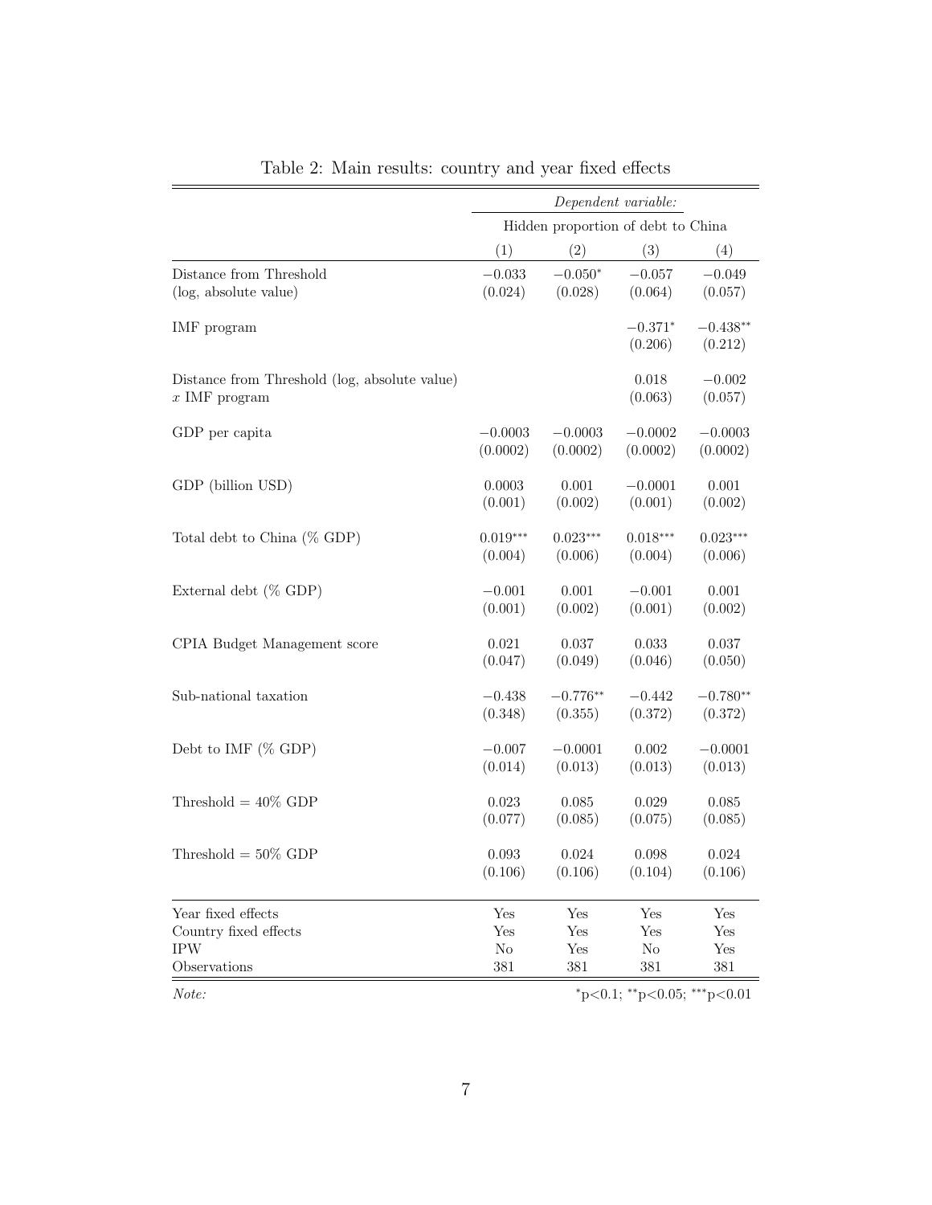Table 2: Main results: country and year fixed effects

| | *Dependent variable:* | | | |
|---|---|---|---|---|
| | Hidden proportion of debt to China | | | |
| | (1) | (2) | (3) | (4) |
| Distance from Threshold (log, absolute value) | −0.033 | −0.050* | −0.057 | −0.049 |
| | (0.024) | (0.028) | (0.064) | (0.057) |
| IMF program | | | −0.371* | −0.438** |
| | | | (0.206) | (0.212) |
| Distance from Threshold (log, absolute value) $x$ IMF program | | | 0.018 | −0.002 |
| | | | (0.063) | (0.057) |
| GDP per capita | −0.0003 | −0.0003 | −0.0002 | −0.0003 |
| | (0.0002) | (0.0002) | (0.0002) | (0.0002) |
| GDP (billion USD) | 0.0003 | 0.001 | −0.0001 | 0.001 |
| | (0.001) | (0.002) | (0.001) | (0.002) |
| Total debt to China (% GDP) | 0.019*** | 0.023*** | 0.018*** | 0.023*** |
| | (0.004) | (0.006) | (0.004) | (0.006) |
| External debt (% GDP) | −0.001 | 0.001 | −0.001 | 0.001 |
| | (0.001) | (0.002) | (0.001) | (0.002) |
| CPIA Budget Management score | 0.021 | 0.037 | 0.033 | 0.037 |
| | (0.047) | (0.049) | (0.046) | (0.050) |
| Sub-national taxation | −0.438 | −0.776** | −0.442 | −0.780** |
| | (0.348) | (0.355) | (0.372) | (0.372) |
| Debt to IMF (% GDP) | −0.007 | −0.0001 | 0.002 | −0.0001 |
| | (0.014) | (0.013) | (0.013) | (0.013) |
| Threshold = 40% GDP | 0.023 | 0.085 | 0.029 | 0.085 |
| | (0.077) | (0.085) | (0.075) | (0.085) |
| Threshold = 50% GDP | 0.093 | 0.024 | 0.098 | 0.024 |
| | (0.106) | (0.106) | (0.104) | (0.106) |
| Year fixed effects | Yes | Yes | Yes | Yes |
| Country fixed effects | Yes | Yes | Yes | Yes |
| IPW | No | Yes | No | Yes |
| Observations | 381 | 381 | 381 | 381 |

*Note:* *p<0.1; **p<0.05; ***p<0.01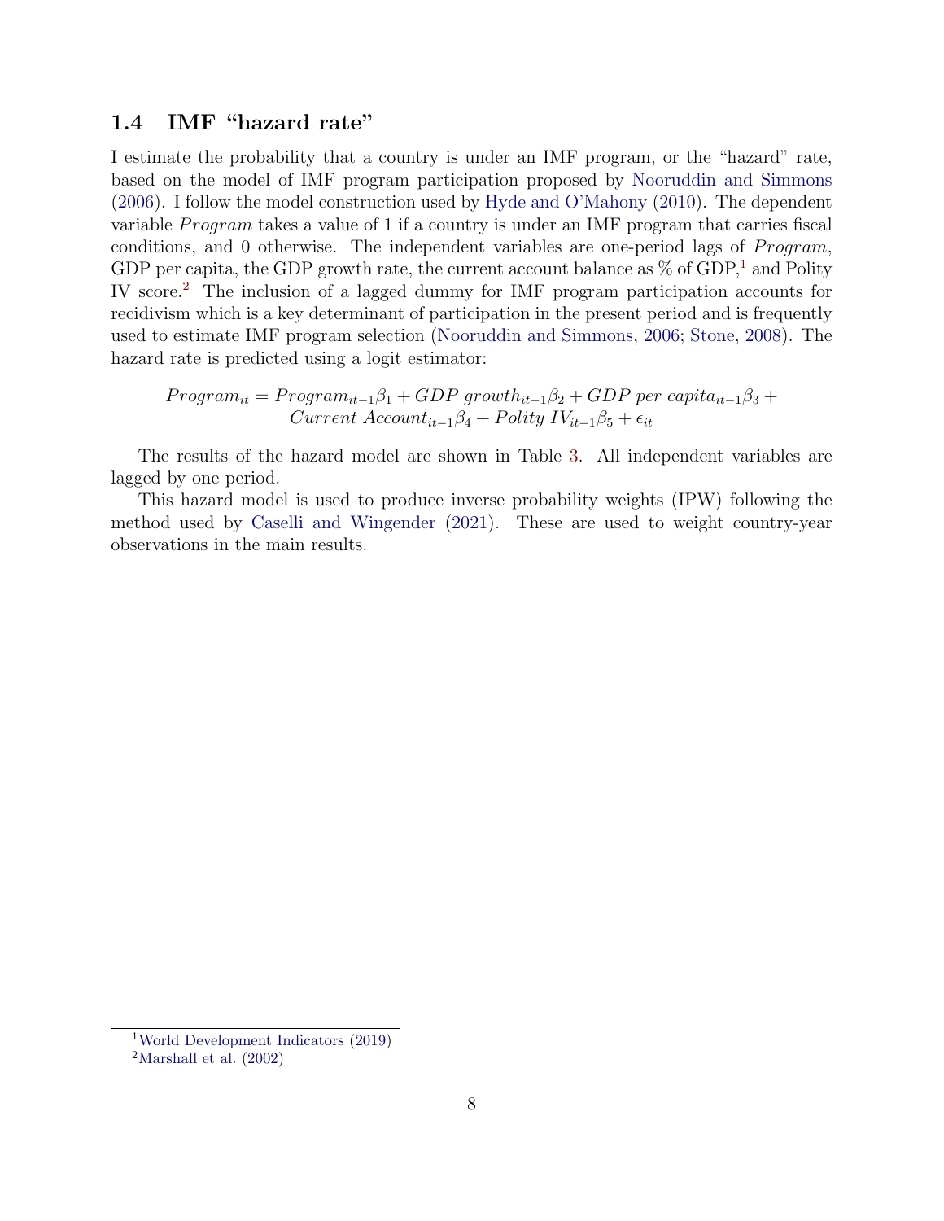### 1.4 IMF "hazard rate"

I estimate the probability that a country is under an IMF program, or the "hazard" rate, based on the model of IMF program participation proposed by Nooruddin and Simmons (2006). I follow the model construction used by Hyde and O'Mahony (2010). The dependent variable *Program* takes a value of 1 if a country is under an IMF program that carries fiscal conditions, and 0 otherwise. The independent variables are one-period lags of *Program*, GDP per capita, the GDP growth rate, the current account balance as % of GDP,[1] and Polity IV score.[2] The inclusion of a lagged dummy for IMF program participation accounts for recidivism which is a key determinant of participation in the present period and is frequently used to estimate IMF program selection (Nooruddin and Simmons, 2006; Stone, 2008). The hazard rate is predicted using a logit estimator:

$$Program_{it} = Program_{it-1}\beta_1 + GDP\ growth_{it-1}\beta_2 + GDP\ per\ capita_{it-1}\beta_3 + Current\ Account_{it-1}\beta_4 + Polity\ IV_{it-1}\beta_5 + \epsilon_{it}$$

The results of the hazard model are shown in Table 3. All independent variables are lagged by one period.

This hazard model is used to produce inverse probability weights (IPW) following the method used by Caselli and Wingender (2021). These are used to weight country-year observations in the main results.

[1] World Development Indicators (2019)

[2] Marshall et al. (2002)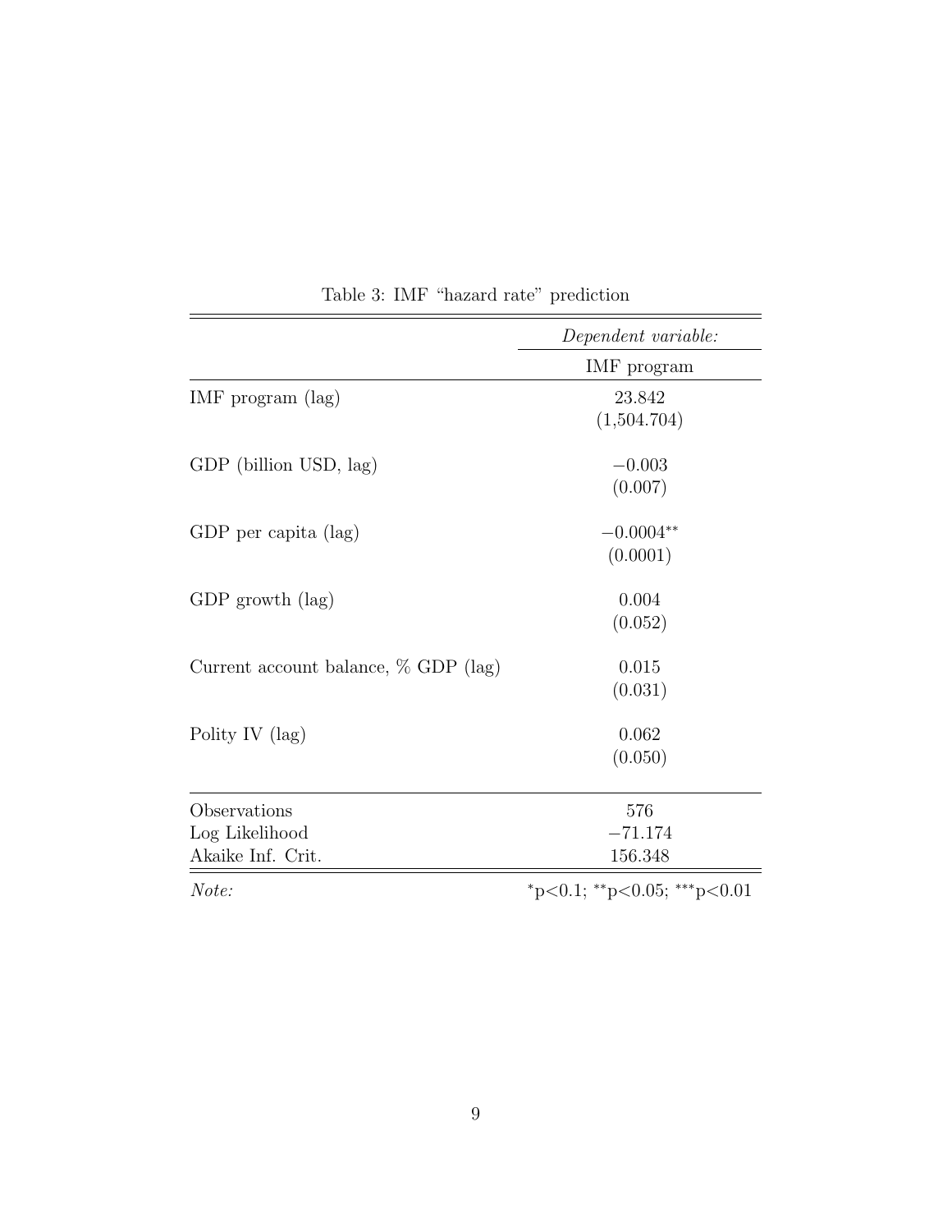Table 3: IMF "hazard rate" prediction

| | *Dependent variable:* |
|---|---|
| | IMF program |
| IMF program (lag) | 23.842 |
| | (1,504.704) |
| GDP (billion USD, lag) | −0.003 |
| | (0.007) |
| GDP per capita (lag) | −0.0004** |
| | (0.0001) |
| GDP growth (lag) | 0.004 |
| | (0.052) |
| Current account balance, % GDP (lag) | 0.015 |
| | (0.031) |
| Polity IV (lag) | 0.062 |
| | (0.050) |
| Observations | 576 |
| Log Likelihood | −71.174 |
| Akaike Inf. Crit. | 156.348 |
| *Note:* | *p<0.1; **p<0.05; ***p<0.01 |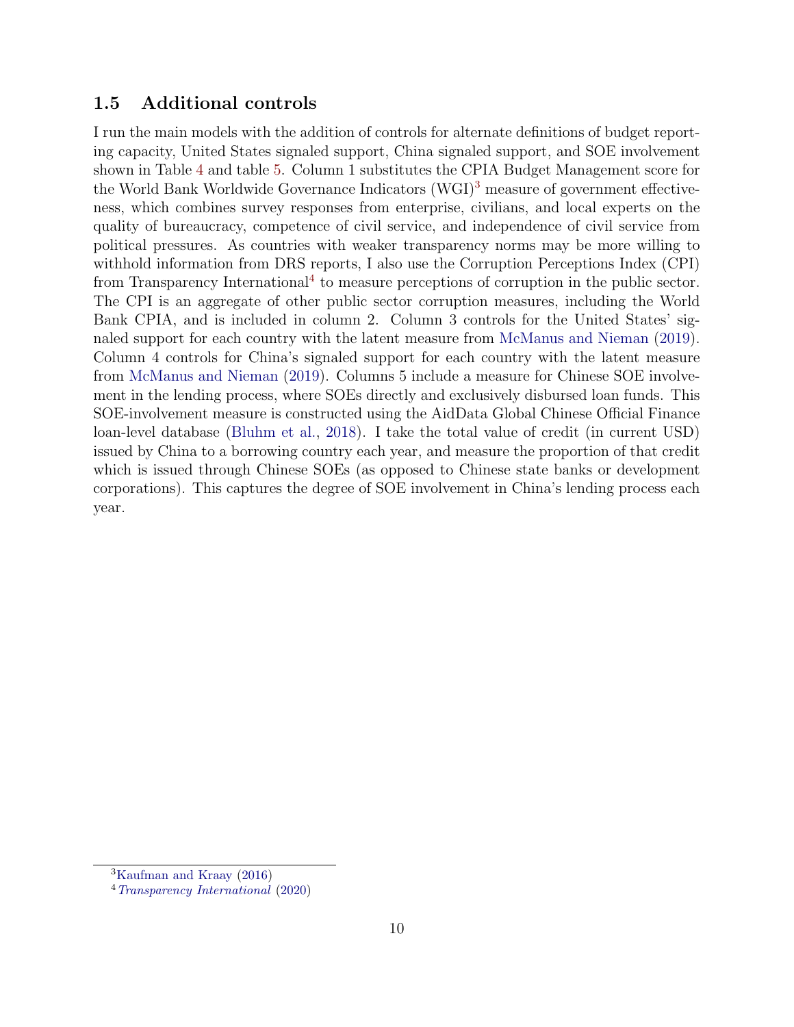### 1.5 Additional controls

I run the main models with the addition of controls for alternate definitions of budget reporting capacity, United States signaled support, China signaled support, and SOE involvement shown in Table 4 and table 5. Column 1 substitutes the CPIA Budget Management score for the World Bank Worldwide Governance Indicators (WGI)[3] measure of government effectiveness, which combines survey responses from enterprise, civilians, and local experts on the quality of bureaucracy, competence of civil service, and independence of civil service from political pressures. As countries with weaker transparency norms may be more willing to withhold information from DRS reports, I also use the Corruption Perceptions Index (CPI) from Transparency International[4] to measure perceptions of corruption in the public sector. The CPI is an aggregate of other public sector corruption measures, including the World Bank CPIA, and is included in column 2. Column 3 controls for the United States' signaled support for each country with the latent measure from McManus and Nieman (2019). Column 4 controls for China's signaled support for each country with the latent measure from McManus and Nieman (2019). Columns 5 include a measure for Chinese SOE involvement in the lending process, where SOEs directly and exclusively disbursed loan funds. This SOE-involvement measure is constructed using the AidData Global Chinese Official Finance loan-level database (Bluhm et al., 2018). I take the total value of credit (in current USD) issued by China to a borrowing country each year, and measure the proportion of that credit which is issued through Chinese SOEs (as opposed to Chinese state banks or development corporations). This captures the degree of SOE involvement in China's lending process each year.

[3] Kaufman and Kraay (2016)

[4] *Transparency International* (2020)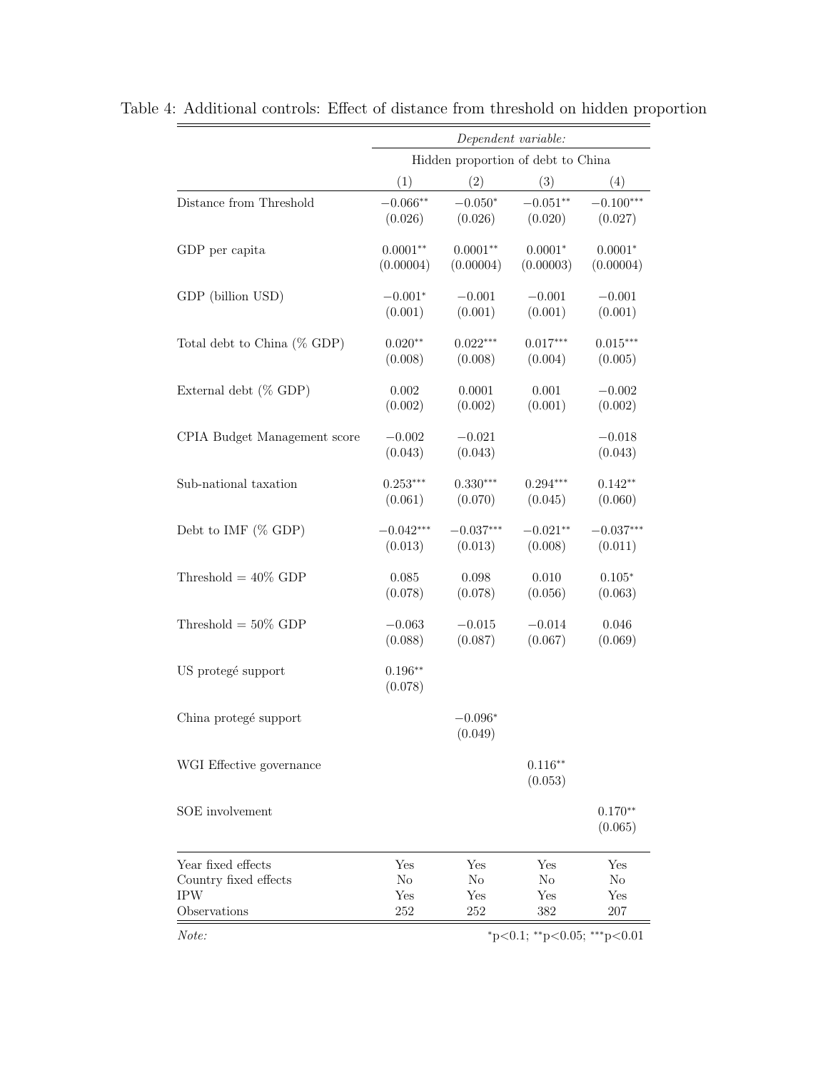Table 4: Additional controls: Effect of distance from threshold on hidden proportion

| | *Dependent variable:* | | | |
|---|---|---|---|---|
| | Hidden proportion of debt to China | | | |
| | (1) | (2) | (3) | (4) |
| Distance from Threshold | $-0.066^{**}$ | $-0.050^{*}$ | $-0.051^{**}$ | $-0.100^{***}$ |
| | (0.026) | (0.026) | (0.020) | (0.027) |
| GDP per capita | $0.0001^{**}$ | $0.0001^{**}$ | $0.0001^{*}$ | $0.0001^{*}$ |
| | (0.00004) | (0.00004) | (0.00003) | (0.00004) |
| GDP (billion USD) | $-0.001^{*}$ | $-0.001$ | $-0.001$ | $-0.001$ |
| | (0.001) | (0.001) | (0.001) | (0.001) |
| Total debt to China (% GDP) | $0.020^{**}$ | $0.022^{***}$ | $0.017^{***}$ | $0.015^{***}$ |
| | (0.008) | (0.008) | (0.004) | (0.005) |
| External debt (% GDP) | 0.002 | 0.0001 | 0.001 | $-0.002$ |
| | (0.002) | (0.002) | (0.001) | (0.002) |
| CPIA Budget Management score | $-0.002$ | $-0.021$ | | $-0.018$ |
| | (0.043) | (0.043) | | (0.043) |
| Sub-national taxation | $0.253^{***}$ | $0.330^{***}$ | $0.294^{***}$ | $0.142^{**}$ |
| | (0.061) | (0.070) | (0.045) | (0.060) |
| Debt to IMF (% GDP) | $-0.042^{***}$ | $-0.037^{***}$ | $-0.021^{**}$ | $-0.037^{***}$ |
| | (0.013) | (0.013) | (0.008) | (0.011) |
| Threshold = 40% GDP | 0.085 | 0.098 | 0.010 | $0.105^{*}$ |
| | (0.078) | (0.078) | (0.056) | (0.063) |
| Threshold = 50% GDP | $-0.063$ | $-0.015$ | $-0.014$ | 0.046 |
| | (0.088) | (0.087) | (0.067) | (0.069) |
| US protegé support | $0.196^{**}$ | | | |
| | (0.078) | | | |
| China protegé support | | $-0.096^{*}$ | | |
| | | (0.049) | | |
| WGI Effective governance | | | $0.116^{**}$ | |
| | | | (0.053) | |
| SOE involvement | | | | $0.170^{**}$ |
| | | | | (0.065) |
| Year fixed effects | Yes | Yes | Yes | Yes |
| Country fixed effects | No | No | No | No |
| IPW | Yes | Yes | Yes | Yes |
| Observations | 252 | 252 | 382 | 207 |

*Note:* $^{*}$p<0.1; $^{**}$p<0.05; $^{***}$p<0.01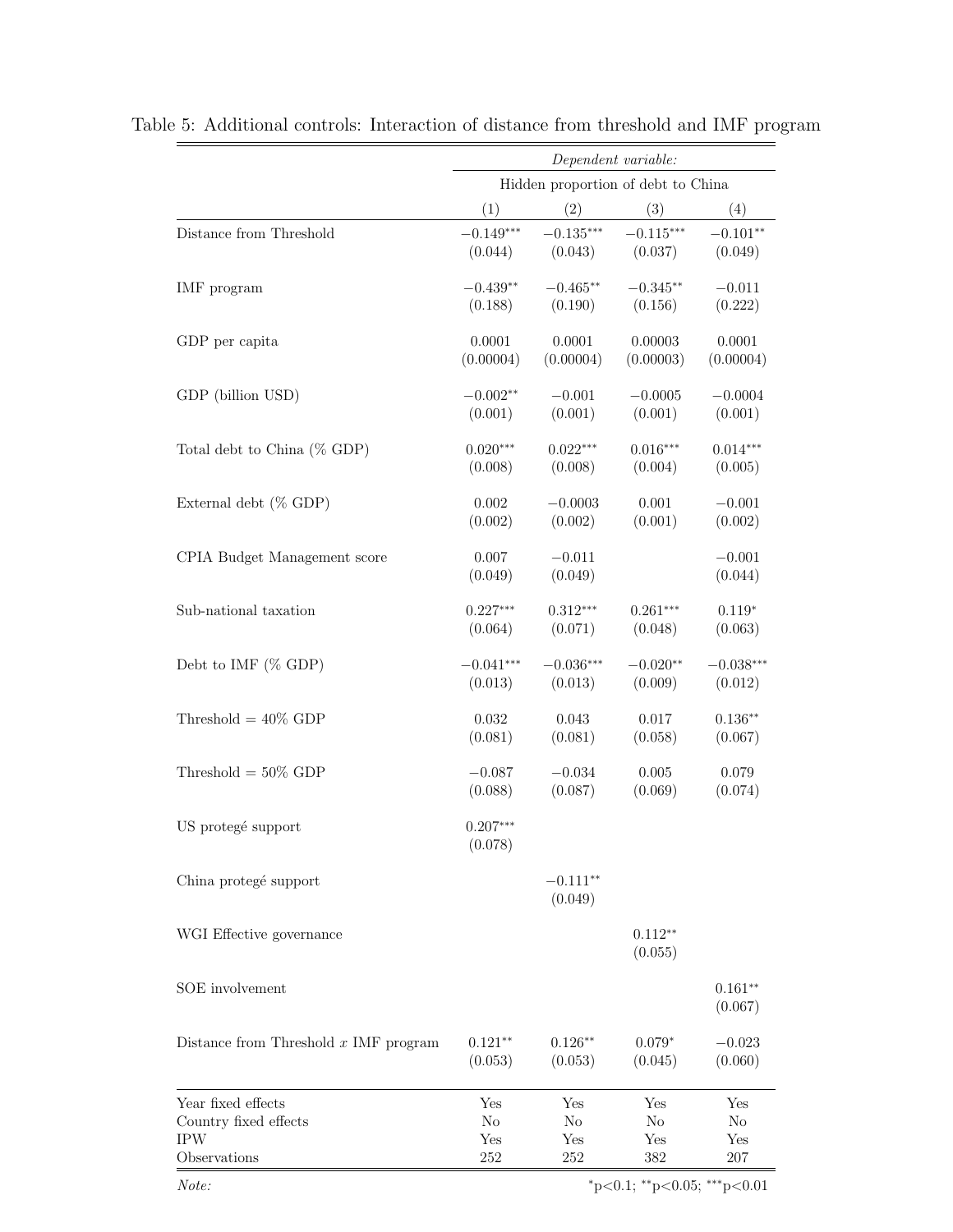Table 5: Additional controls: Interaction of distance from threshold and IMF program

| | *Dependent variable:* | | | |
|---|---|---|---|---|
| | Hidden proportion of debt to China | | | |
| | (1) | (2) | (3) | (4) |
| Distance from Threshold | $-0.149^{***}$ | $-0.135^{***}$ | $-0.115^{***}$ | $-0.101^{**}$ |
| | (0.044) | (0.043) | (0.037) | (0.049) |
| IMF program | $-0.439^{**}$ | $-0.465^{**}$ | $-0.345^{**}$ | $-0.011$ |
| | (0.188) | (0.190) | (0.156) | (0.222) |
| GDP per capita | 0.0001 | 0.0001 | 0.00003 | 0.0001 |
| | (0.00004) | (0.00004) | (0.00003) | (0.00004) |
| GDP (billion USD) | $-0.002^{**}$ | $-0.001$ | $-0.0005$ | $-0.0004$ |
| | (0.001) | (0.001) | (0.001) | (0.001) |
| Total debt to China (% GDP) | $0.020^{***}$ | $0.022^{***}$ | $0.016^{***}$ | $0.014^{***}$ |
| | (0.008) | (0.008) | (0.004) | (0.005) |
| External debt (% GDP) | 0.002 | $-0.0003$ | 0.001 | $-0.001$ |
| | (0.002) | (0.002) | (0.001) | (0.002) |
| CPIA Budget Management score | 0.007 | $-0.011$ | | $-0.001$ |
| | (0.049) | (0.049) | | (0.044) |
| Sub-national taxation | $0.227^{***}$ | $0.312^{***}$ | $0.261^{***}$ | $0.119^{*}$ |
| | (0.064) | (0.071) | (0.048) | (0.063) |
| Debt to IMF (% GDP) | $-0.041^{***}$ | $-0.036^{***}$ | $-0.020^{**}$ | $-0.038^{***}$ |
| | (0.013) | (0.013) | (0.009) | (0.012) |
| Threshold = 40% GDP | 0.032 | 0.043 | 0.017 | $0.136^{**}$ |
| | (0.081) | (0.081) | (0.058) | (0.067) |
| Threshold = 50% GDP | $-0.087$ | $-0.034$ | 0.005 | 0.079 |
| | (0.088) | (0.087) | (0.069) | (0.074) |
| US protegé support | $0.207^{***}$ | | | |
| | (0.078) | | | |
| China protegé support | | $-0.111^{**}$ | | |
| | | (0.049) | | |
| WGI Effective governance | | | $0.112^{**}$ | |
| | | | (0.055) | |
| SOE involvement | | | | $0.161^{**}$ |
| | | | | (0.067) |
| Distance from Threshold *x* IMF program | $0.121^{**}$ | $0.126^{**}$ | $0.079^{*}$ | $-0.023$ |
| | (0.053) | (0.053) | (0.045) | (0.060) |
| Year fixed effects | Yes | Yes | Yes | Yes |
| Country fixed effects | No | No | No | No |
| IPW | Yes | Yes | Yes | Yes |
| Observations | 252 | 252 | 382 | 207 |

*Note:* $^{*}$p<0.1; $^{**}$p<0.05; $^{***}$p<0.01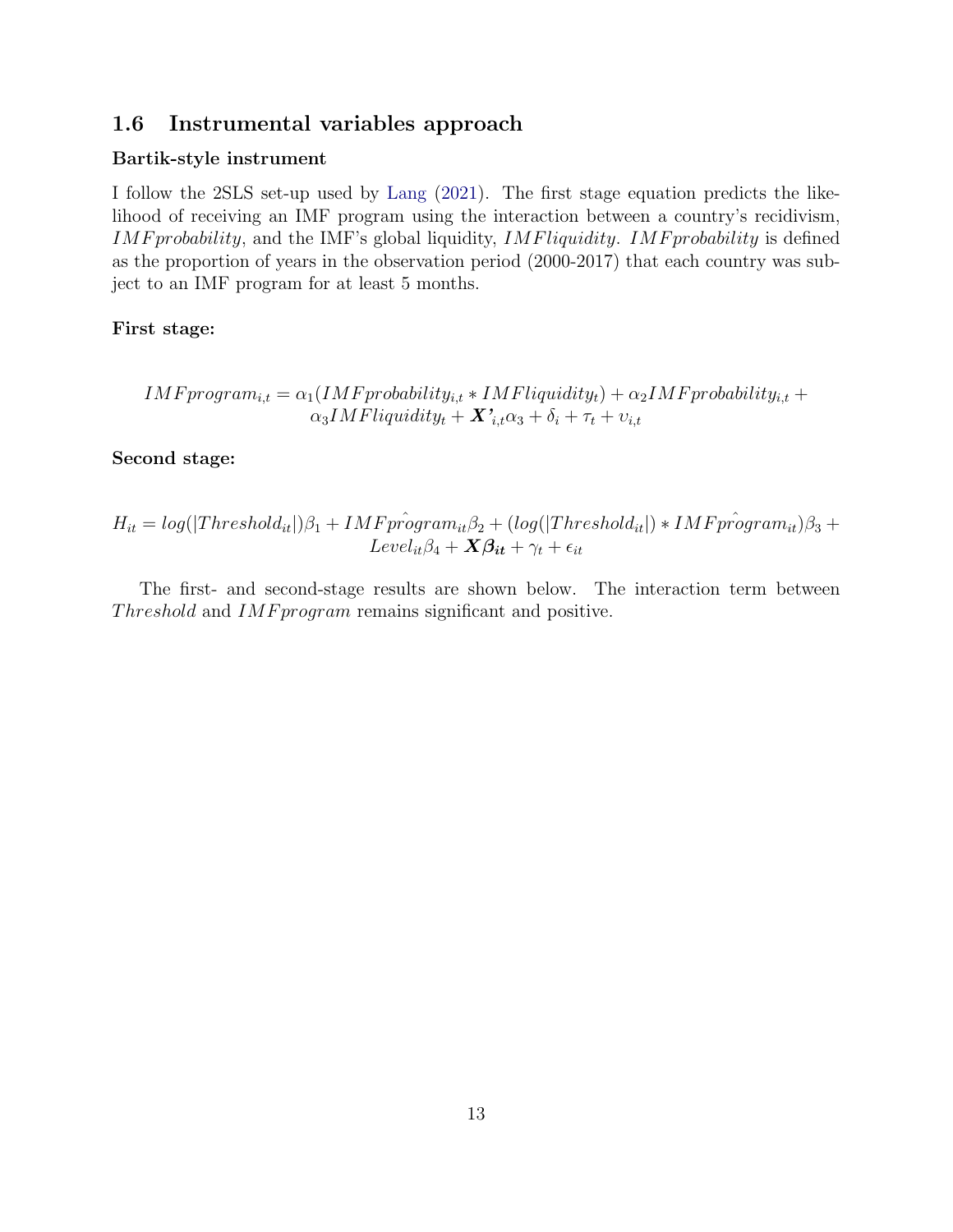## 1.6 Instrumental variables approach

### Bartik-style instrument

I follow the 2SLS set-up used by Lang (2021). The first stage equation predicts the likelihood of receiving an IMF program using the interaction between a country's recidivism, $IMFprobability$, and the IMF's global liquidity, $IMFliquidity$. $IMFprobability$ is defined as the proportion of years in the observation period (2000-2017) that each country was subject to an IMF program for at least 5 months.

**First stage:**

$$IMFprogram_{i,t} = \alpha_1(IMFprobability_{i,t} * IMFliquidity_t) + \alpha_2 IMFprobability_{i,t} + \alpha_3 IMFliquidity_t + \boldsymbol{X'}_{i,t}\alpha_3 + \delta_i + \tau_t + \upsilon_{i,t}$$

**Second stage:**

$$H_{it} = log(|Threshold_{it}|)\beta_1 + IMF\hat{program}_{it}\beta_2 + (log(|Threshold_{it}|) * IMF\hat{program}_{it})\beta_3 + Level_{it}\beta_4 + \boldsymbol{X\beta_{it}} + \gamma_t + \epsilon_{it}$$

The first- and second-stage results are shown below. The interaction term between $Threshold$ and $IMFprogram$ remains significant and positive.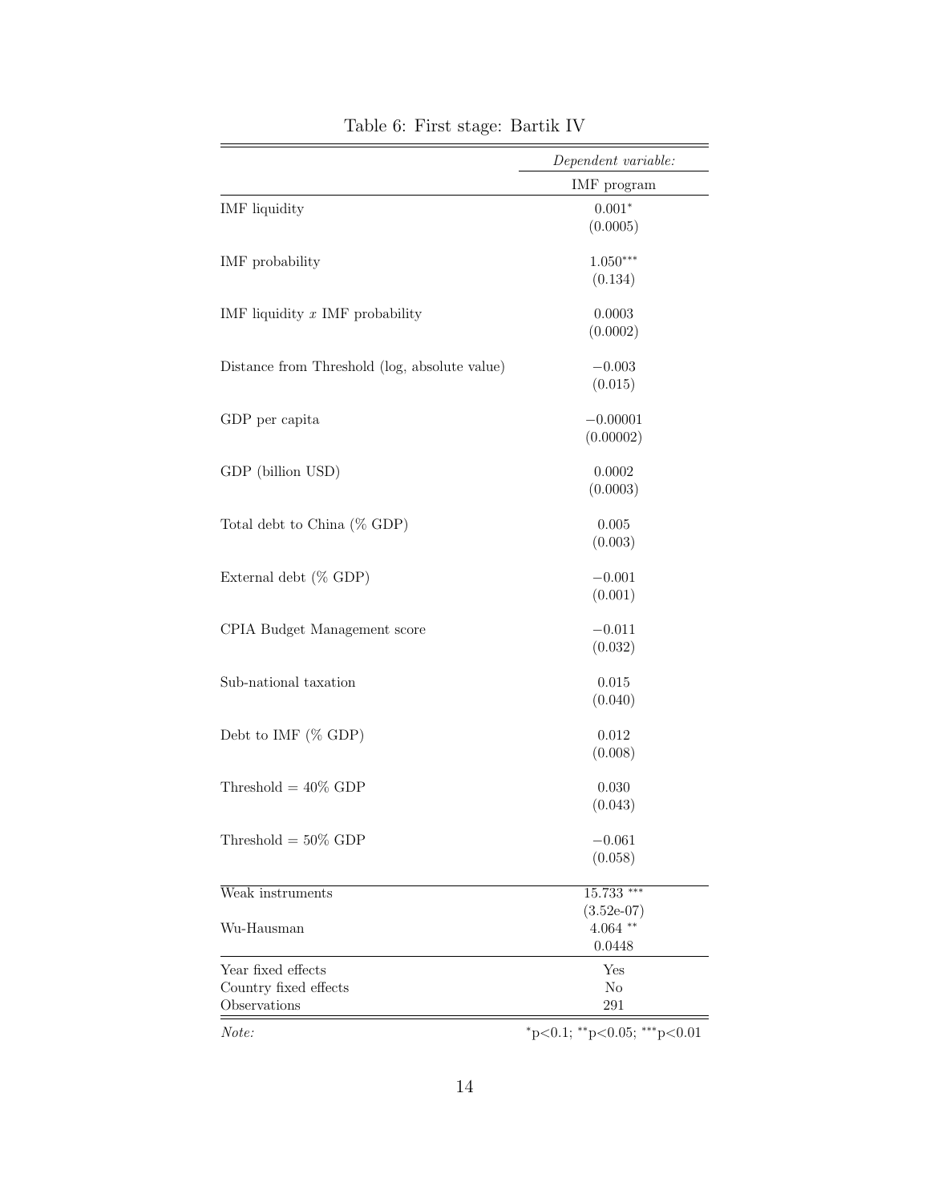Table 6: First stage: Bartik IV

| | *Dependent variable:* |
|---|---|
| | IMF program |
| IMF liquidity | $0.001^{*}$ |
| | (0.0005) |
| IMF probability | $1.050^{***}$ |
| | (0.134) |
| IMF liquidity *x* IMF probability | 0.0003 |
| | (0.0002) |
| Distance from Threshold (log, absolute value) | −0.003 |
| | (0.015) |
| GDP per capita | −0.00001 |
| | (0.00002) |
| GDP (billion USD) | 0.0002 |
| | (0.0003) |
| Total debt to China (% GDP) | 0.005 |
| | (0.003) |
| External debt (% GDP) | −0.001 |
| | (0.001) |
| CPIA Budget Management score | −0.011 |
| | (0.032) |
| Sub-national taxation | 0.015 |
| | (0.040) |
| Debt to IMF (% GDP) | 0.012 |
| | (0.008) |
| Threshold = 40% GDP | 0.030 |
| | (0.043) |
| Threshold = 50% GDP | −0.061 |
| | (0.058) |
| Weak instruments | $15.733^{***}$ |
| | (3.52e-07) |
| Wu-Hausman | $4.064^{**}$ |
| | 0.0448 |
| Year fixed effects | Yes |
| Country fixed effects | No |
| Observations | 291 |

*Note:* $^{*}$p<0.1; $^{**}$p<0.05; $^{***}$p<0.01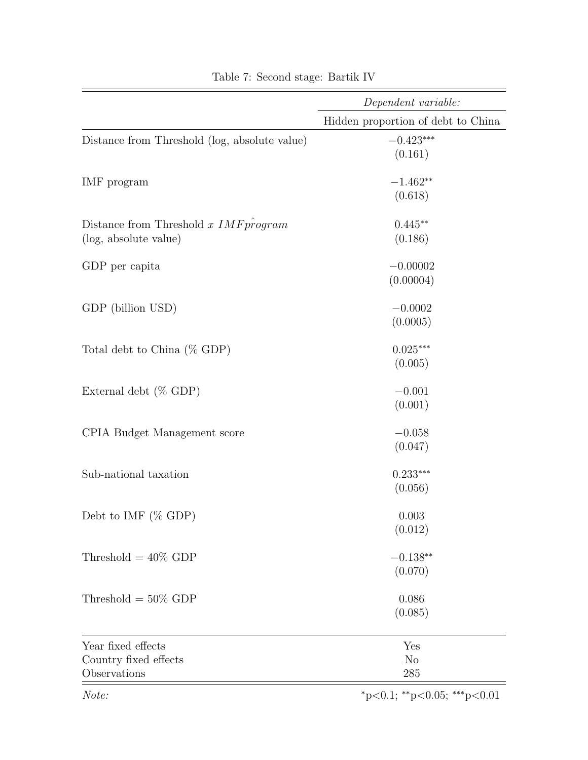Table 7: Second stage: Bartik IV

| | *Dependent variable:* |
|---|---|
| | Hidden proportion of debt to China |
| Distance from Threshold (log, absolute value) | $-0.423^{***}$ |
| | (0.161) |
| IMF program | $-1.462^{**}$ |
| | (0.618) |
| Distance from Threshold $x\ IMF\hat{program}$ (log, absolute value) | $0.445^{**}$ |
| | (0.186) |
| GDP per capita | $-0.00002$ |
| | (0.00004) |
| GDP (billion USD) | $-0.0002$ |
| | (0.0005) |
| Total debt to China (% GDP) | $0.025^{***}$ |
| | (0.005) |
| External debt (% GDP) | $-0.001$ |
| | (0.001) |
| CPIA Budget Management score | $-0.058$ |
| | (0.047) |
| Sub-national taxation | $0.233^{***}$ |
| | (0.056) |
| Debt to IMF (% GDP) | 0.003 |
| | (0.012) |
| Threshold = 40% GDP | $-0.138^{**}$ |
| | (0.070) |
| Threshold = 50% GDP | 0.086 |
| | (0.085) |
| Year fixed effects | Yes |
| Country fixed effects | No |
| Observations | 285 |

*Note:* $^{*}$p<0.1; $^{**}$p<0.05; $^{***}$p<0.01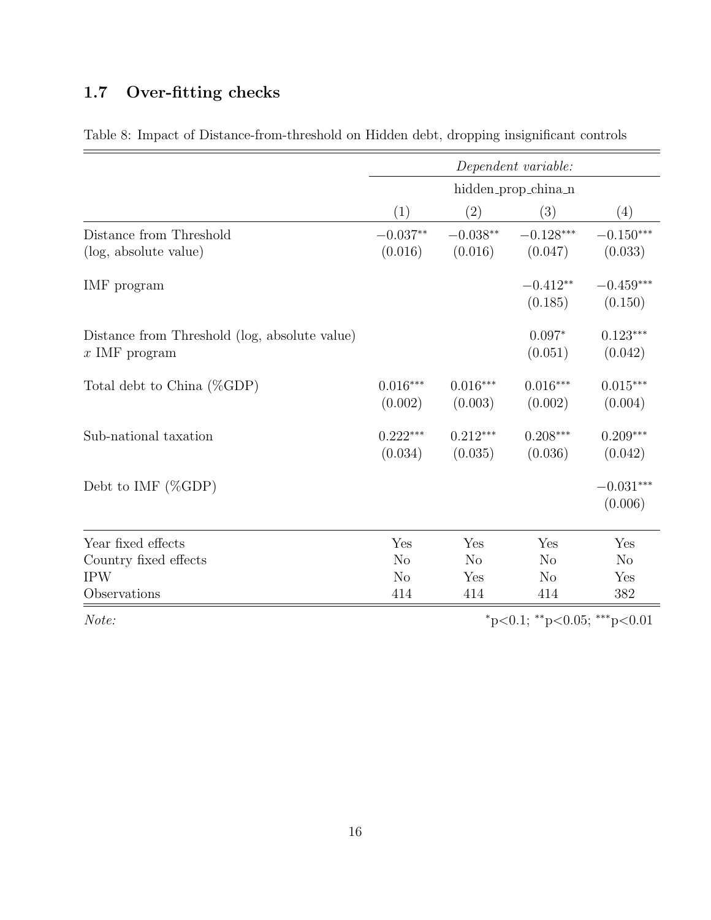## 1.7 Over-fitting checks

Table 8: Impact of Distance-from-threshold on Hidden debt, dropping insignificant controls

| | *Dependent variable:* | | | |
|---|---|---|---|---|
| | hidden_prop_china_n | | | |
| | (1) | (2) | (3) | (4) |
| Distance from Threshold (log, absolute value) | $-0.037^{**}$ (0.016) | $-0.038^{**}$ (0.016) | $-0.128^{***}$ (0.047) | $-0.150^{***}$ (0.033) |
| IMF program | | | $-0.412^{**}$ (0.185) | $-0.459^{***}$ (0.150) |
| Distance from Threshold (log, absolute value) $x$ IMF program | | | $0.097^{*}$ (0.051) | $0.123^{***}$ (0.042) |
| Total debt to China (%GDP) | $0.016^{***}$ (0.002) | $0.016^{***}$ (0.003) | $0.016^{***}$ (0.002) | $0.015^{***}$ (0.004) |
| Sub-national taxation | $0.222^{***}$ (0.034) | $0.212^{***}$ (0.035) | $0.208^{***}$ (0.036) | $0.209^{***}$ (0.042) |
| Debt to IMF (%GDP) | | | | $-0.031^{***}$ (0.006) |
| Year fixed effects | Yes | Yes | Yes | Yes |
| Country fixed effects | No | No | No | No |
| IPW | No | Yes | No | Yes |
| Observations | 414 | 414 | 414 | 382 |

*Note:* $^{*}$p<0.1; $^{**}$p<0.05; $^{***}$p<0.01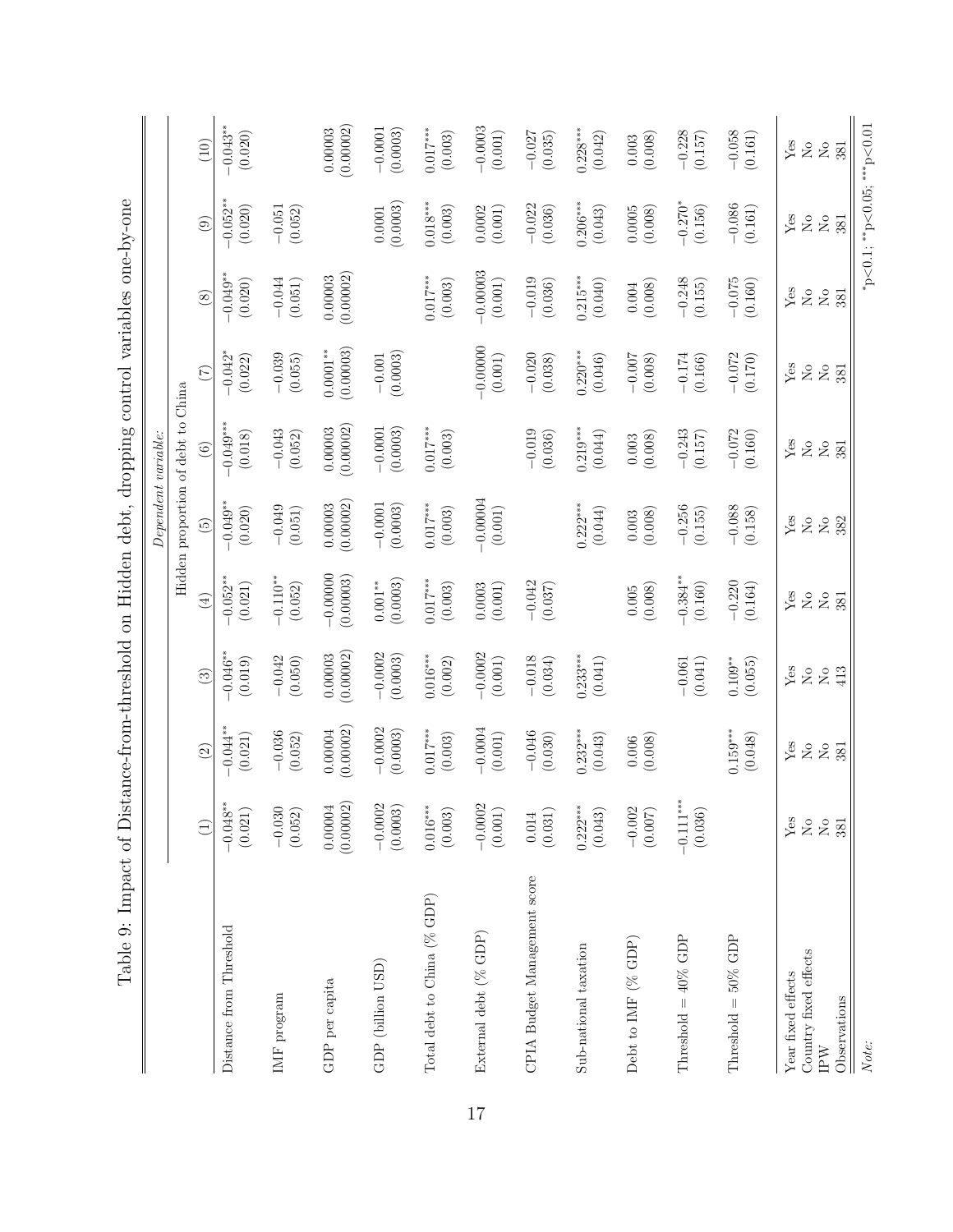# Table 9: Impact of Distance-from-threshold on Hidden debt, dropping control variables one-by-one

| | *Dependent variable:* | | | | | | | | | |
|---|---|---|---|---|---|---|---|---|---|---|
| | Hidden proportion of debt to China | | | | | | | | | |
| | (1) | (2) | (3) | (4) | (5) | (6) | (7) | (8) | (9) | (10) |
| Distance from Threshold | −0.048** (0.021) | −0.044** (0.021) | −0.046** (0.019) | −0.052** (0.021) | −0.049** (0.020) | −0.049*** (0.018) | −0.042* (0.022) | −0.049** (0.020) | −0.052** (0.020) | −0.043** (0.020) |
| IMF program | −0.030 (0.052) | −0.036 (0.052) | −0.042 (0.050) | −0.110** (0.052) | −0.049 (0.051) | −0.043 (0.052) | −0.039 (0.055) | −0.044 (0.051) | −0.051 (0.052) | |
| GDP per capita | 0.00004 (0.00002) | 0.00004 (0.00002) | 0.00003 (0.00002) | −0.00000 (0.00003) | 0.00003 (0.00002) | 0.00003 (0.00002) | 0.0001** (0.00003) | 0.00003 (0.00002) | | 0.00003 (0.00002) |
| GDP (billion USD) | −0.0002 (0.0003) | −0.0002 (0.0003) | −0.0002 (0.0003) | 0.001** (0.0003) | −0.0001 (0.0003) | −0.0001 (0.0003) | −0.001 (0.0003) | | 0.0001 (0.0003) | −0.0001 (0.0003) |
| Total debt to China (% GDP) | 0.016*** (0.003) | 0.017*** (0.003) | 0.016*** (0.002) | 0.017*** (0.003) | 0.017*** (0.003) | 0.017*** (0.003) | | 0.017*** (0.003) | 0.018*** (0.003) | 0.017*** (0.003) |
| External debt (% GDP) | −0.0002 (0.001) | −0.0004 (0.001) | −0.0002 (0.001) | 0.0003 (0.001) | −0.00004 (0.001) | | −0.00000 (0.001) | −0.00003 (0.001) | 0.0002 (0.001) | −0.0003 (0.001) |
| CPIA Budget Management score | 0.014 (0.031) | −0.046 (0.030) | −0.018 (0.034) | −0.042 (0.037) | | −0.019 (0.036) | −0.020 (0.038) | −0.019 (0.036) | −0.022 (0.036) | −0.027 (0.035) |
| Sub-national taxation | 0.222*** (0.043) | 0.232*** (0.043) | 0.233*** (0.041) | | 0.222*** (0.044) | 0.219*** (0.044) | 0.220*** (0.046) | 0.215*** (0.040) | 0.206*** (0.043) | 0.228*** (0.042) |
| Debt to IMF (% GDP) | −0.002 (0.007) | 0.006 (0.008) | | 0.005 (0.008) | 0.003 (0.008) | 0.003 (0.008) | −0.007 (0.008) | 0.004 (0.008) | 0.0005 (0.008) | 0.003 (0.008) |
| Threshold = 40% GDP | −0.111*** (0.036) | | −0.061 (0.041) | −0.384** (0.160) | −0.256 (0.155) | −0.243 (0.157) | −0.174 (0.166) | −0.248 (0.155) | −0.270* (0.156) | −0.228 (0.157) |
| Threshold = 50% GDP | | 0.159*** (0.048) | 0.109** (0.055) | −0.220 (0.164) | −0.088 (0.158) | −0.072 (0.160) | −0.072 (0.170) | −0.075 (0.160) | −0.086 (0.161) | −0.058 (0.161) |
| Year fixed effects | Yes | Yes | Yes | Yes | Yes | Yes | Yes | Yes | Yes | Yes |
| Country fixed effects | No | No | No | No | No | No | No | No | No | No |
| IPW | No | No | No | No | No | No | No | No | No | No |
| Observations | 381 | 381 | 413 | 381 | 382 | 381 | 381 | 381 | 381 | 381 |

*Note:* *p<0.1; **p<0.05; ***p<0.01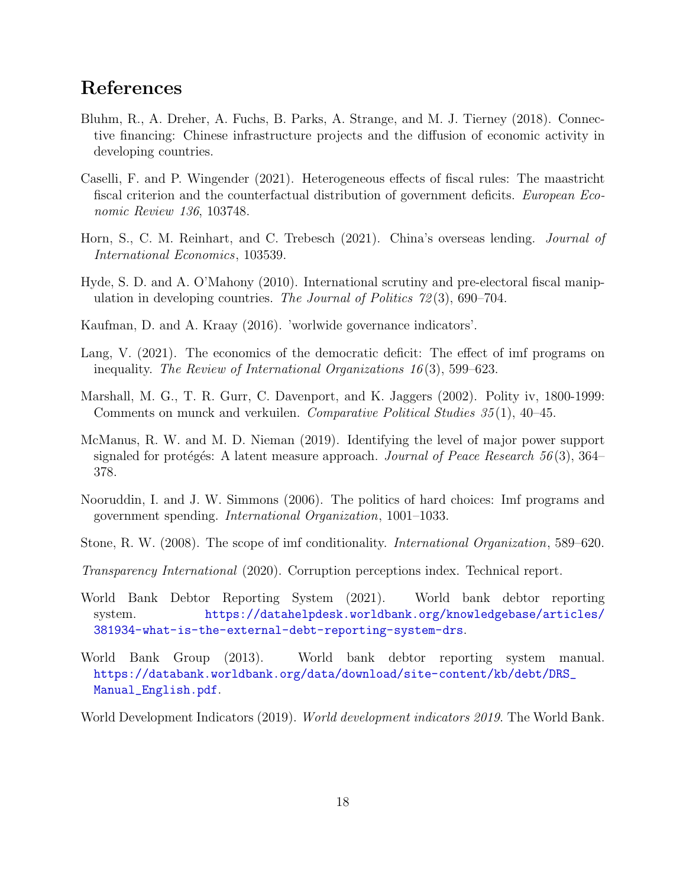# References

Bluhm, R., A. Dreher, A. Fuchs, B. Parks, A. Strange, and M. J. Tierney (2018). Connective financing: Chinese infrastructure projects and the diffusion of economic activity in developing countries.

Caselli, F. and P. Wingender (2021). Heterogeneous effects of fiscal rules: The maastricht fiscal criterion and the counterfactual distribution of government deficits. *European Economic Review 136*, 103748.

Horn, S., C. M. Reinhart, and C. Trebesch (2021). China's overseas lending. *Journal of International Economics*, 103539.

Hyde, S. D. and A. O'Mahony (2010). International scrutiny and pre-electoral fiscal manipulation in developing countries. *The Journal of Politics 72*(3), 690–704.

Kaufman, D. and A. Kraay (2016). 'worlwide governance indicators'.

Lang, V. (2021). The economics of the democratic deficit: The effect of imf programs on inequality. *The Review of International Organizations 16*(3), 599–623.

Marshall, M. G., T. R. Gurr, C. Davenport, and K. Jaggers (2002). Polity iv, 1800-1999: Comments on munck and verkuilen. *Comparative Political Studies 35*(1), 40–45.

McManus, R. W. and M. D. Nieman (2019). Identifying the level of major power support signaled for protégés: A latent measure approach. *Journal of Peace Research 56*(3), 364–378.

Nooruddin, I. and J. W. Simmons (2006). The politics of hard choices: Imf programs and government spending. *International Organization*, 1001–1033.

Stone, R. W. (2008). The scope of imf conditionality. *International Organization*, 589–620.

*Transparency International* (2020). Corruption perceptions index. Technical report.

World Bank Debtor Reporting System (2021). World bank debtor reporting system. https://datahelpdesk.worldbank.org/knowledgebase/articles/381934-what-is-the-external-debt-reporting-system-drs.

World Bank Group (2013). World bank debtor reporting system manual. https://databank.worldbank.org/data/download/site-content/kb/debt/DRS_Manual_English.pdf.

World Development Indicators (2019). *World development indicators 2019*. The World Bank.